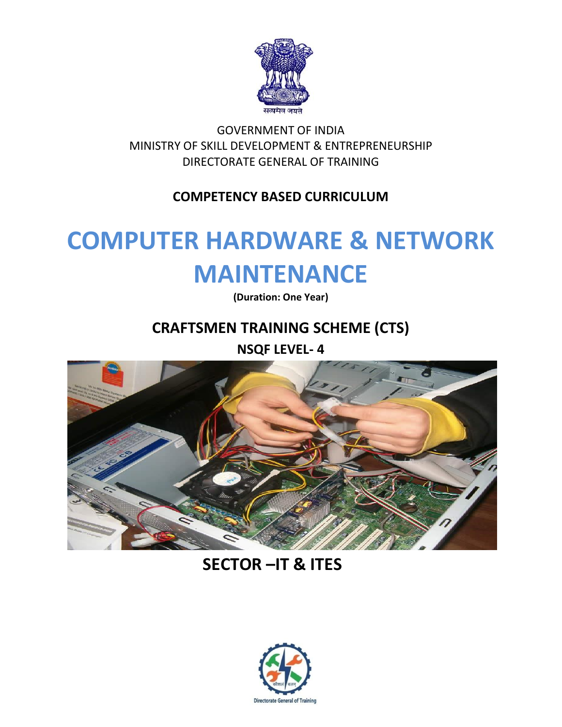सत्यमेव जयते

GOVERNMENT OF INDIA
MINISTRY OF SKILL DEVELOPMENT & ENTREPRENEURSHIP
DIRECTORATE GENERAL OF TRAINING

**COMPETENCY BASED CURRICULUM**

# COMPUTER HARDWARE & NETWORK MAINTENANCE

**(Duration: One Year)**

## CRAFTSMEN TRAINING SCHEME (CTS)

**NSQF LEVEL- 4**

## SECTOR –IT & ITES

कौशल भारत

Directorate General of Training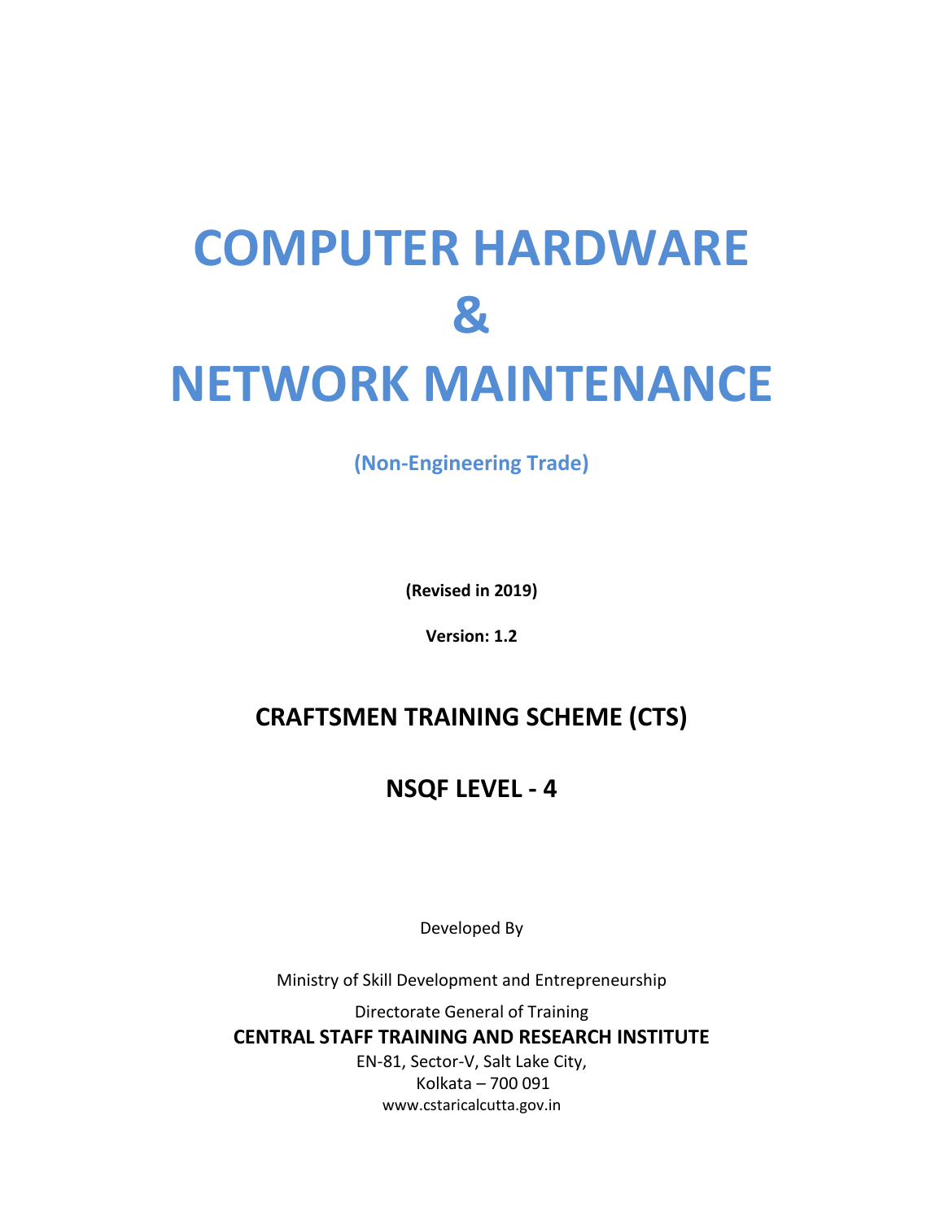# COMPUTER HARDWARE
# &
# NETWORK MAINTENANCE

**(Non-Engineering Trade)**

**(Revised in 2019)**

**Version: 1.2**

## CRAFTSMEN TRAINING SCHEME (CTS)

## NSQF LEVEL - 4

Developed By

Ministry of Skill Development and Entrepreneurship

Directorate General of Training

**CENTRAL STAFF TRAINING AND RESEARCH INSTITUTE**

EN-81, Sector-V, Salt Lake City,
Kolkata – 700 091
www.cstaricalcutta.gov.in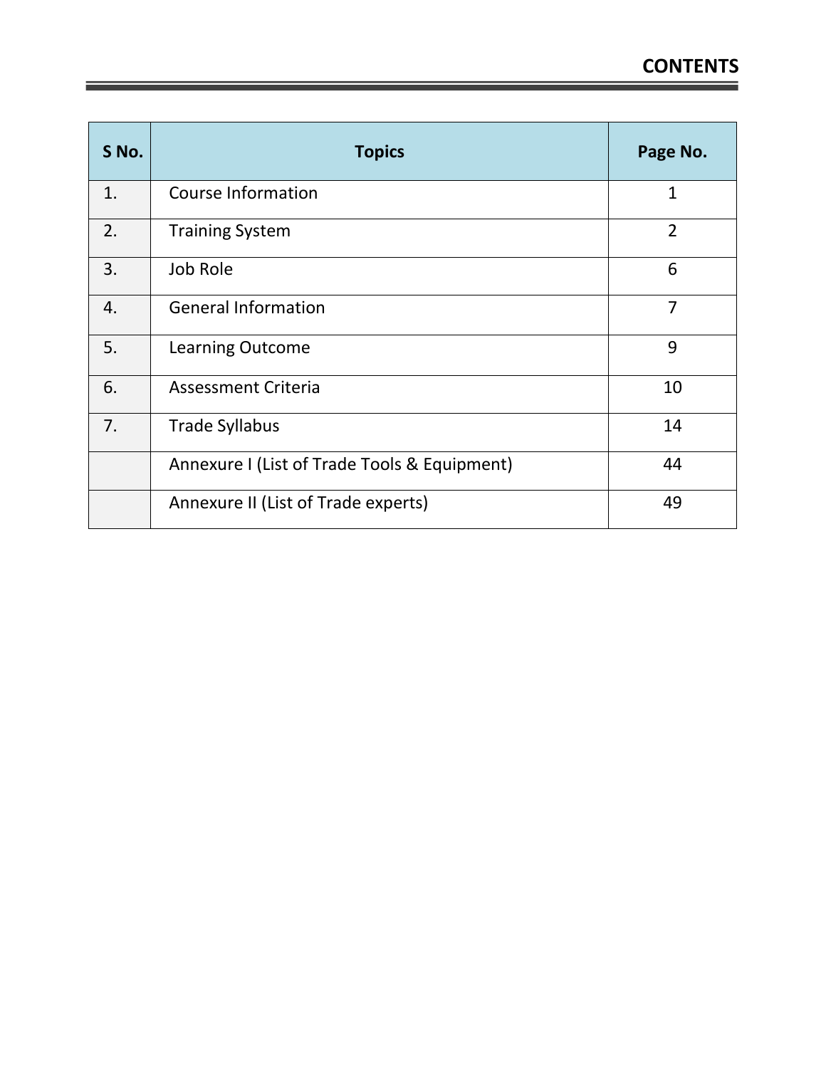## CONTENTS

| S No. | Topics | Page No. |
|---|---|---|
| 1. | Course Information | 1 |
| 2. | Training System | 2 |
| 3. | Job Role | 6 |
| 4. | General Information | 7 |
| 5. | Learning Outcome | 9 |
| 6. | Assessment Criteria | 10 |
| 7. | Trade Syllabus | 14 |
| | Annexure I (List of Trade Tools & Equipment) | 44 |
| | Annexure II (List of Trade experts) | 49 |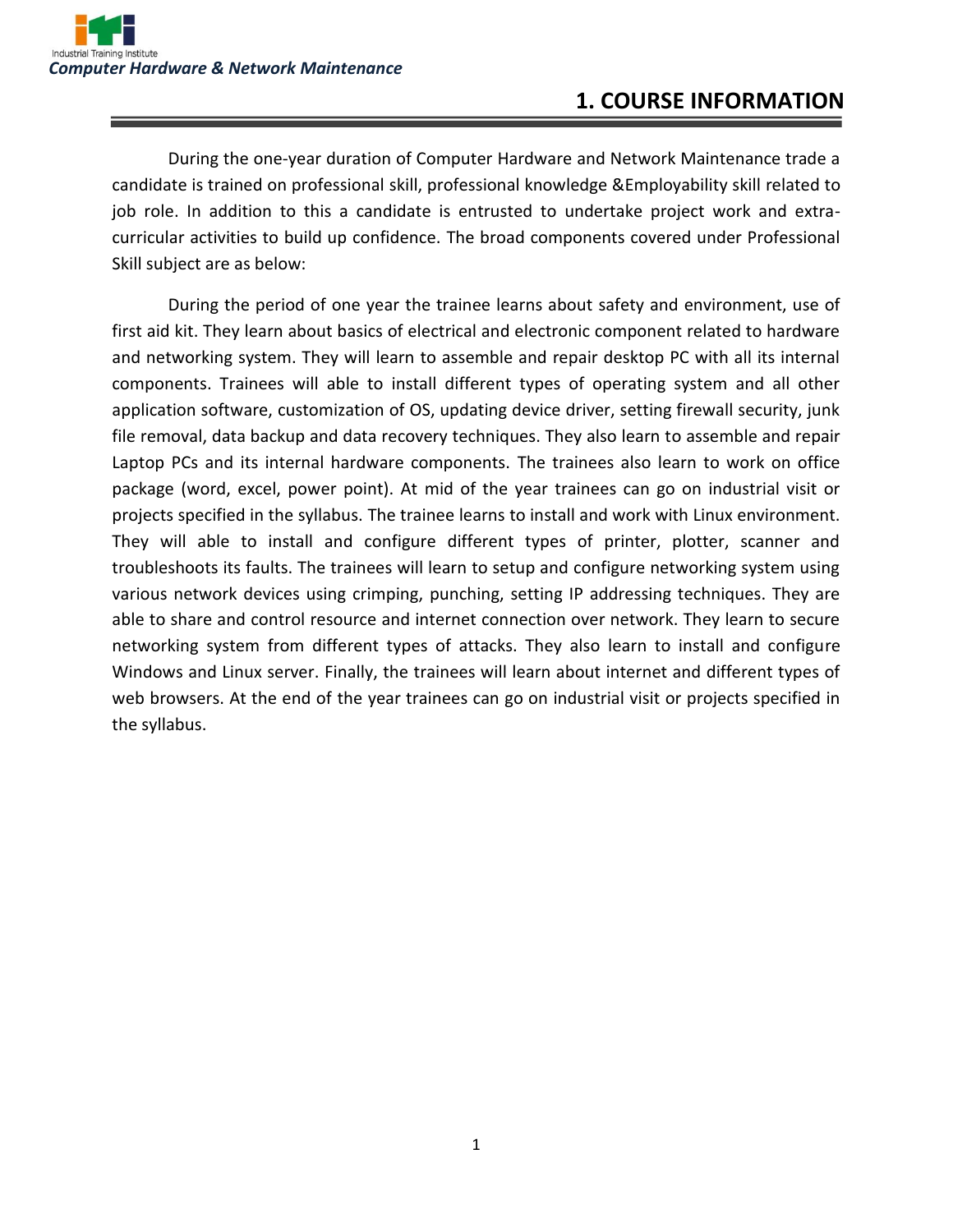# 1. COURSE INFORMATION

During the one-year duration of Computer Hardware and Network Maintenance trade a candidate is trained on professional skill, professional knowledge &Employability skill related to job role. In addition to this a candidate is entrusted to undertake project work and extra-curricular activities to build up confidence. The broad components covered under Professional Skill subject are as below:

During the period of one year the trainee learns about safety and environment, use of first aid kit. They learn about basics of electrical and electronic component related to hardware and networking system. They will learn to assemble and repair desktop PC with all its internal components. Trainees will able to install different types of operating system and all other application software, customization of OS, updating device driver, setting firewall security, junk file removal, data backup and data recovery techniques. They also learn to assemble and repair Laptop PCs and its internal hardware components. The trainees also learn to work on office package (word, excel, power point). At mid of the year trainees can go on industrial visit or projects specified in the syllabus. The trainee learns to install and work with Linux environment. They will able to install and configure different types of printer, plotter, scanner and troubleshoots its faults. The trainees will learn to setup and configure networking system using various network devices using crimping, punching, setting IP addressing techniques. They are able to share and control resource and internet connection over network. They learn to secure networking system from different types of attacks. They also learn to install and configure Windows and Linux server. Finally, the trainees will learn about internet and different types of web browsers. At the end of the year trainees can go on industrial visit or projects specified in the syllabus.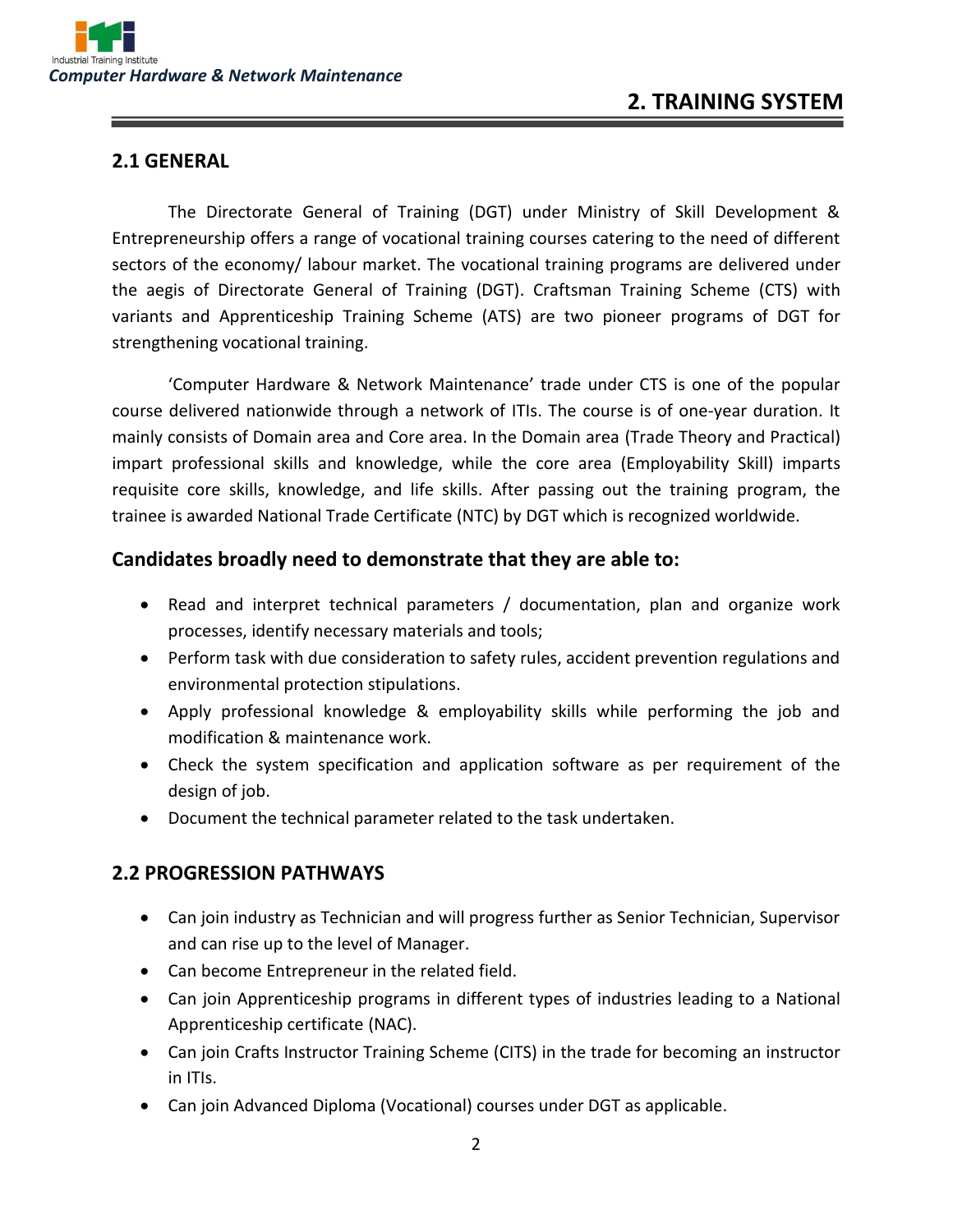# 2. TRAINING SYSTEM

## 2.1 GENERAL

The Directorate General of Training (DGT) under Ministry of Skill Development & Entrepreneurship offers a range of vocational training courses catering to the need of different sectors of the economy/ labour market. The vocational training programs are delivered under the aegis of Directorate General of Training (DGT). Craftsman Training Scheme (CTS) with variants and Apprenticeship Training Scheme (ATS) are two pioneer programs of DGT for strengthening vocational training.

'Computer Hardware & Network Maintenance' trade under CTS is one of the popular course delivered nationwide through a network of ITIs. The course is of one-year duration. It mainly consists of Domain area and Core area. In the Domain area (Trade Theory and Practical) impart professional skills and knowledge, while the core area (Employability Skill) imparts requisite core skills, knowledge, and life skills. After passing out the training program, the trainee is awarded National Trade Certificate (NTC) by DGT which is recognized worldwide.

### Candidates broadly need to demonstrate that they are able to:

- Read and interpret technical parameters / documentation, plan and organize work processes, identify necessary materials and tools;
- Perform task with due consideration to safety rules, accident prevention regulations and environmental protection stipulations.
- Apply professional knowledge & employability skills while performing the job and modification & maintenance work.
- Check the system specification and application software as per requirement of the design of job.
- Document the technical parameter related to the task undertaken.

## 2.2 PROGRESSION PATHWAYS

- Can join industry as Technician and will progress further as Senior Technician, Supervisor and can rise up to the level of Manager.
- Can become Entrepreneur in the related field.
- Can join Apprenticeship programs in different types of industries leading to a National Apprenticeship certificate (NAC).
- Can join Crafts Instructor Training Scheme (CITS) in the trade for becoming an instructor in ITIs.
- Can join Advanced Diploma (Vocational) courses under DGT as applicable.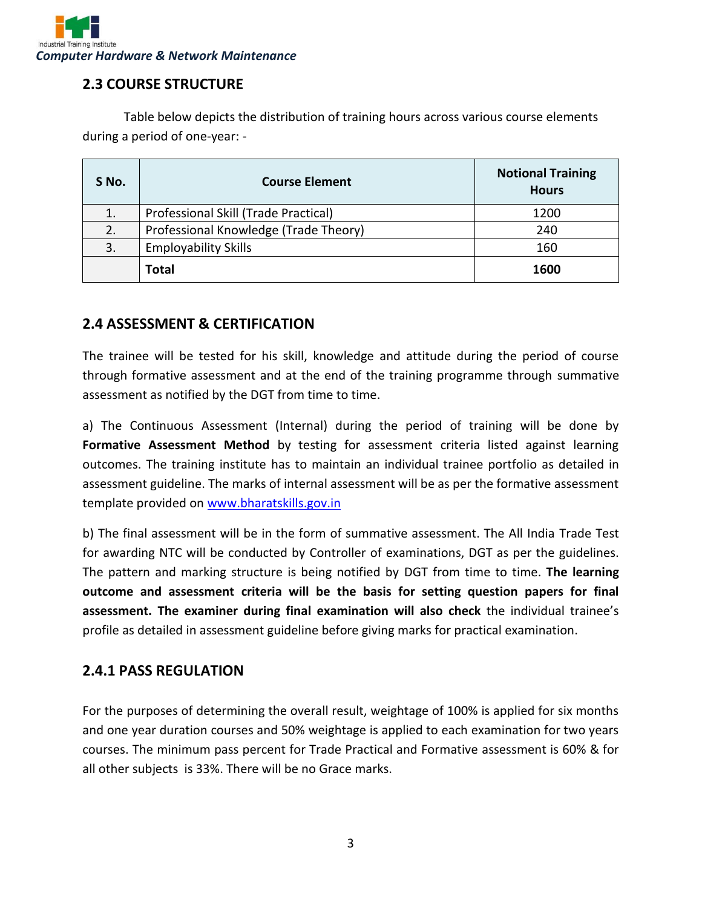## 2.3 COURSE STRUCTURE

Table below depicts the distribution of training hours across various course elements during a period of one-year: -

| S No. | Course Element | Notional Training Hours |
|---|---|---|
| 1. | Professional Skill (Trade Practical) | 1200 |
| 2. | Professional Knowledge (Trade Theory) | 240 |
| 3. | Employability Skills | 160 |
| | **Total** | **1600** |

## 2.4 ASSESSMENT & CERTIFICATION

The trainee will be tested for his skill, knowledge and attitude during the period of course through formative assessment and at the end of the training programme through summative assessment as notified by the DGT from time to time.

a) The Continuous Assessment (Internal) during the period of training will be done by **Formative Assessment Method** by testing for assessment criteria listed against learning outcomes. The training institute has to maintain an individual trainee portfolio as detailed in assessment guideline. The marks of internal assessment will be as per the formative assessment template provided on www.bharatskills.gov.in

b) The final assessment will be in the form of summative assessment. The All India Trade Test for awarding NTC will be conducted by Controller of examinations, DGT as per the guidelines. The pattern and marking structure is being notified by DGT from time to time. **The learning outcome and assessment criteria will be the basis for setting question papers for final assessment. The examiner during final examination will also check** the individual trainee's profile as detailed in assessment guideline before giving marks for practical examination.

### 2.4.1 PASS REGULATION

For the purposes of determining the overall result, weightage of 100% is applied for six months and one year duration courses and 50% weightage is applied to each examination for two years courses. The minimum pass percent for Trade Practical and Formative assessment is 60% & for all other subjects is 33%. There will be no Grace marks.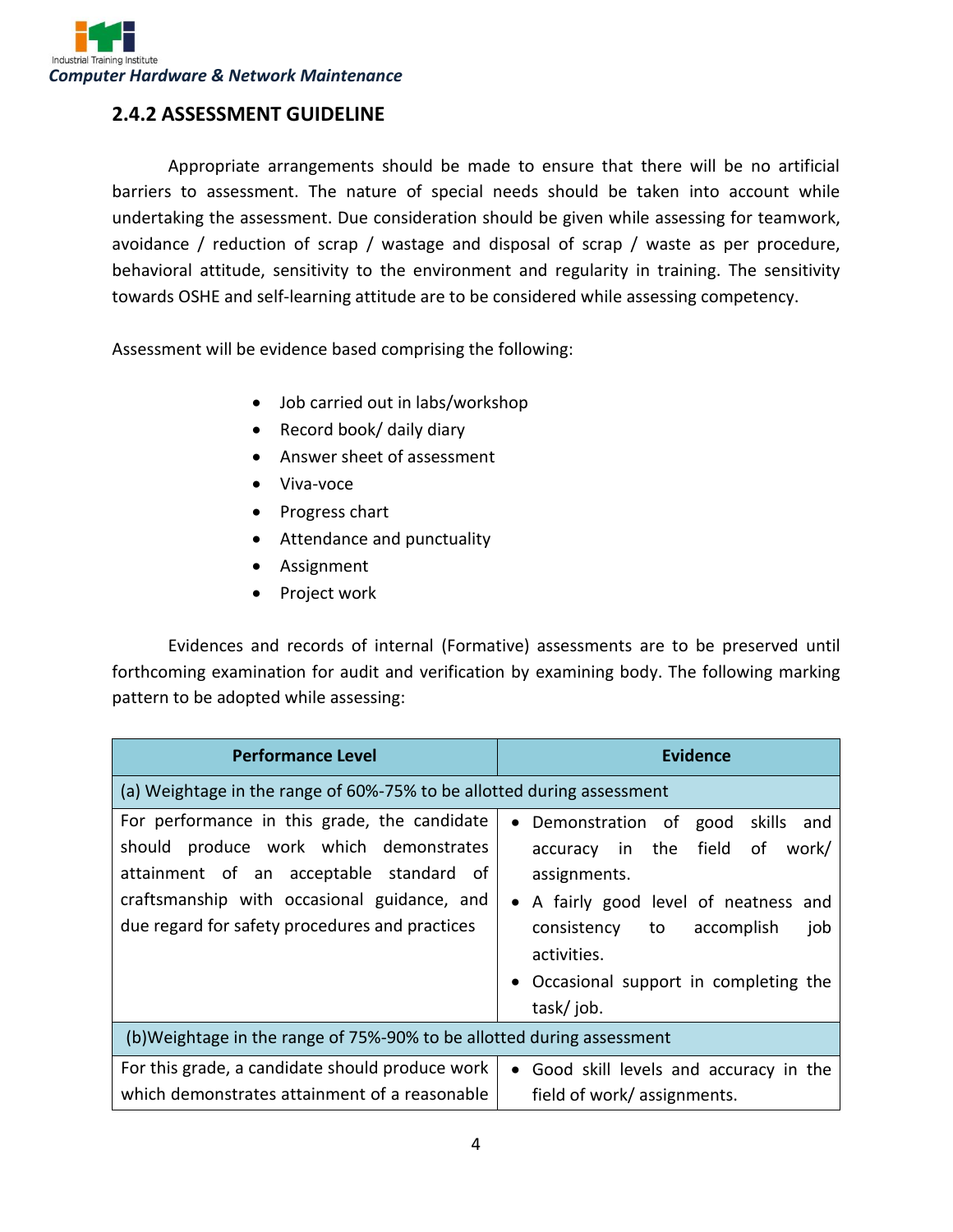## 2.4.2 ASSESSMENT GUIDELINE

Appropriate arrangements should be made to ensure that there will be no artificial barriers to assessment. The nature of special needs should be taken into account while undertaking the assessment. Due consideration should be given while assessing for teamwork, avoidance / reduction of scrap / wastage and disposal of scrap / waste as per procedure, behavioral attitude, sensitivity to the environment and regularity in training. The sensitivity towards OSHE and self-learning attitude are to be considered while assessing competency.

Assessment will be evidence based comprising the following:

- Job carried out in labs/workshop
- Record book/ daily diary
- Answer sheet of assessment
- Viva-voce
- Progress chart
- Attendance and punctuality
- Assignment
- Project work

Evidences and records of internal (Formative) assessments are to be preserved until forthcoming examination for audit and verification by examining body. The following marking pattern to be adopted while assessing:

| Performance Level | Evidence |
|---|---|
| (a) Weightage in the range of 60%-75% to be allotted during assessment | |
| For performance in this grade, the candidate should produce work which demonstrates attainment of an acceptable standard of craftsmanship with occasional guidance, and due regard for safety procedures and practices | • Demonstration of good skills and accuracy in the field of work/ assignments.<br>• A fairly good level of neatness and consistency to accomplish job activities.<br>• Occasional support in completing the task/ job. |
| (b)Weightage in the range of 75%-90% to be allotted during assessment | |
| For this grade, a candidate should produce work which demonstrates attainment of a reasonable | • Good skill levels and accuracy in the field of work/ assignments. |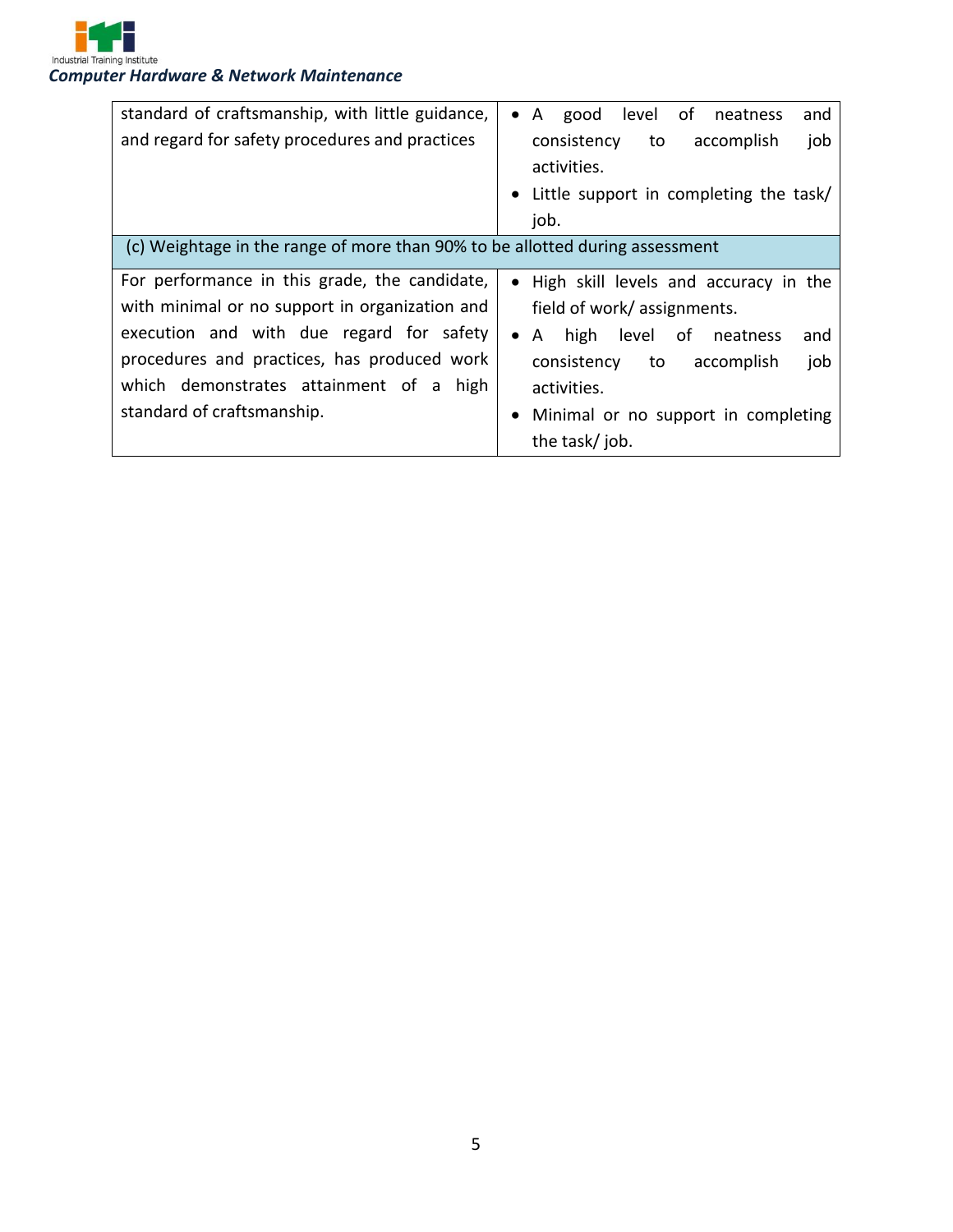| | |
|---|---|
| standard of craftsmanship, with little guidance, and regard for safety procedures and practices | • A good level of neatness and consistency to accomplish job activities.<br>• Little support in completing the task/ job. |
| (c) Weightage in the range of more than 90% to be allotted during assessment | |
| For performance in this grade, the candidate, with minimal or no support in organization and execution and with due regard for safety procedures and practices, has produced work which demonstrates attainment of a high standard of craftsmanship. | • High skill levels and accuracy in the field of work/ assignments.<br>• A high level of neatness and consistency to accomplish job activities.<br>• Minimal or no support in completing the task/ job. |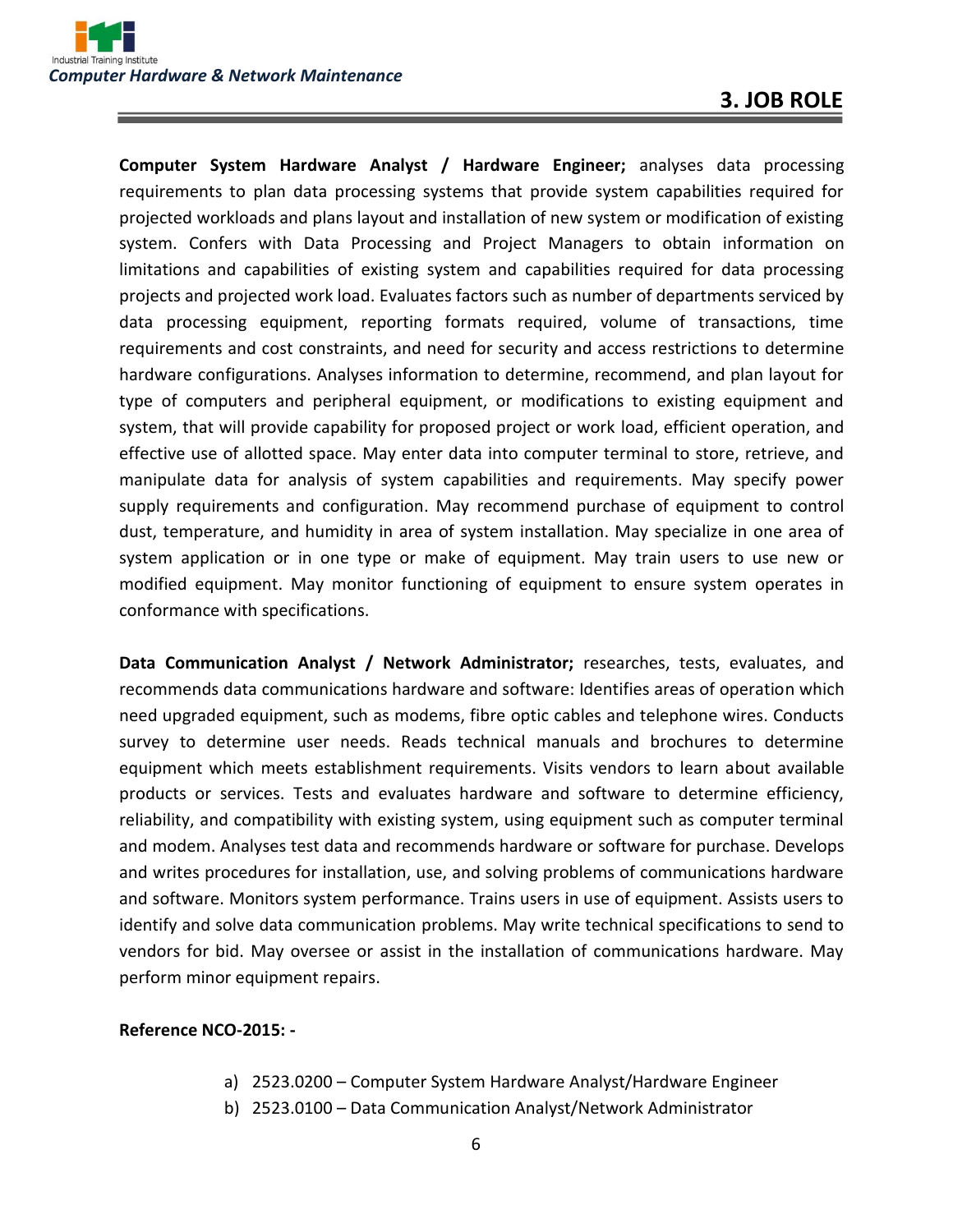# 3. JOB ROLE

**Computer System Hardware Analyst / Hardware Engineer;** analyses data processing requirements to plan data processing systems that provide system capabilities required for projected workloads and plans layout and installation of new system or modification of existing system. Confers with Data Processing and Project Managers to obtain information on limitations and capabilities of existing system and capabilities required for data processing projects and projected work load. Evaluates factors such as number of departments serviced by data processing equipment, reporting formats required, volume of transactions, time requirements and cost constraints, and need for security and access restrictions to determine hardware configurations. Analyses information to determine, recommend, and plan layout for type of computers and peripheral equipment, or modifications to existing equipment and system, that will provide capability for proposed project or work load, efficient operation, and effective use of allotted space. May enter data into computer terminal to store, retrieve, and manipulate data for analysis of system capabilities and requirements. May specify power supply requirements and configuration. May recommend purchase of equipment to control dust, temperature, and humidity in area of system installation. May specialize in one area of system application or in one type or make of equipment. May train users to use new or modified equipment. May monitor functioning of equipment to ensure system operates in conformance with specifications.

**Data Communication Analyst / Network Administrator;** researches, tests, evaluates, and recommends data communications hardware and software: Identifies areas of operation which need upgraded equipment, such as modems, fibre optic cables and telephone wires. Conducts survey to determine user needs. Reads technical manuals and brochures to determine equipment which meets establishment requirements. Visits vendors to learn about available products or services. Tests and evaluates hardware and software to determine efficiency, reliability, and compatibility with existing system, using equipment such as computer terminal and modem. Analyses test data and recommends hardware or software for purchase. Develops and writes procedures for installation, use, and solving problems of communications hardware and software. Monitors system performance. Trains users in use of equipment. Assists users to identify and solve data communication problems. May write technical specifications to send to vendors for bid. May oversee or assist in the installation of communications hardware. May perform minor equipment repairs.

**Reference NCO-2015: -**

a) 2523.0200 – Computer System Hardware Analyst/Hardware Engineer
b) 2523.0100 – Data Communication Analyst/Network Administrator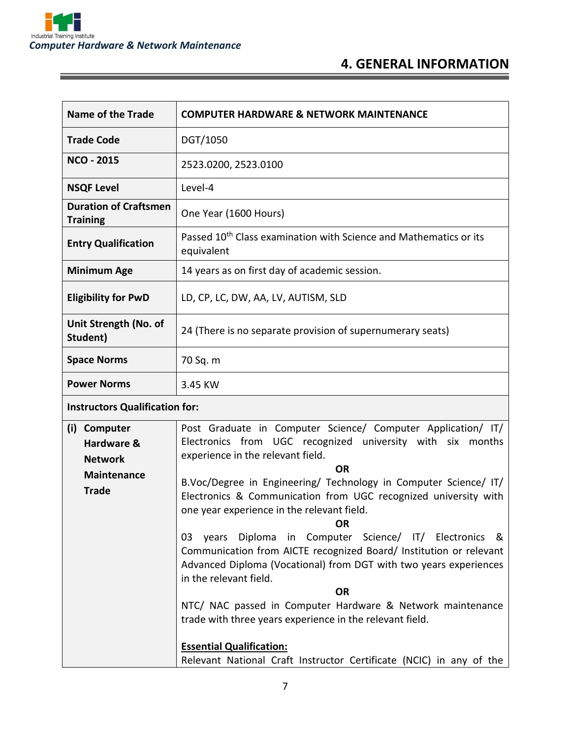# 4. GENERAL INFORMATION

| Name of the Trade | COMPUTER HARDWARE & NETWORK MAINTENANCE |
|---|---|
| Trade Code | DGT/1050 |
| NCO - 2015 | 2523.0200, 2523.0100 |
| NSQF Level | Level-4 |
| Duration of Craftsmen Training | One Year (1600 Hours) |
| Entry Qualification | Passed 10th Class examination with Science and Mathematics or its equivalent |
| Minimum Age | 14 years as on first day of academic session. |
| Eligibility for PwD | LD, CP, LC, DW, AA, LV, AUTISM, SLD |
| Unit Strength (No. of Student) | 24 (There is no separate provision of supernumerary seats) |
| Space Norms | 70 Sq. m |
| Power Norms | 3.45 KW |
| **Instructors Qualification for:** | |
| (i) Computer Hardware & Network Maintenance Trade | Post Graduate in Computer Science/ Computer Application/ IT/ Electronics from UGC recognized university with six months experience in the relevant field.<br>**OR**<br>B.Voc/Degree in Engineering/ Technology in Computer Science/ IT/ Electronics & Communication from UGC recognized university with one year experience in the relevant field.<br>**OR**<br>03 years Diploma in Computer Science/ IT/ Electronics & Communication from AICTE recognized Board/ Institution or relevant Advanced Diploma (Vocational) from DGT with two years experiences in the relevant field.<br>**OR**<br>NTC/ NAC passed in Computer Hardware & Network maintenance trade with three years experience in the relevant field.<br><br>**Essential Qualification:**<br>Relevant National Craft Instructor Certificate (NCIC) in any of the |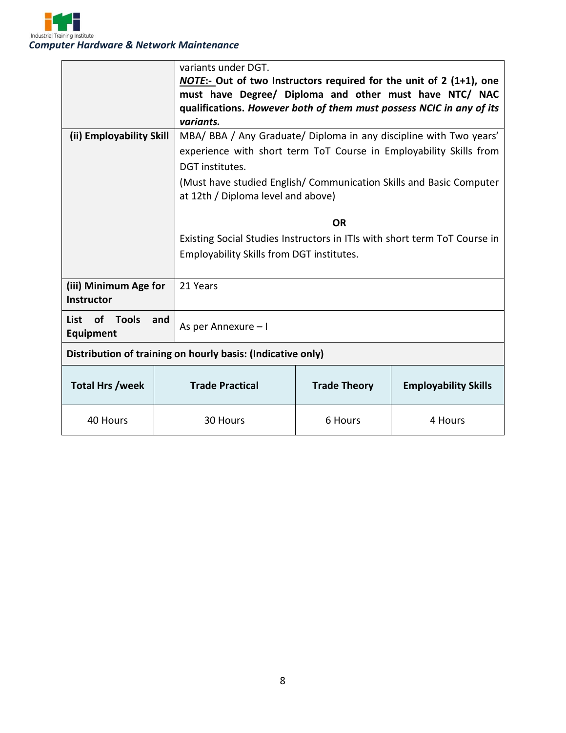|  |  |
|---|---|
|  | variants under DGT.<br>***NOTE*:- Out of two Instructors required for the unit of 2 (1+1), one must have Degree/ Diploma and other must have NTC/ NAC qualifications. *However both of them must possess NCIC in any of its variants.*** |
| **(ii) Employability Skill** | MBA/ BBA / Any Graduate/ Diploma in any discipline with Two years' experience with short term ToT Course in Employability Skills from DGT institutes.<br>(Must have studied English/ Communication Skills and Basic Computer at 12th / Diploma level and above)<br>**OR**<br>Existing Social Studies Instructors in ITIs with short term ToT Course in Employability Skills from DGT institutes. |
| **(iii) Minimum Age for Instructor** | 21 Years |
| **List of Tools and Equipment** | As per Annexure – I |

**Distribution of training on hourly basis: (Indicative only)**

| Total Hrs /week | Trade Practical | Trade Theory | Employability Skills |
|---|---|---|---|
| 40 Hours | 30 Hours | 6 Hours | 4 Hours |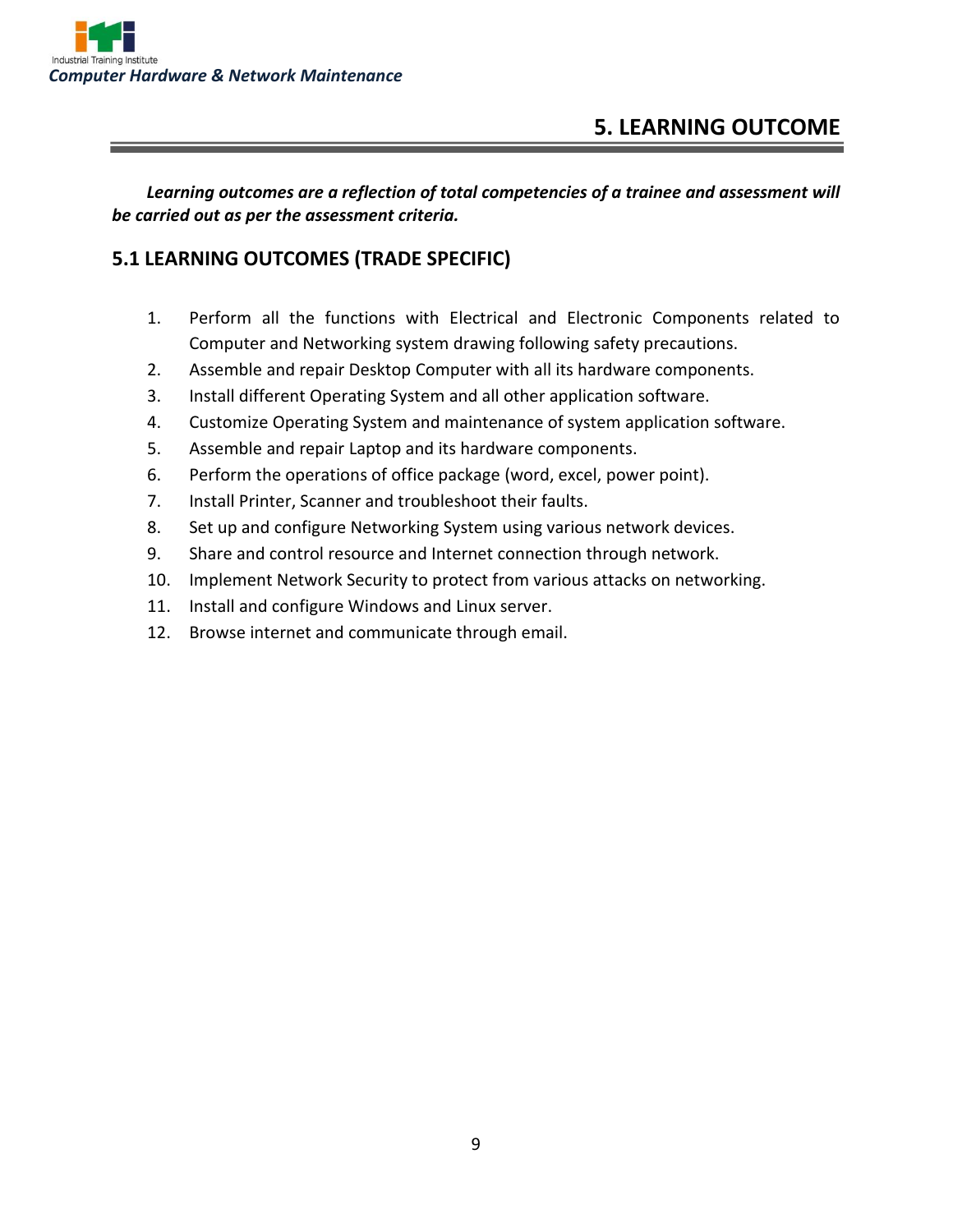# 5. LEARNING OUTCOME

***Learning outcomes are a reflection of total competencies of a trainee and assessment will be carried out as per the assessment criteria.***

## 5.1 LEARNING OUTCOMES (TRADE SPECIFIC)

1. Perform all the functions with Electrical and Electronic Components related to Computer and Networking system drawing following safety precautions.
2. Assemble and repair Desktop Computer with all its hardware components.
3. Install different Operating System and all other application software.
4. Customize Operating System and maintenance of system application software.
5. Assemble and repair Laptop and its hardware components.
6. Perform the operations of office package (word, excel, power point).
7. Install Printer, Scanner and troubleshoot their faults.
8. Set up and configure Networking System using various network devices.
9. Share and control resource and Internet connection through network.
10. Implement Network Security to protect from various attacks on networking.
11. Install and configure Windows and Linux server.
12. Browse internet and communicate through email.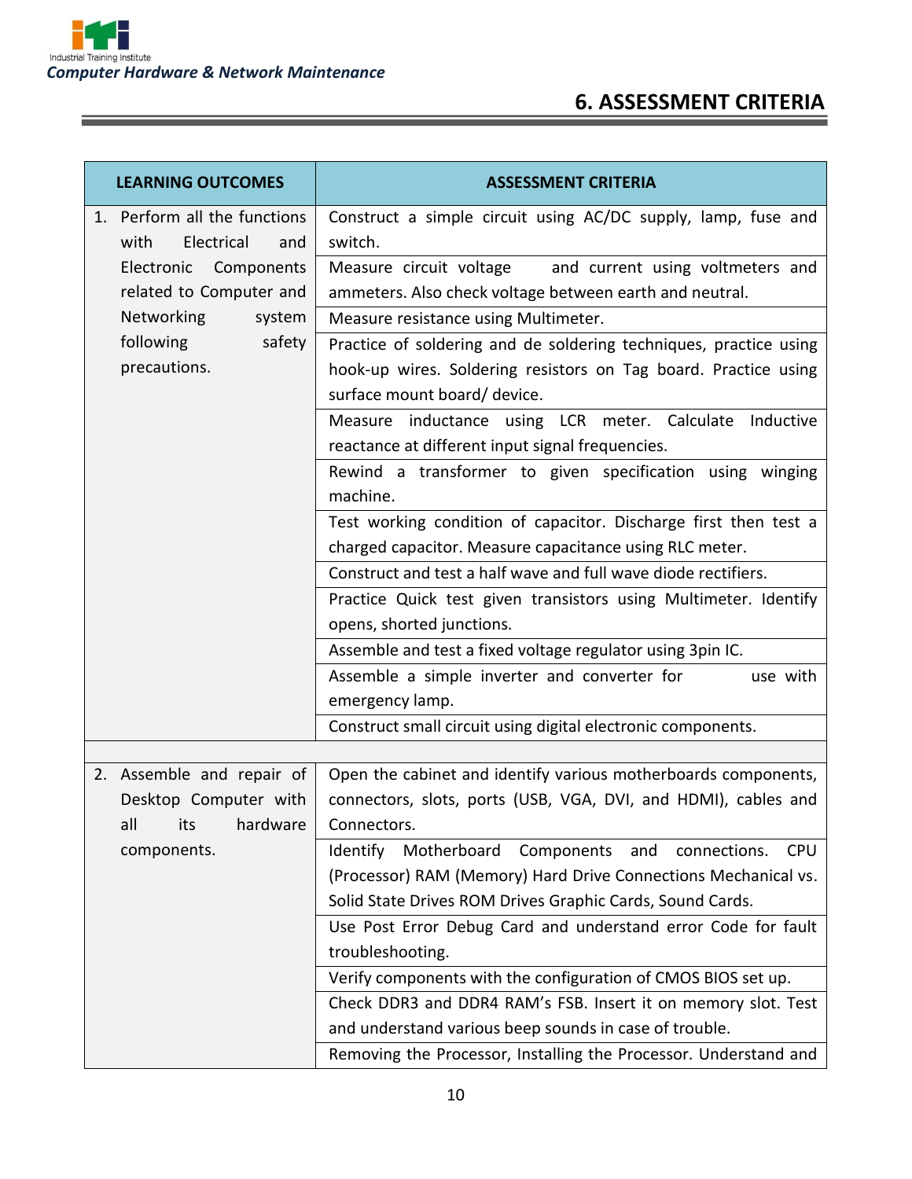# 6. ASSESSMENT CRITERIA

| LEARNING OUTCOMES | ASSESSMENT CRITERIA |
|---|---|
| 1. Perform all the functions with Electrical and Electronic Components related to Computer and Networking system following safety precautions. | Construct a simple circuit using AC/DC supply, lamp, fuse and switch. |
| | Measure circuit voltage and current using voltmeters and ammeters. Also check voltage between earth and neutral. |
| | Measure resistance using Multimeter. |
| | Practice of soldering and de soldering techniques, practice using hook-up wires. Soldering resistors on Tag board. Practice using surface mount board/ device. |
| | Measure inductance using LCR meter. Calculate Inductive reactance at different input signal frequencies. |
| | Rewind a transformer to given specification using winging machine. |
| | Test working condition of capacitor. Discharge first then test a charged capacitor. Measure capacitance using RLC meter. |
| | Construct and test a half wave and full wave diode rectifiers. |
| | Practice Quick test given transistors using Multimeter. Identify opens, shorted junctions. |
| | Assemble and test a fixed voltage regulator using 3pin IC. |
| | Assemble a simple inverter and converter for use with emergency lamp. |
| | Construct small circuit using digital electronic components. |
| | |
| 2. Assemble and repair of Desktop Computer with all its hardware components. | Open the cabinet and identify various motherboards components, connectors, slots, ports (USB, VGA, DVI, and HDMI), cables and Connectors. |
| | Identify Motherboard Components and connections. CPU (Processor) RAM (Memory) Hard Drive Connections Mechanical vs. Solid State Drives ROM Drives Graphic Cards, Sound Cards. |
| | Use Post Error Debug Card and understand error Code for fault troubleshooting. |
| | Verify components with the configuration of CMOS BIOS set up. |
| | Check DDR3 and DDR4 RAM's FSB. Insert it on memory slot. Test and understand various beep sounds in case of trouble. |
| | Removing the Processor, Installing the Processor. Understand and |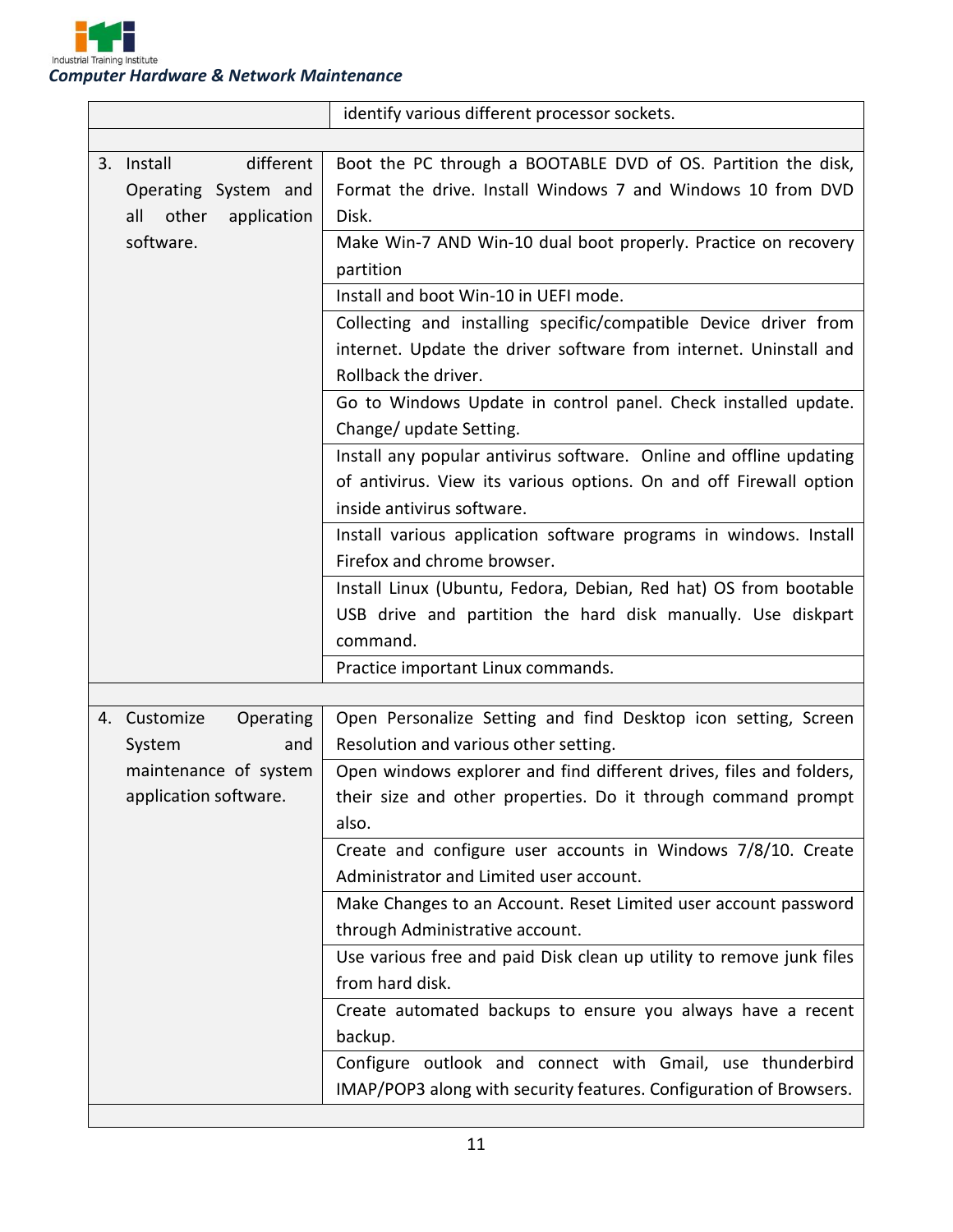|  |  |
|---|---|
|  | identify various different processor sockets. |
|  |  |
| 3. Install different Operating System and all other application software. | Boot the PC through a BOOTABLE DVD of OS. Partition the disk, Format the drive. Install Windows 7 and Windows 10 from DVD Disk. |
|  | Make Win-7 AND Win-10 dual boot properly. Practice on recovery partition |
|  | Install and boot Win-10 in UEFI mode. |
|  | Collecting and installing specific/compatible Device driver from internet. Update the driver software from internet. Uninstall and Rollback the driver. |
|  | Go to Windows Update in control panel. Check installed update. Change/ update Setting. |
|  | Install any popular antivirus software. Online and offline updating of antivirus. View its various options. On and off Firewall option inside antivirus software. |
|  | Install various application software programs in windows. Install Firefox and chrome browser. |
|  | Install Linux (Ubuntu, Fedora, Debian, Red hat) OS from bootable USB drive and partition the hard disk manually. Use diskpart command. |
|  | Practice important Linux commands. |
|  |  |
| 4. Customize Operating System and maintenance of system application software. | Open Personalize Setting and find Desktop icon setting, Screen Resolution and various other setting. |
|  | Open windows explorer and find different drives, files and folders, their size and other properties. Do it through command prompt also. |
|  | Create and configure user accounts in Windows 7/8/10. Create Administrator and Limited user account. |
|  | Make Changes to an Account. Reset Limited user account password through Administrative account. |
|  | Use various free and paid Disk clean up utility to remove junk files from hard disk. |
|  | Create automated backups to ensure you always have a recent backup. |
|  | Configure outlook and connect with Gmail, use thunderbird IMAP/POP3 along with security features. Configuration of Browsers. |
|  |  |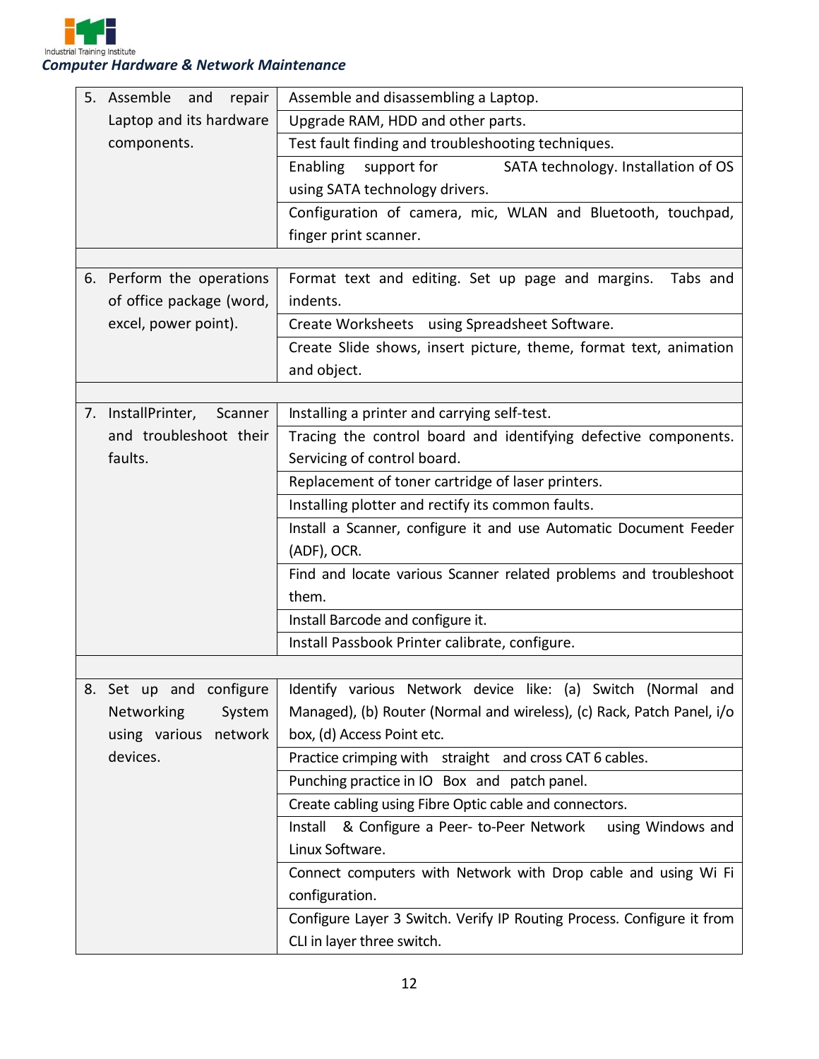| | |
|---|---|
| 5. Assemble and repair Laptop and its hardware components. | Assemble and disassembling a Laptop. |
| | Upgrade RAM, HDD and other parts. |
| | Test fault finding and troubleshooting techniques. |
| | Enabling support for SATA technology. Installation of OS using SATA technology drivers. |
| | Configuration of camera, mic, WLAN and Bluetooth, touchpad, finger print scanner. |
| | |
| 6. Perform the operations of office package (word, excel, power point). | Format text and editing. Set up page and margins. Tabs and indents. |
| | Create Worksheets using Spreadsheet Software. |
| | Create Slide shows, insert picture, theme, format text, animation and object. |
| | |
| 7. InstallPrinter, Scanner and troubleshoot their faults. | Installing a printer and carrying self-test. |
| | Tracing the control board and identifying defective components. Servicing of control board. |
| | Replacement of toner cartridge of laser printers. |
| | Installing plotter and rectify its common faults. |
| | Install a Scanner, configure it and use Automatic Document Feeder (ADF), OCR. |
| | Find and locate various Scanner related problems and troubleshoot them. |
| | Install Barcode and configure it. |
| | Install Passbook Printer calibrate, configure. |
| | |
| 8. Set up and configure Networking System using various network devices. | Identify various Network device like: (a) Switch (Normal and Managed), (b) Router (Normal and wireless), (c) Rack, Patch Panel, i/o box, (d) Access Point etc. |
| | Practice crimping with straight and cross CAT 6 cables. |
| | Punching practice in IO Box and patch panel. |
| | Create cabling using Fibre Optic cable and connectors. |
| | Install & Configure a Peer- to-Peer Network using Windows and Linux Software. |
| | Connect computers with Network with Drop cable and using Wi Fi configuration. |
| | Configure Layer 3 Switch. Verify IP Routing Process. Configure it from CLI in layer three switch. |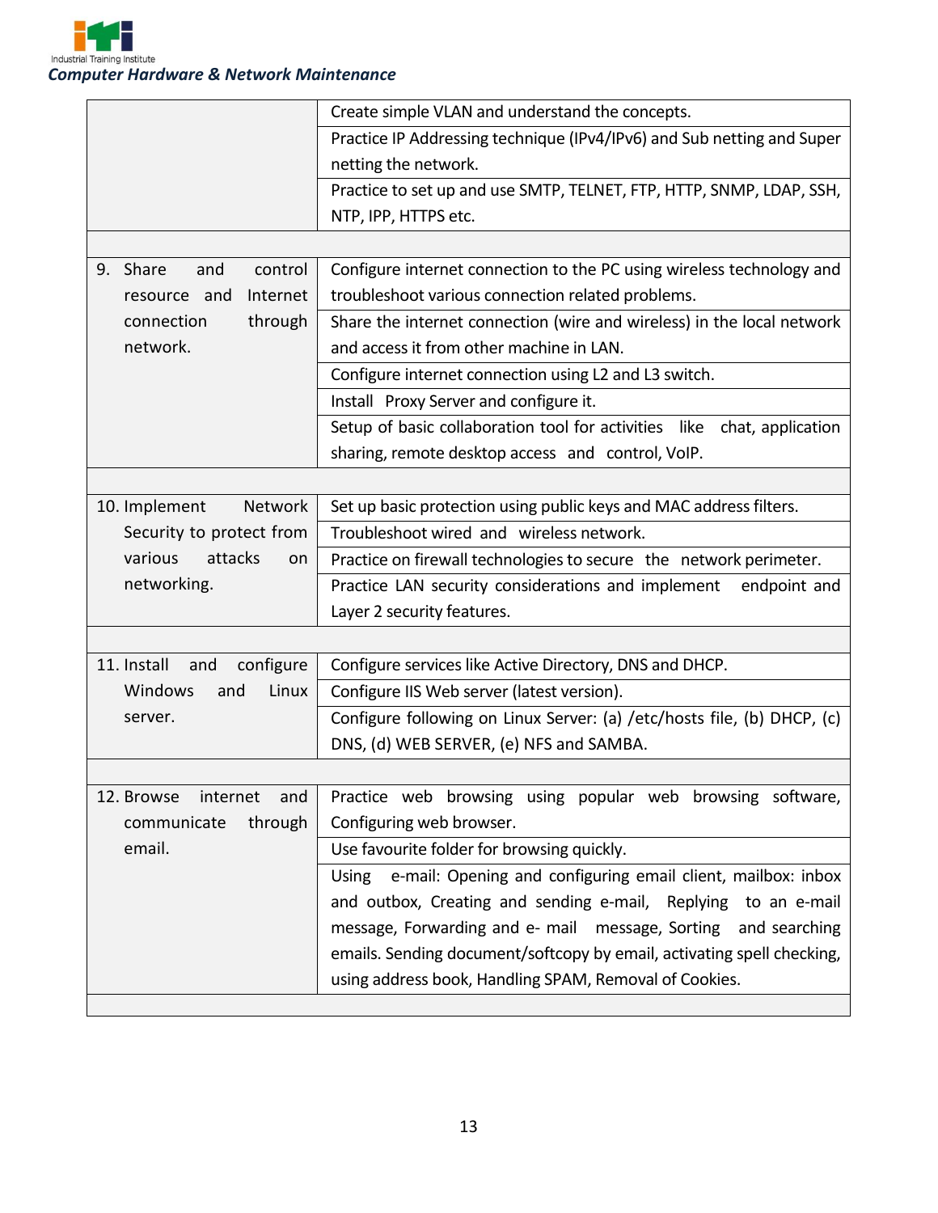| | |
|---|---|
| | Create simple VLAN and understand the concepts. |
| | Practice IP Addressing technique (IPv4/IPv6) and Sub netting and Super netting the network. |
| | Practice to set up and use SMTP, TELNET, FTP, HTTP, SNMP, LDAP, SSH, NTP, IPP, HTTPS etc. |
| | |
| 9. Share and control resource and Internet connection through network. | Configure internet connection to the PC using wireless technology and troubleshoot various connection related problems. |
| | Share the internet connection (wire and wireless) in the local network and access it from other machine in LAN. |
| | Configure internet connection using L2 and L3 switch. |
| | Install Proxy Server and configure it. |
| | Setup of basic collaboration tool for activities like chat, application sharing, remote desktop access and control, VoIP. |
| | |
| 10. Implement Network Security to protect from various attacks on networking. | Set up basic protection using public keys and MAC address filters. |
| | Troubleshoot wired and wireless network. |
| | Practice on firewall technologies to secure the network perimeter. |
| | Practice LAN security considerations and implement endpoint and Layer 2 security features. |
| | |
| 11. Install and configure Windows and Linux server. | Configure services like Active Directory, DNS and DHCP. |
| | Configure IIS Web server (latest version). |
| | Configure following on Linux Server: (a) /etc/hosts file, (b) DHCP, (c) DNS, (d) WEB SERVER, (e) NFS and SAMBA. |
| | |
| 12. Browse internet and communicate through email. | Practice web browsing using popular web browsing software, Configuring web browser. |
| | Use favourite folder for browsing quickly. |
| | Using e-mail: Opening and configuring email client, mailbox: inbox and outbox, Creating and sending e-mail, Replying to an e-mail message, Forwarding and e- mail message, Sorting and searching emails. Sending document/softcopy by email, activating spell checking, using address book, Handling SPAM, Removal of Cookies. |
| | |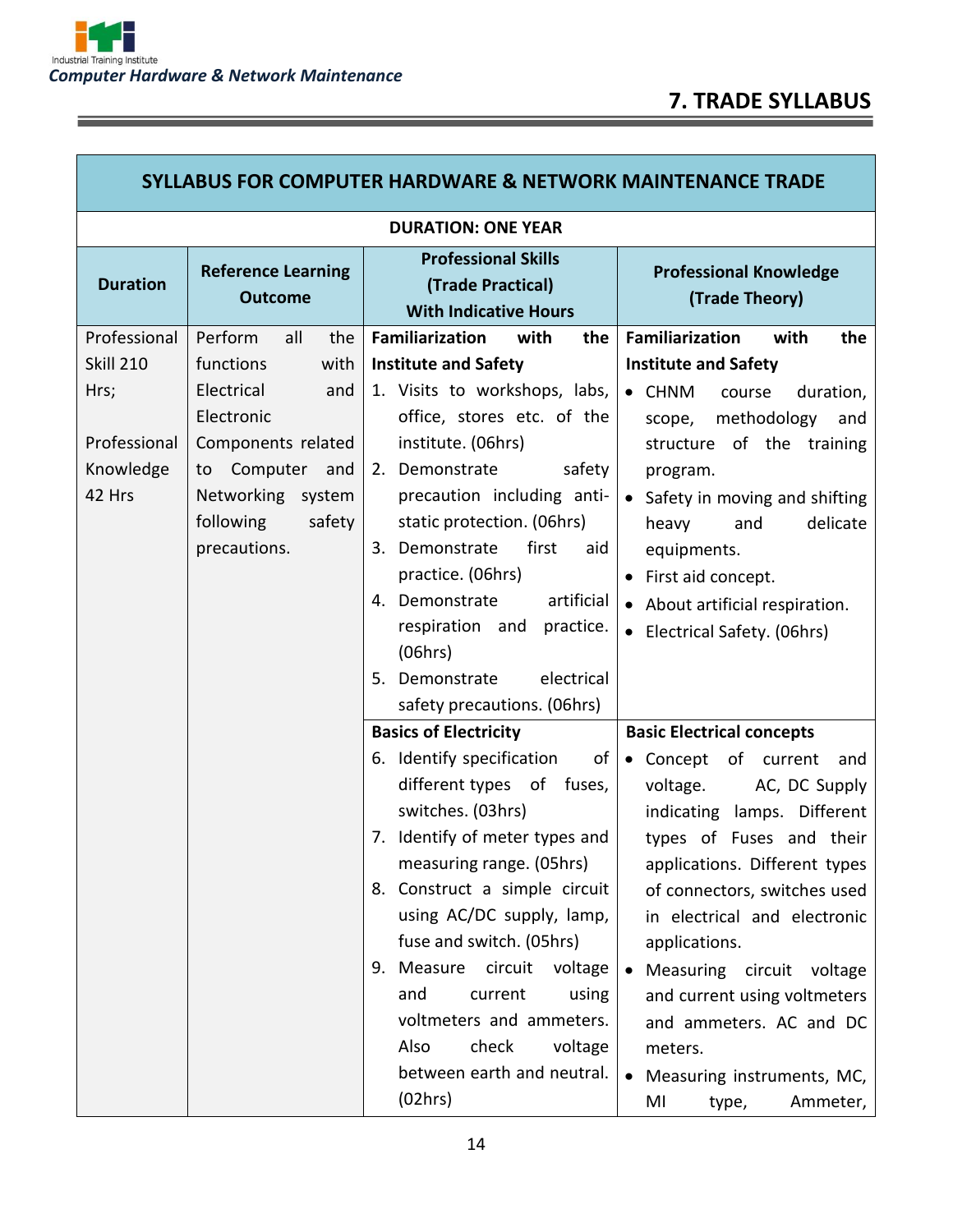## 7. TRADE SYLLABUS

| SYLLABUS FOR COMPUTER HARDWARE & NETWORK MAINTENANCE TRADE | | | |
|---|---|---|---|
| **DURATION: ONE YEAR** | | | |
| **Duration** | **Reference Learning Outcome** | **Professional Skills (Trade Practical) With Indicative Hours** | **Professional Knowledge (Trade Theory)** |
| Professional Skill 210 Hrs;<br><br>Professional Knowledge 42 Hrs | Perform all the functions with Electrical and Electronic Components related to Computer and Networking system following safety precautions. | **Familiarization with the Institute and Safety**<br>1. Visits to workshops, labs, office, stores etc. of the institute. (06hrs)<br>2. Demonstrate safety precaution including anti-static protection. (06hrs)<br>3. Demonstrate first aid practice. (06hrs)<br>4. Demonstrate artificial respiration and practice. (06hrs)<br>5. Demonstrate electrical safety precautions. (06hrs) | **Familiarization with the Institute and Safety**<br>• CHNM course duration, scope, methodology and structure of the training program.<br>• Safety in moving and shifting heavy and delicate equipments.<br>• First aid concept.<br>• About artificial respiration.<br>• Electrical Safety. (06hrs) |
| | | **Basics of Electricity**<br>6. Identify specification of different types of fuses, switches. (03hrs)<br>7. Identify of meter types and measuring range. (05hrs)<br>8. Construct a simple circuit using AC/DC supply, lamp, fuse and switch. (05hrs)<br>9. Measure circuit voltage and current using voltmeters and ammeters. Also check voltage between earth and neutral. (02hrs) | **Basic Electrical concepts**<br>• Concept of current and voltage. AC, DC Supply indicating lamps. Different types of Fuses and their applications. Different types of connectors, switches used in electrical and electronic applications.<br>• Measuring circuit voltage and current using voltmeters and ammeters. AC and DC meters.<br>• Measuring instruments, MC, MI type, Ammeter, |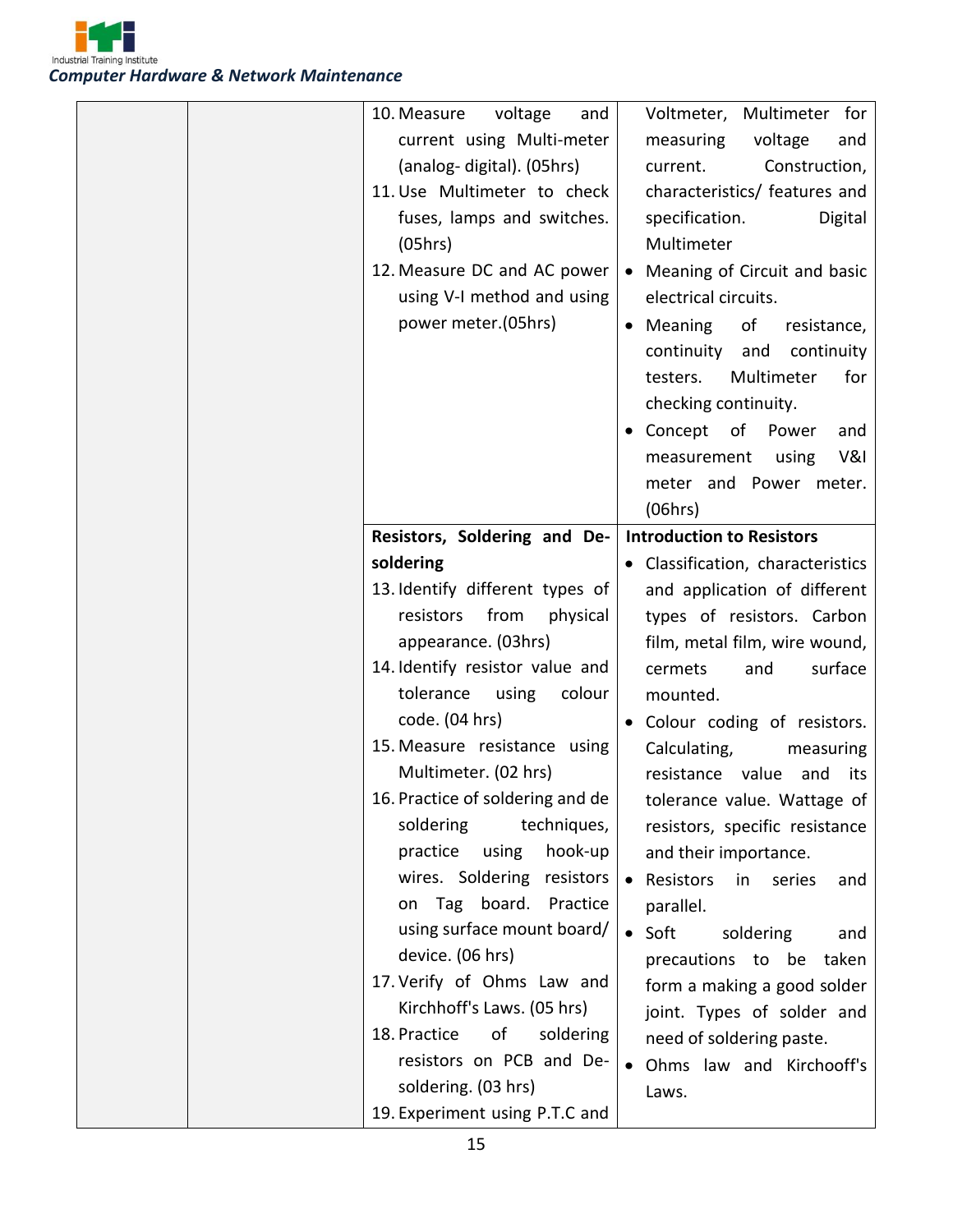| | | | |
|---|---|---|---|
| | | 10. Measure voltage and current using Multi-meter (analog- digital). (05hrs)<br>11. Use Multimeter to check fuses, lamps and switches. (05hrs)<br>12. Measure DC and AC power using V-I method and using power meter.(05hrs) | Voltmeter, Multimeter for measuring voltage and current. Construction, characteristics/ features and specification. Digital Multimeter<br>• Meaning of Circuit and basic electrical circuits.<br>• Meaning of resistance, continuity and continuity testers. Multimeter for checking continuity.<br>• Concept of Power and measurement using V&I meter and Power meter. (06hrs) |
| | | **Resistors, Soldering and De-soldering**<br>13. Identify different types of resistors from physical appearance. (03hrs)<br>14. Identify resistor value and tolerance using colour code. (04 hrs)<br>15. Measure resistance using Multimeter. (02 hrs)<br>16. Practice of soldering and de soldering techniques, practice using hook-up wires. Soldering resistors on Tag board. Practice using surface mount board/ device. (06 hrs)<br>17. Verify of Ohms Law and Kirchhoff's Laws. (05 hrs)<br>18. Practice of soldering resistors on PCB and De-soldering. (03 hrs)<br>19. Experiment using P.T.C and | **Introduction to Resistors**<br>• Classification, characteristics and application of different types of resistors. Carbon film, metal film, wire wound, cermets and surface mounted.<br>• Colour coding of resistors. Calculating, measuring resistance value and its tolerance value. Wattage of resistors, specific resistance and their importance.<br>• Resistors in series and parallel.<br>• Soft soldering and precautions to be taken form a making a good solder joint. Types of solder and need of soldering paste.<br>• Ohms law and Kirchoff's Laws. |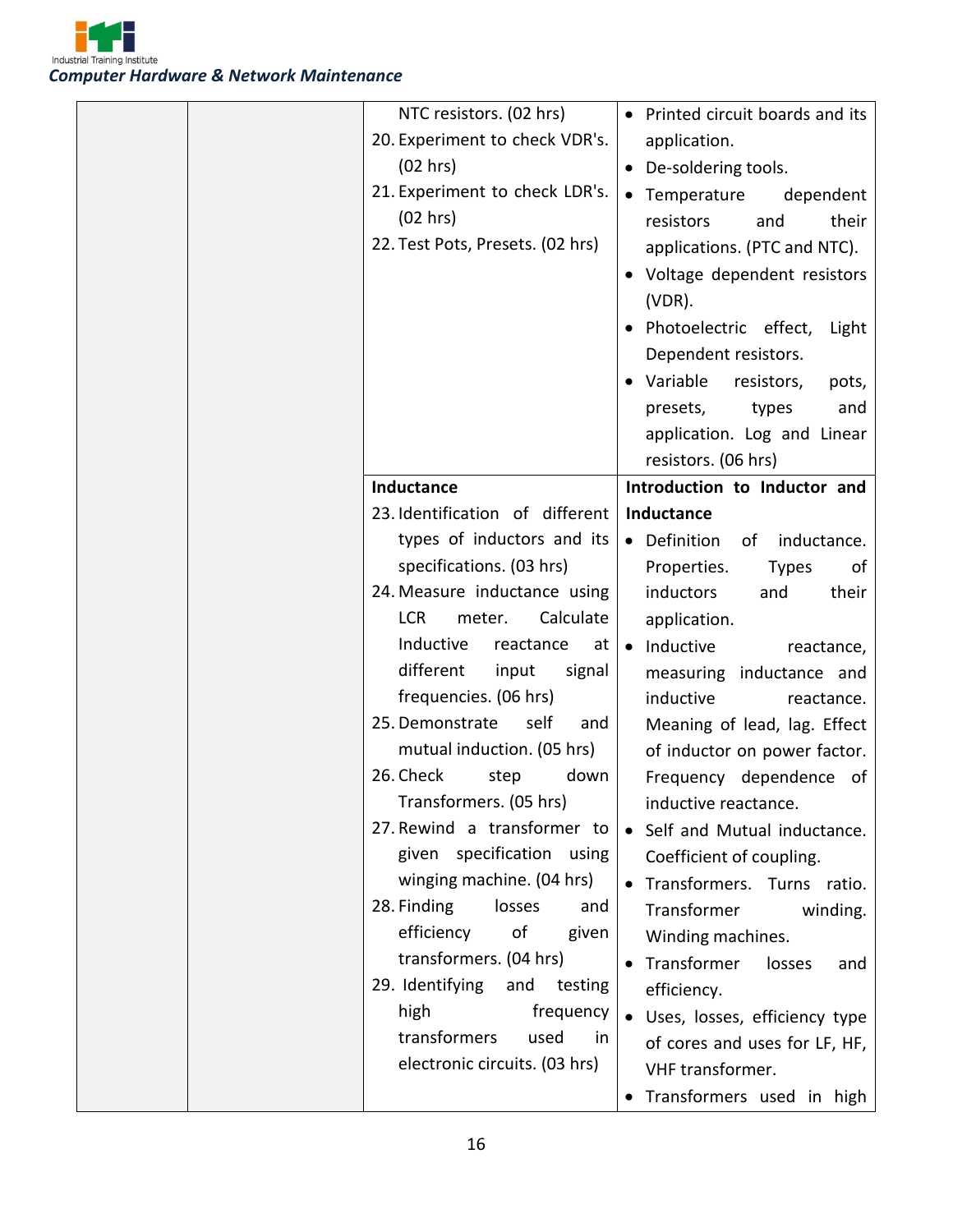| | | | |
|---|---|---|---|
| | | NTC resistors. (02 hrs)<br>20. Experiment to check VDR's. (02 hrs)<br>21. Experiment to check LDR's. (02 hrs)<br>22. Test Pots, Presets. (02 hrs) | • Printed circuit boards and its application.<br>• De-soldering tools.<br>• Temperature dependent resistors and their applications. (PTC and NTC).<br>• Voltage dependent resistors (VDR).<br>• Photoelectric effect, Light Dependent resistors.<br>• Variable resistors, pots, presets, types and application. Log and Linear resistors. (06 hrs) |
| | | **Inductance**<br>23. Identification of different types of inductors and its specifications. (03 hrs)<br>24. Measure inductance using LCR meter. Calculate Inductive reactance at different input signal frequencies. (06 hrs)<br>25. Demonstrate self and mutual induction. (05 hrs)<br>26. Check step down Transformers. (05 hrs)<br>27. Rewind a transformer to given specification using winging machine. (04 hrs)<br>28. Finding losses and efficiency of given transformers. (04 hrs)<br>29. Identifying and testing high frequency transformers used in electronic circuits. (03 hrs) | **Introduction to Inductor and Inductance**<br>• Definition of inductance. Properties. Types of inductors and their application.<br>• Inductive reactance, measuring inductance and inductive reactance. Meaning of lead, lag. Effect of inductor on power factor. Frequency dependence of inductive reactance.<br>• Self and Mutual inductance. Coefficient of coupling.<br>• Transformers. Turns ratio. Transformer winding. Winding machines.<br>• Transformer losses and efficiency.<br>• Uses, losses, efficiency type of cores and uses for LF, HF, VHF transformer.<br>• Transformers used in high |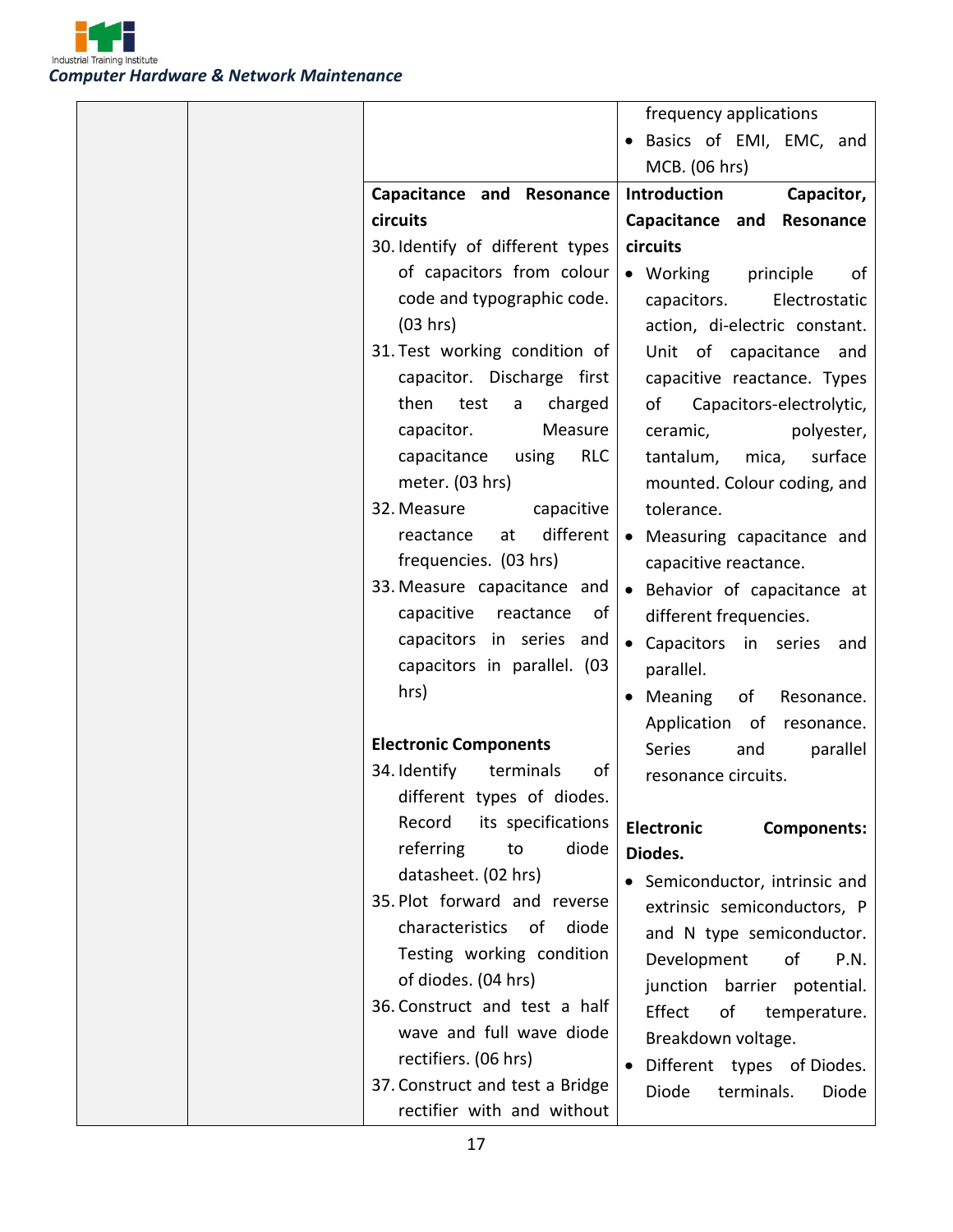| | | | |
|---|---|---|---|
| | | | frequency applications<br>• Basics of EMI, EMC, and MCB. (06 hrs) |
| | | **Capacitance and Resonance circuits**<br>30. Identify of different types of capacitors from colour code and typographic code. (03 hrs)<br>31. Test working condition of capacitor. Discharge first then test a charged capacitor. Measure capacitance using RLC meter. (03 hrs)<br>32. Measure capacitive reactance at different frequencies. (03 hrs)<br>33. Measure capacitance and capacitive reactance of capacitors in series and capacitors in parallel. (03 hrs)<br><br>**Electronic Components**<br>34. Identify terminals of different types of diodes. Record its specifications referring to diode datasheet. (02 hrs)<br>35. Plot forward and reverse characteristics of diode Testing working condition of diodes. (04 hrs)<br>36. Construct and test a half wave and full wave diode rectifiers. (06 hrs)<br>37. Construct and test a Bridge rectifier with and without | **Introduction Capacitor, Capacitance and Resonance circuits**<br>• Working principle of capacitors. Electrostatic action, di-electric constant. Unit of capacitance and capacitive reactance. Types of Capacitors-electrolytic, ceramic, polyester, tantalum, mica, surface mounted. Colour coding, and tolerance.<br>• Measuring capacitance and capacitive reactance.<br>• Behavior of capacitance at different frequencies.<br>• Capacitors in series and parallel.<br>• Meaning of Resonance. Application of resonance. Series and parallel resonance circuits.<br><br>**Electronic Components: Diodes.**<br>• Semiconductor, intrinsic and extrinsic semiconductors, P and N type semiconductor. Development of P.N. junction barrier potential. Effect of temperature. Breakdown voltage.<br>• Different types of Diodes. Diode terminals. Diode |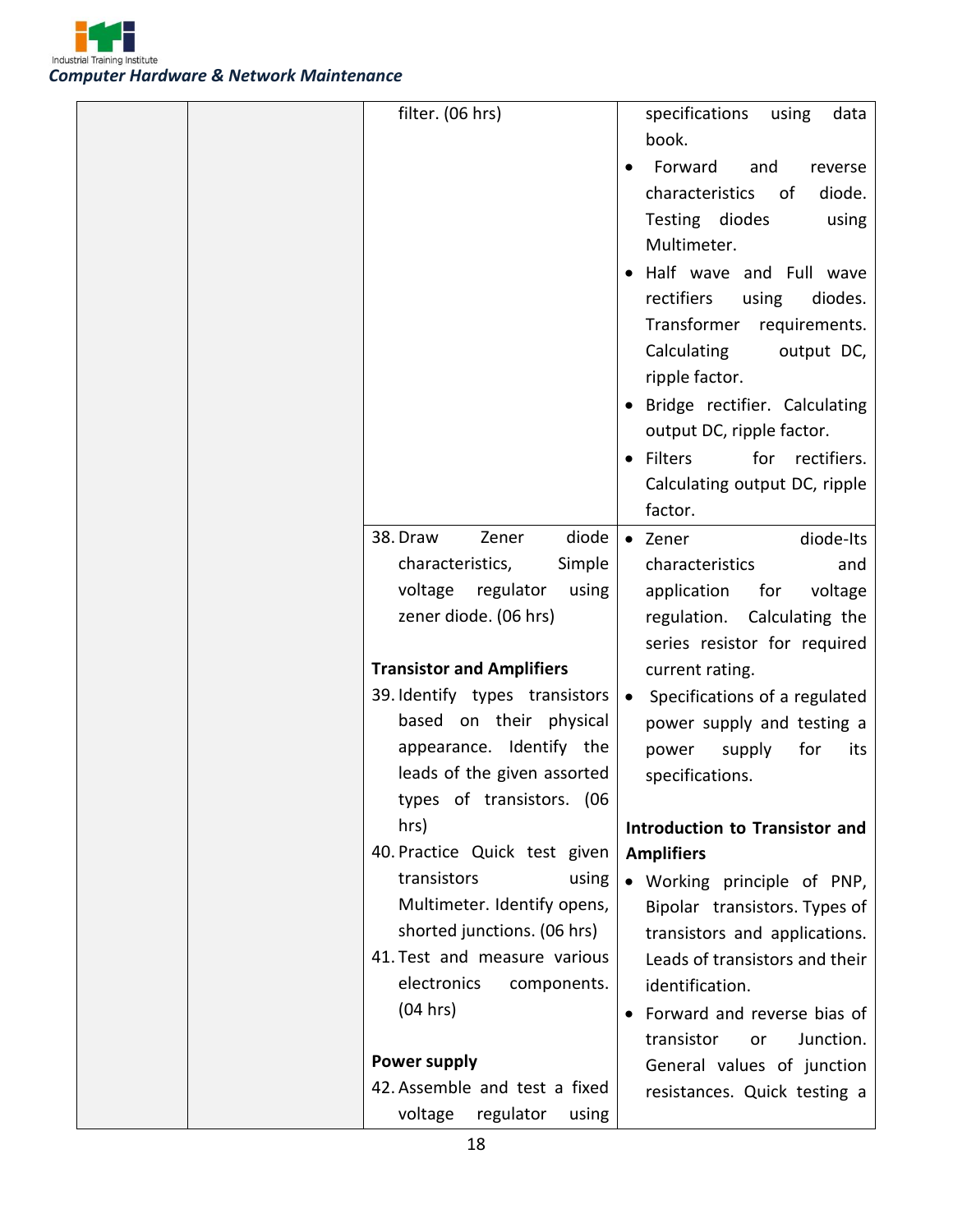| | | | |
|---|---|---|---|
| | | filter. (06 hrs) | specifications using data book.<br>• Forward and reverse characteristics of diode. Testing diodes using Multimeter.<br>• Half wave and Full wave rectifiers using diodes. Transformer requirements. Calculating output DC, ripple factor.<br>• Bridge rectifier. Calculating output DC, ripple factor.<br>• Filters for rectifiers. Calculating output DC, ripple factor. |
| | | 38. Draw Zener diode characteristics, Simple voltage regulator using zener diode. (06 hrs)<br><br>**Transistor and Amplifiers**<br>39. Identify types transistors based on their physical appearance. Identify the leads of the given assorted types of transistors. (06 hrs)<br>40. Practice Quick test given transistors using Multimeter. Identify opens, shorted junctions. (06 hrs)<br>41. Test and measure various electronics components. (04 hrs)<br><br>**Power supply**<br>42. Assemble and test a fixed voltage regulator using | • Zener diode-Its characteristics and application for voltage regulation. Calculating the series resistor for required current rating.<br>• Specifications of a regulated power supply and testing a power supply for its specifications.<br><br>**Introduction to Transistor and Amplifiers**<br>• Working principle of PNP, Bipolar transistors. Types of transistors and applications. Leads of transistors and their identification.<br>• Forward and reverse bias of transistor or Junction. General values of junction resistances. Quick testing a |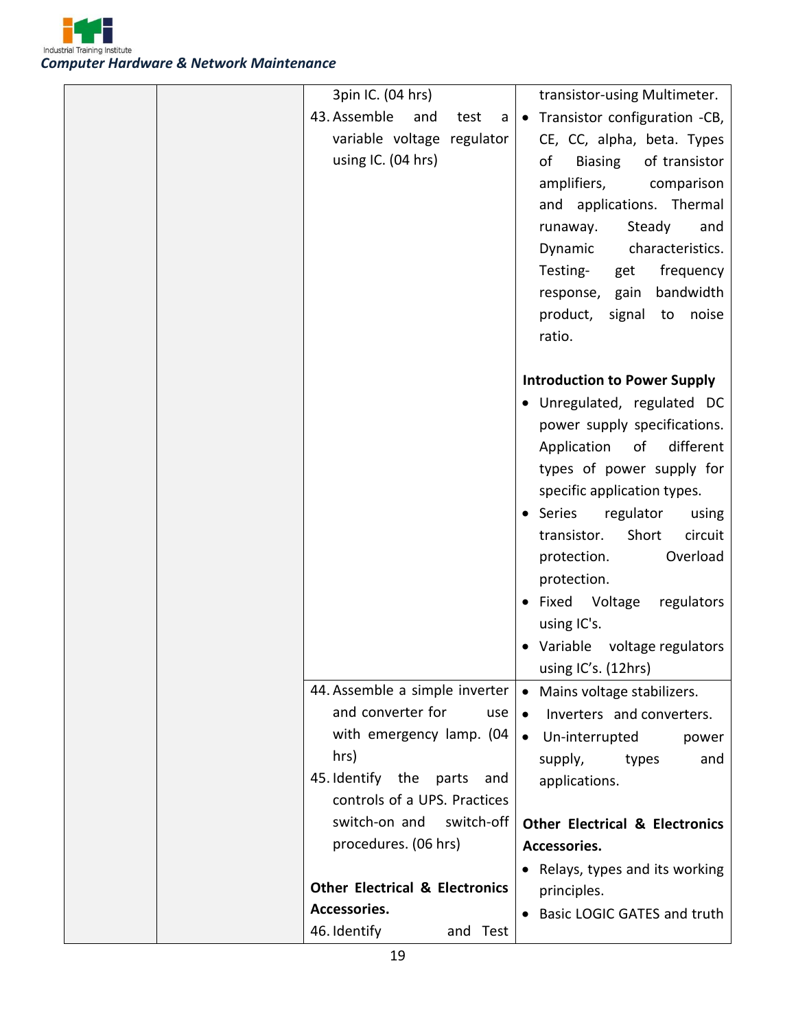| | | | |
|---|---|---|---|
| | | 3pin IC. (04 hrs)<br>43. Assemble and test a variable voltage regulator using IC. (04 hrs) | transistor-using Multimeter.<br>• Transistor configuration -CB, CE, CC, alpha, beta. Types of Biasing of transistor amplifiers, comparison and applications. Thermal runaway. Steady and Dynamic characteristics. Testing- get frequency response, gain bandwidth product, signal to noise ratio.<br><br>**Introduction to Power Supply**<br>• Unregulated, regulated DC power supply specifications. Application of different types of power supply for specific application types.<br>• Series regulator using transistor. Short circuit protection. Overload protection.<br>• Fixed Voltage regulators using IC's.<br>• Variable voltage regulators using IC's. (12hrs) |
| | | 44. Assemble a simple inverter and converter for use with emergency lamp. (04 hrs)<br>45. Identify the parts and controls of a UPS. Practices switch-on and switch-off procedures. (06 hrs)<br><br>**Other Electrical & Electronics Accessories.**<br>46. Identify and Test | • Mains voltage stabilizers.<br>• Inverters and converters.<br>• Un-interrupted power supply, types and applications.<br><br>**Other Electrical & Electronics Accessories.**<br>• Relays, types and its working principles.<br>• Basic LOGIC GATES and truth |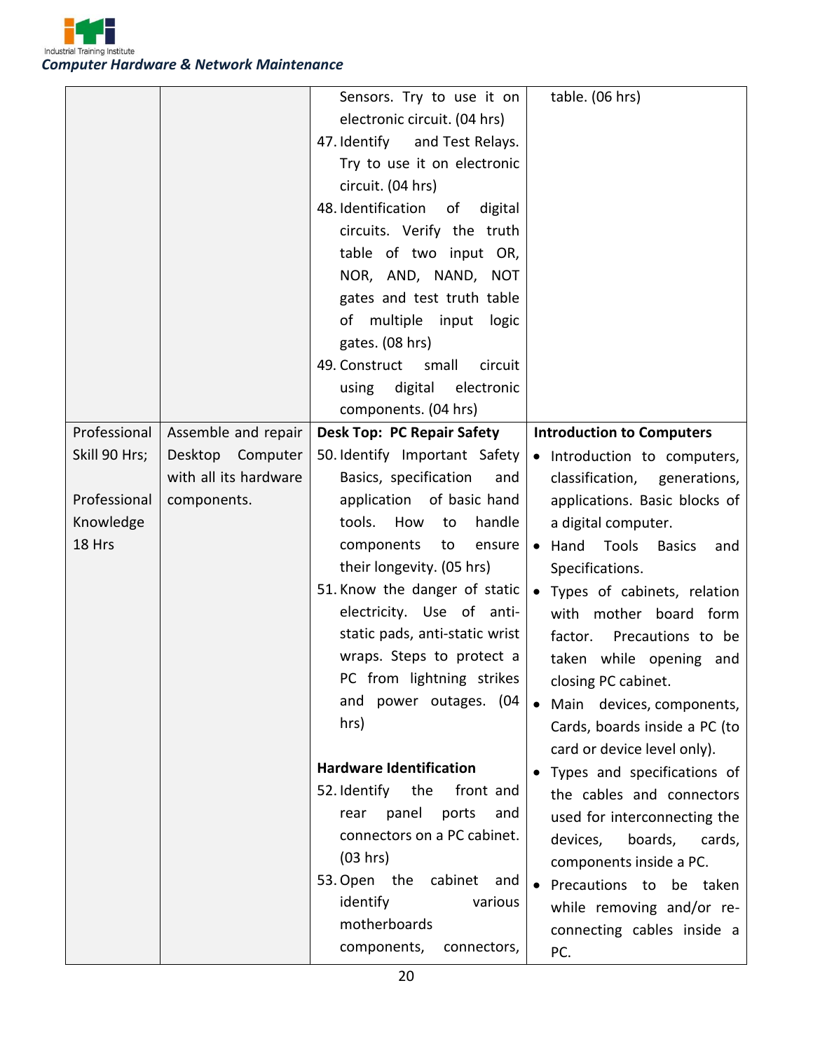| | | | |
|---|---|---|---|
| | | Sensors. Try to use it on electronic circuit. (04 hrs)<br>47. Identify and Test Relays. Try to use it on electronic circuit. (04 hrs)<br>48. Identification of digital circuits. Verify the truth table of two input OR, NOR, AND, NAND, NOT gates and test truth table of multiple input logic gates. (08 hrs)<br>49. Construct small circuit using digital electronic components. (04 hrs) | table. (06 hrs) |
| Professional Skill 90 Hrs;<br><br>Professional Knowledge 18 Hrs | Assemble and repair Desktop Computer with all its hardware components. | **Desk Top: PC Repair Safety**<br>50. Identify Important Safety Basics, specification and application of basic hand tools. How to handle components to ensure their longevity. (05 hrs)<br>51. Know the danger of static electricity. Use of anti-static pads, anti-static wrist wraps. Steps to protect a PC from lightning strikes and power outages. (04 hrs)<br><br>**Hardware Identification**<br>52. Identify the front and rear panel ports and connectors on a PC cabinet. (03 hrs)<br>53. Open the cabinet and identify various motherboards components, connectors, | **Introduction to Computers**<br>• Introduction to computers, classification, generations, applications. Basic blocks of a digital computer.<br>• Hand Tools Basics and Specifications.<br>• Types of cabinets, relation with mother board form factor. Precautions to be taken while opening and closing PC cabinet.<br>• Main devices, components, Cards, boards inside a PC (to card or device level only).<br>• Types and specifications of the cables and connectors used for interconnecting the devices, boards, cards, components inside a PC.<br>• Precautions to be taken while removing and/or re-connecting cables inside a PC. |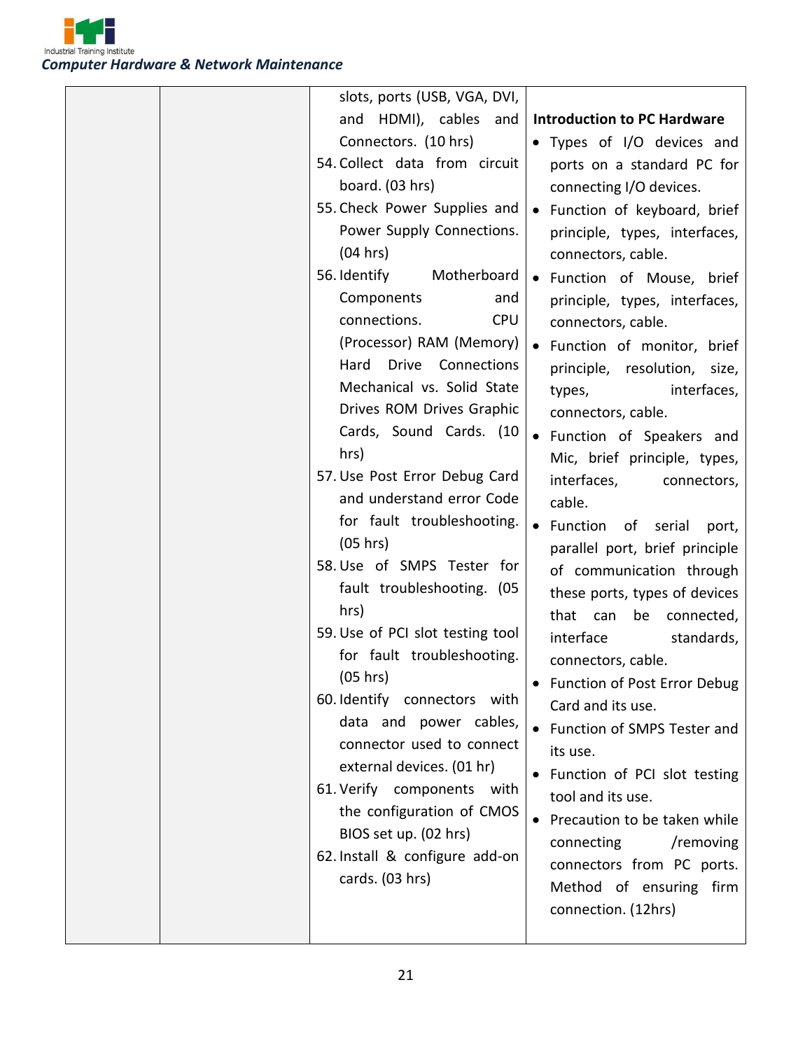| | | slots, ports (USB, VGA, DVI, and HDMI), cables and Connectors. (10 hrs)<br>54. Collect data from circuit board. (03 hrs)<br>55. Check Power Supplies and Power Supply Connections. (04 hrs)<br>56. Identify Motherboard Components and connections. CPU (Processor) RAM (Memory) Hard Drive Connections Mechanical vs. Solid State Drives ROM Drives Graphic Cards, Sound Cards. (10 hrs)<br>57. Use Post Error Debug Card and understand error Code for fault troubleshooting. (05 hrs)<br>58. Use of SMPS Tester for fault troubleshooting. (05 hrs)<br>59. Use of PCI slot testing tool for fault troubleshooting. (05 hrs)<br>60. Identify connectors with data and power cables, connector used to connect external devices. (01 hr)<br>61. Verify components with the configuration of CMOS BIOS set up. (02 hrs)<br>62. Install & configure add-on cards. (03 hrs) | **Introduction to PC Hardware**<br>• Types of I/O devices and ports on a standard PC for connecting I/O devices.<br>• Function of keyboard, brief principle, types, interfaces, connectors, cable.<br>• Function of Mouse, brief principle, types, interfaces, connectors, cable.<br>• Function of monitor, brief principle, resolution, size, types, interfaces, connectors, cable.<br>• Function of Speakers and Mic, brief principle, types, interfaces, connectors, cable.<br>• Function of serial port, parallel port, brief principle of communication through these ports, types of devices that can be connected, interface standards, connectors, cable.<br>• Function of Post Error Debug Card and its use.<br>• Function of SMPS Tester and its use.<br>• Function of PCI slot testing tool and its use.<br>• Precaution to be taken while connecting /removing connectors from PC ports. Method of ensuring firm connection. (12hrs) |
|---|---|---|---|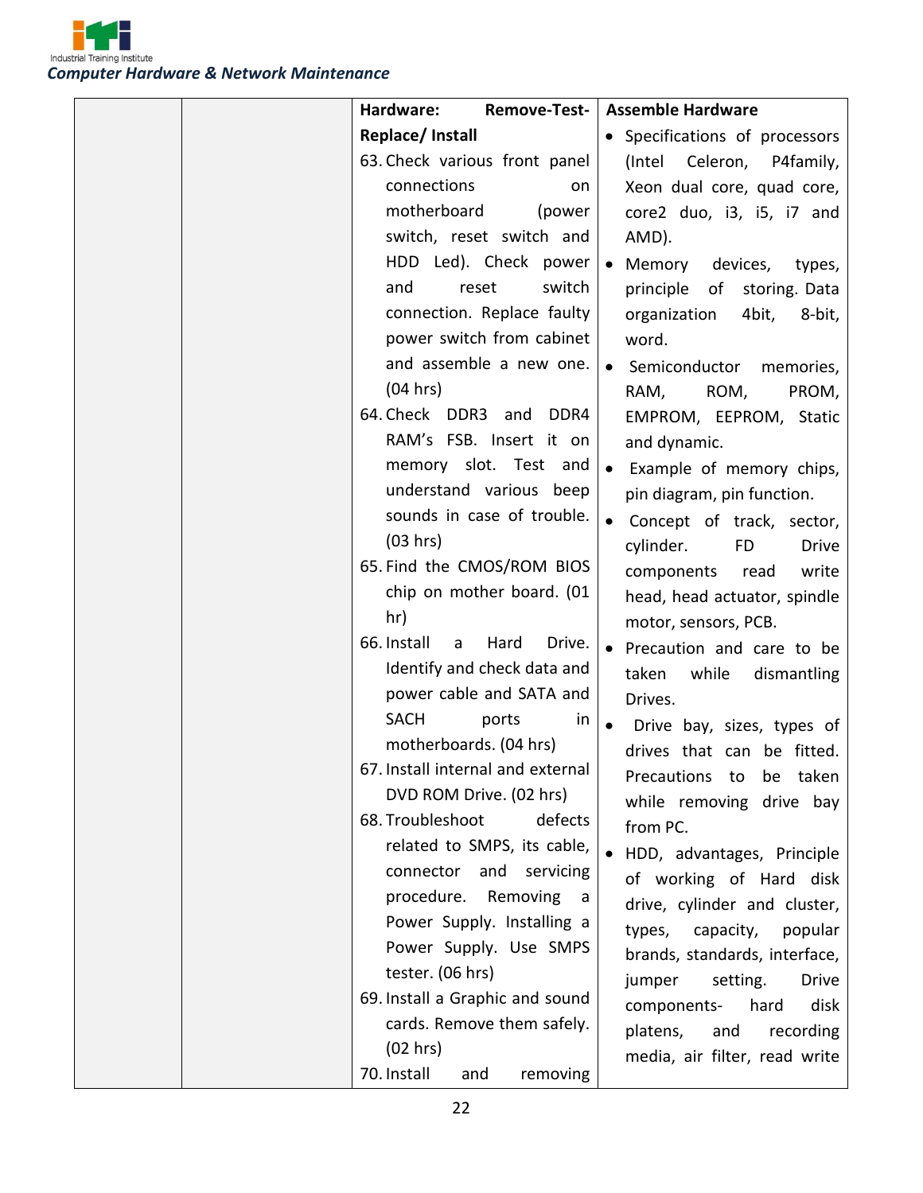| | | Hardware: Remove-Test-Replace/ Install<br>63. Check various front panel connections on motherboard (power switch, reset switch and HDD Led). Check power and reset switch connection. Replace faulty power switch from cabinet and assemble a new one. (04 hrs)<br>64. Check DDR3 and DDR4 RAM's FSB. Insert it on memory slot. Test and understand various beep sounds in case of trouble. (03 hrs)<br>65. Find the CMOS/ROM BIOS chip on mother board. (01 hr)<br>66. Install a Hard Drive. Identify and check data and power cable and SATA and SACH ports in motherboards. (04 hrs)<br>67. Install internal and external DVD ROM Drive. (02 hrs)<br>68. Troubleshoot defects related to SMPS, its cable, connector and servicing procedure. Removing a Power Supply. Installing a Power Supply. Use SMPS tester. (06 hrs)<br>69. Install a Graphic and sound cards. Remove them safely. (02 hrs)<br>70. Install and removing | **Assemble Hardware**<br>• Specifications of processors (Intel Celeron, P4family, Xeon dual core, quad core, core2 duo, i3, i5, i7 and AMD).<br>• Memory devices, types, principle of storing. Data organization 4bit, 8-bit, word.<br>• Semiconductor memories, RAM, ROM, PROM, EMPROM, EEPROM, Static and dynamic.<br>• Example of memory chips, pin diagram, pin function.<br>• Concept of track, sector, cylinder. FD Drive components read write head, head actuator, spindle motor, sensors, PCB.<br>• Precaution and care to be taken while dismantling Drives.<br>• Drive bay, sizes, types of drives that can be fitted. Precautions to be taken while removing drive bay from PC.<br>• HDD, advantages, Principle of working of Hard disk drive, cylinder and cluster, types, capacity, popular brands, standards, interface, jumper setting. Drive components- hard disk platens, and recording media, air filter, read write |
|---|---|---|---|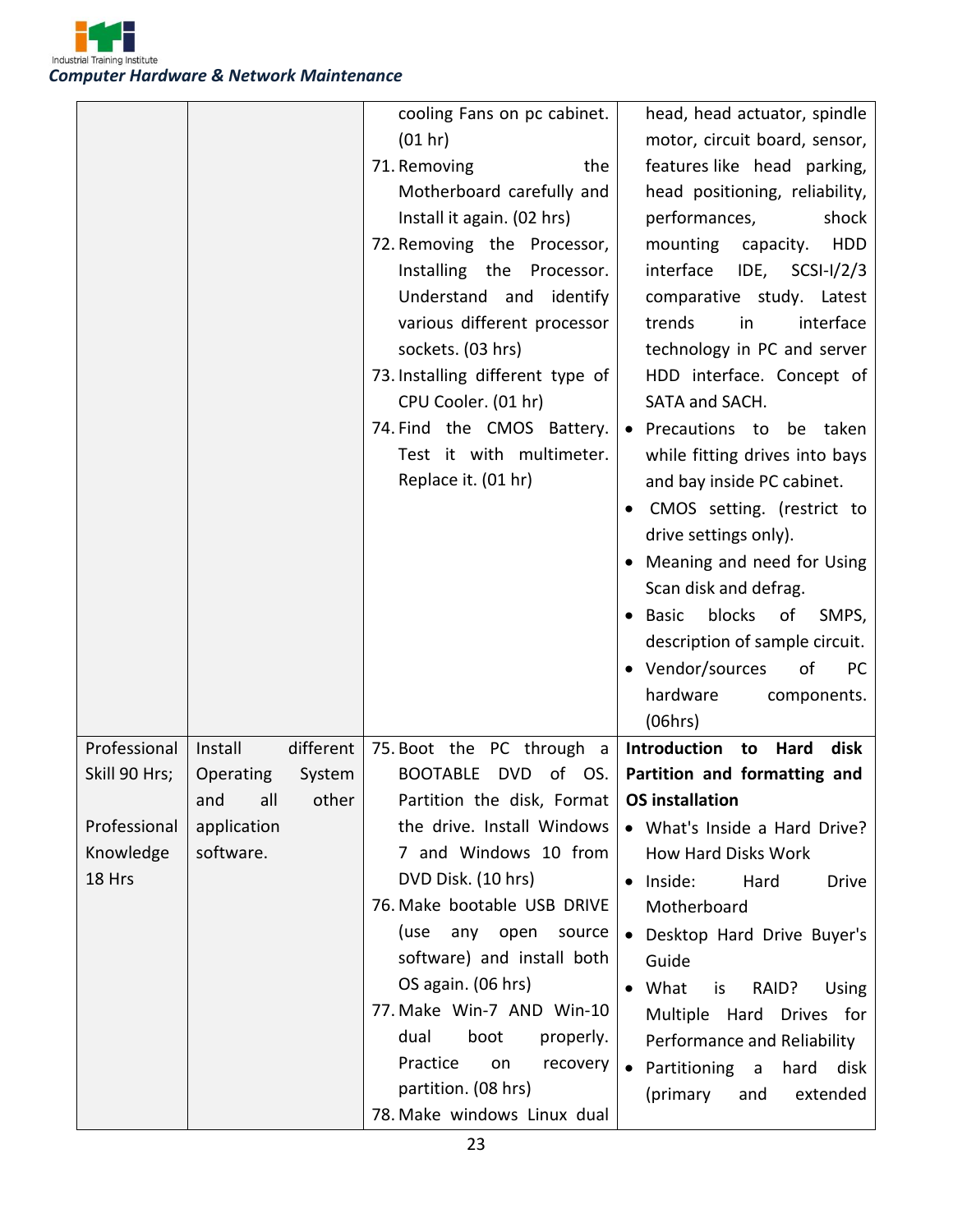| | | cooling Fans on pc cabinet. (01 hr)<br>71. Removing the Motherboard carefully and Install it again. (02 hrs)<br>72. Removing the Processor, Installing the Processor. Understand and identify various different processor sockets. (03 hrs)<br>73. Installing different type of CPU Cooler. (01 hr)<br>74. Find the CMOS Battery. Test it with multimeter. Replace it. (01 hr) | head, head actuator, spindle motor, circuit board, sensor, features like head parking, head positioning, reliability, performances, shock mounting capacity. HDD interface IDE, SCSI-I/2/3 comparative study. Latest trends in interface technology in PC and server HDD interface. Concept of SATA and SACH.<br>• Precautions to be taken while fitting drives into bays and bay inside PC cabinet.<br>• CMOS setting. (restrict to drive settings only).<br>• Meaning and need for Using Scan disk and defrag.<br>• Basic blocks of SMPS, description of sample circuit.<br>• Vendor/sources of PC hardware components. (06hrs) |
|---|---|---|---|
| Professional Skill 90 Hrs;<br><br>Professional Knowledge 18 Hrs | Install different Operating System and all other application software. | 75. Boot the PC through a BOOTABLE DVD of OS. Partition the disk, Format the drive. Install Windows 7 and Windows 10 from DVD Disk. (10 hrs)<br>76. Make bootable USB DRIVE (use any open source software) and install both OS again. (06 hrs)<br>77. Make Win-7 AND Win-10 dual boot properly. Practice on recovery partition. (08 hrs)<br>78. Make windows Linux dual | **Introduction to Hard disk Partition and formatting and OS installation**<br>• What's Inside a Hard Drive? How Hard Disks Work<br>• Inside: Hard Drive Motherboard<br>• Desktop Hard Drive Buyer's Guide<br>• What is RAID? Using Multiple Hard Drives for Performance and Reliability<br>• Partitioning a hard disk (primary and extended |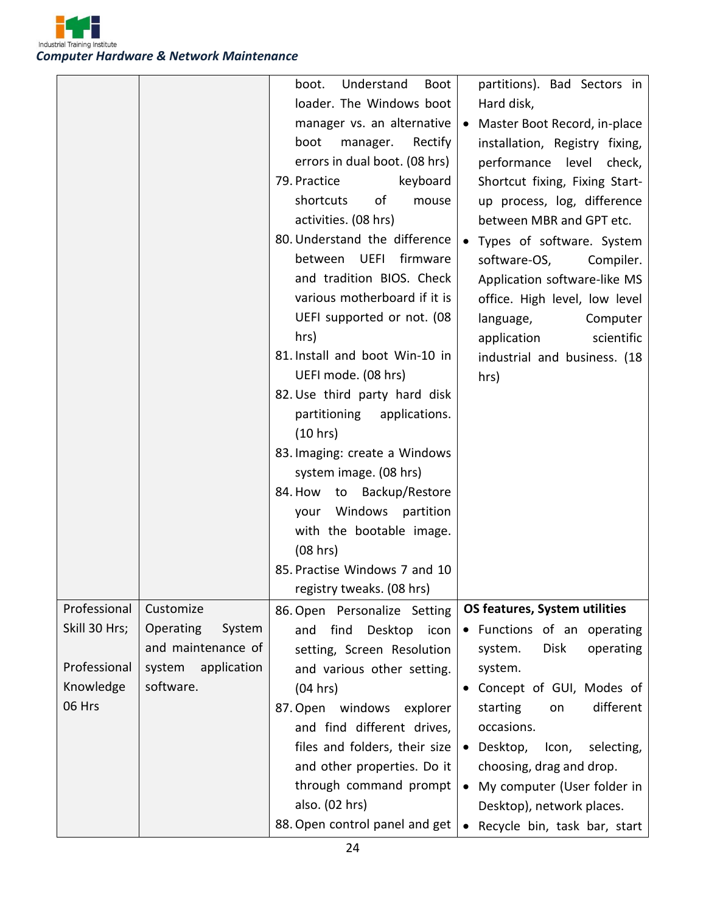| | | | |
|---|---|---|---|
| | | boot. Understand Boot loader. The Windows boot manager vs. an alternative boot manager. Rectify errors in dual boot. (08 hrs)<br>79. Practice keyboard shortcuts of mouse activities. (08 hrs)<br>80. Understand the difference between UEFI firmware and tradition BIOS. Check various motherboard if it is UEFI supported or not. (08 hrs)<br>81. Install and boot Win-10 in UEFI mode. (08 hrs)<br>82. Use third party hard disk partitioning applications. (10 hrs)<br>83. Imaging: create a Windows system image. (08 hrs)<br>84. How to Backup/Restore your Windows partition with the bootable image. (08 hrs)<br>85. Practise Windows 7 and 10 registry tweaks. (08 hrs) | partitions). Bad Sectors in Hard disk,<br>• Master Boot Record, in-place installation, Registry fixing, performance level check, Shortcut fixing, Fixing Start-up process, log, difference between MBR and GPT etc.<br>• Types of software. System software-OS, Compiler. Application software-like MS office. High level, low level language, Computer application scientific industrial and business. (18 hrs) |
| Professional Skill 30 Hrs;<br><br>Professional Knowledge 06 Hrs | Customize Operating System and maintenance of system application software. | 86. Open Personalize Setting and find Desktop icon setting, Screen Resolution and various other setting. (04 hrs)<br>87. Open windows explorer and find different drives, files and folders, their size and other properties. Do it through command prompt also. (02 hrs)<br>88. Open control panel and get | **OS features, System utilities**<br>• Functions of an operating system. Disk operating system.<br>• Concept of GUI, Modes of starting on different occasions.<br>• Desktop, Icon, selecting, choosing, drag and drop.<br>• My computer (User folder in Desktop), network places.<br>• Recycle bin, task bar, start |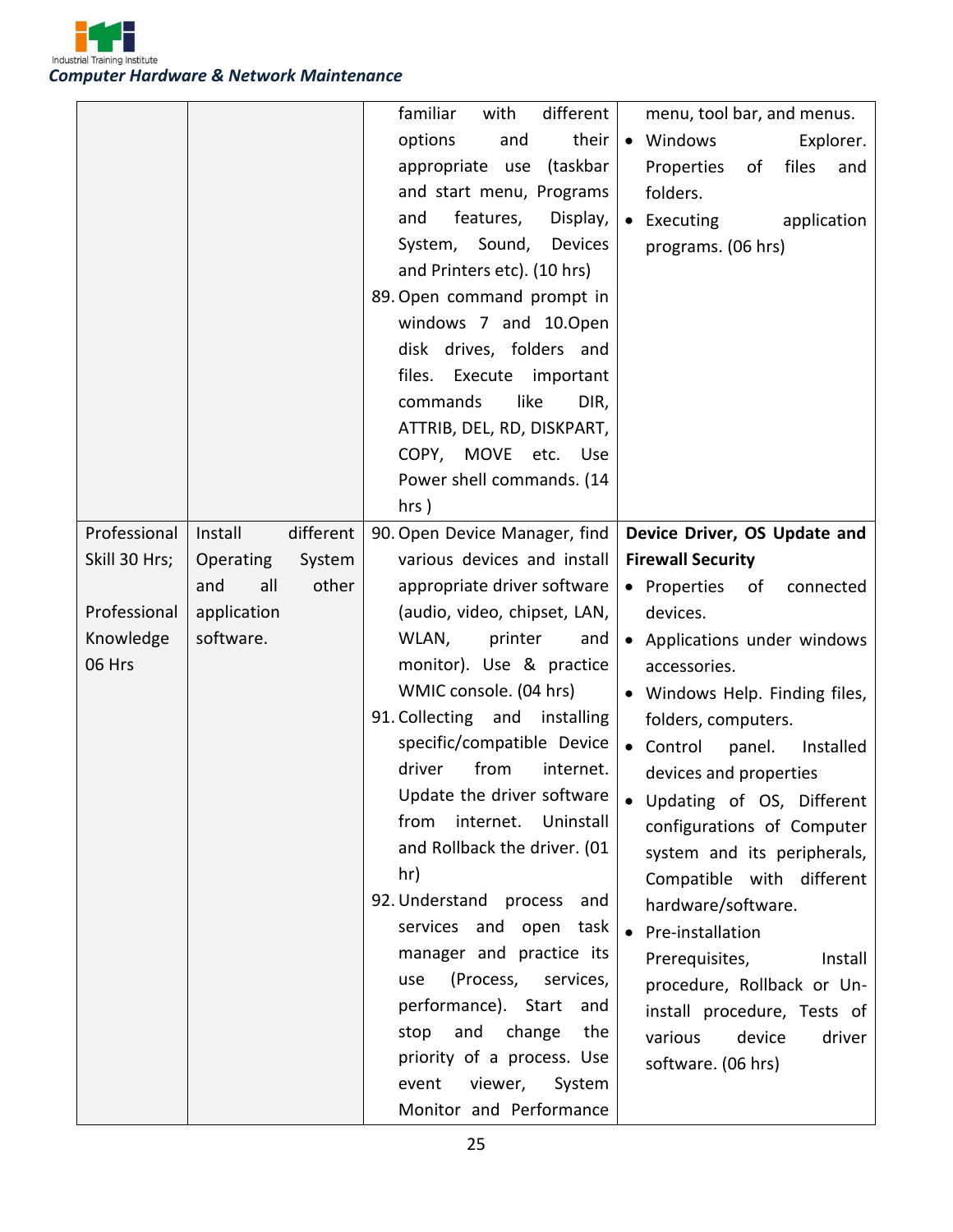| | | | |
|---|---|---|---|
| | | familiar with different options and their appropriate use (taskbar and start menu, Programs and features, Display, System, Sound, Devices and Printers etc). (10 hrs)<br>89. Open command prompt in windows 7 and 10.Open disk drives, folders and files. Execute important commands like DIR, ATTRIB, DEL, RD, DISKPART, COPY, MOVE etc. Use Power shell commands. (14 hrs ) | menu, tool bar, and menus.<br>• Windows Explorer. Properties of files and folders.<br>• Executing application programs. (06 hrs) |
| Professional Skill 30 Hrs;<br><br>Professional Knowledge 06 Hrs | Install different Operating System and all other application software. | 90. Open Device Manager, find various devices and install appropriate driver software (audio, video, chipset, LAN, WLAN, printer and monitor). Use & practice WMIC console. (04 hrs)<br>91. Collecting and installing specific/compatible Device driver from internet. Update the driver software from internet. Uninstall and Rollback the driver. (01 hr)<br>92. Understand process and services and open task manager and practice its use (Process, services, performance). Start and stop and change the priority of a process. Use event viewer, System Monitor and Performance | **Device Driver, OS Update and Firewall Security**<br>• Properties of connected devices.<br>• Applications under windows accessories.<br>• Windows Help. Finding files, folders, computers.<br>• Control panel. Installed devices and properties<br>• Updating of OS, Different configurations of Computer system and its peripherals, Compatible with different hardware/software.<br>• Pre-installation Prerequisites, Install procedure, Rollback or Un-install procedure, Tests of various device driver software. (06 hrs) |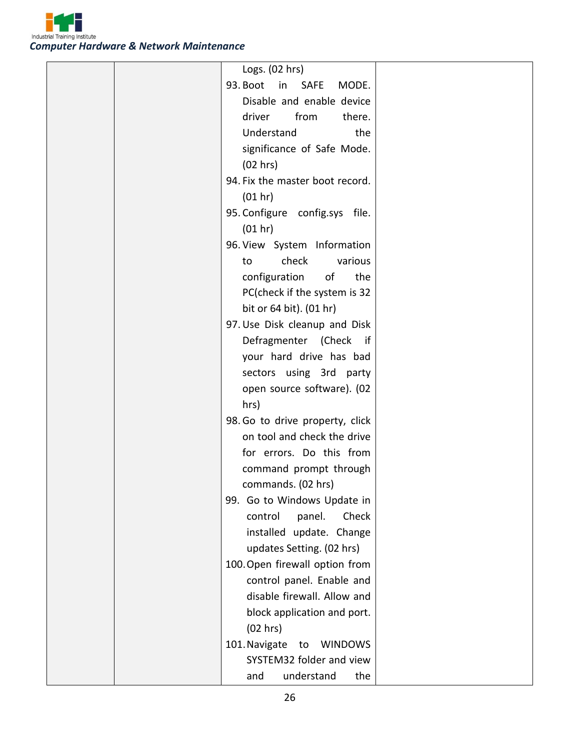| | | | |
|---|---|---|---|
| | | Logs. (02 hrs)<br>93. Boot in SAFE MODE. Disable and enable device driver from there. Understand the significance of Safe Mode. (02 hrs)<br>94. Fix the master boot record. (01 hr)<br>95. Configure config.sys file. (01 hr)<br>96. View System Information to check various configuration of the PC(check if the system is 32 bit or 64 bit). (01 hr)<br>97. Use Disk cleanup and Disk Defragmenter (Check if your hard drive has bad sectors using 3rd party open source software). (02 hrs)<br>98. Go to drive property, click on tool and check the drive for errors. Do this from command prompt through commands. (02 hrs)<br>99. Go to Windows Update in control panel. Check installed update. Change updates Setting. (02 hrs)<br>100. Open firewall option from control panel. Enable and disable firewall. Allow and block application and port. (02 hrs)<br>101. Navigate to WINDOWS SYSTEM32 folder and view and understand the | |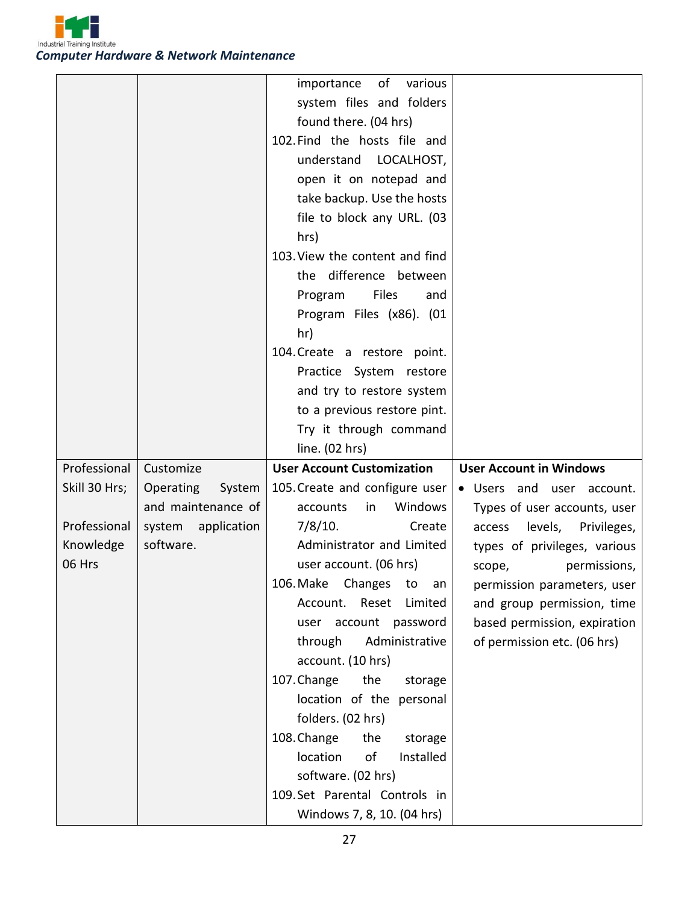| | | | |
|---|---|---|---|
| | | importance of various system files and folders found there. (04 hrs)<br>102. Find the hosts file and understand LOCALHOST, open it on notepad and take backup. Use the hosts file to block any URL. (03 hrs)<br>103. View the content and find the difference between Program Files and Program Files (x86). (01 hr)<br>104. Create a restore point. Practice System restore and try to restore system to a previous restore pint. Try it through command line. (02 hrs) | |
| Professional Skill 30 Hrs;<br><br>Professional Knowledge 06 Hrs | Customize Operating System and maintenance of system application software. | **User Account Customization**<br>105. Create and configure user accounts in Windows 7/8/10. Create Administrator and Limited user account. (06 hrs)<br>106. Make Changes to an Account. Reset Limited user account password through Administrative account. (10 hrs)<br>107. Change the storage location of the personal folders. (02 hrs)<br>108. Change the storage location of Installed software. (02 hrs)<br>109. Set Parental Controls in Windows 7, 8, 10. (04 hrs) | **User Account in Windows**<br>• Users and user account. Types of user accounts, user access levels, Privileges, types of privileges, various scope, permissions, permission parameters, user and group permission, time based permission, expiration of permission etc. (06 hrs) |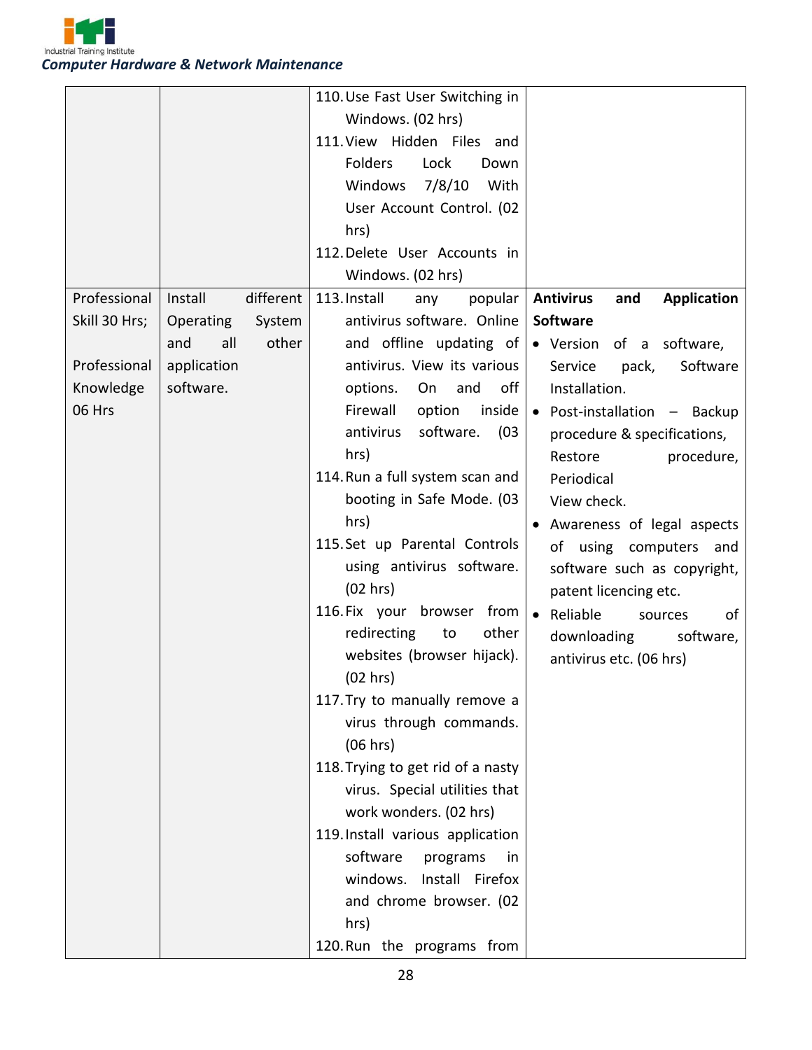| | | | |
|---|---|---|---|
| | | 110. Use Fast User Switching in Windows. (02 hrs)<br>111. View Hidden Files and Folders Lock Down Windows 7/8/10 With User Account Control. (02 hrs)<br>112. Delete User Accounts in Windows. (02 hrs) | |
| Professional Skill 30 Hrs;<br><br>Professional Knowledge 06 Hrs | Install different Operating System and all other application software. | 113. Install any popular antivirus software. Online and offline updating of antivirus. View its various options. On and off Firewall option inside antivirus software. (03 hrs)<br>114. Run a full system scan and booting in Safe Mode. (03 hrs)<br>115. Set up Parental Controls using antivirus software. (02 hrs)<br>116. Fix your browser from redirecting to other websites (browser hijack). (02 hrs)<br>117. Try to manually remove a virus through commands. (06 hrs)<br>118. Trying to get rid of a nasty virus. Special utilities that work wonders. (02 hrs)<br>119. Install various application software programs in windows. Install Firefox and chrome browser. (02 hrs)<br>120. Run the programs from | **Antivirus and Application Software**<br>• Version of a software, Service pack, Software Installation.<br>• Post-installation – Backup procedure & specifications, Restore procedure, Periodical View check.<br>• Awareness of legal aspects of using computers and software such as copyright, patent licencing etc.<br>• Reliable sources of downloading software, antivirus etc. (06 hrs) |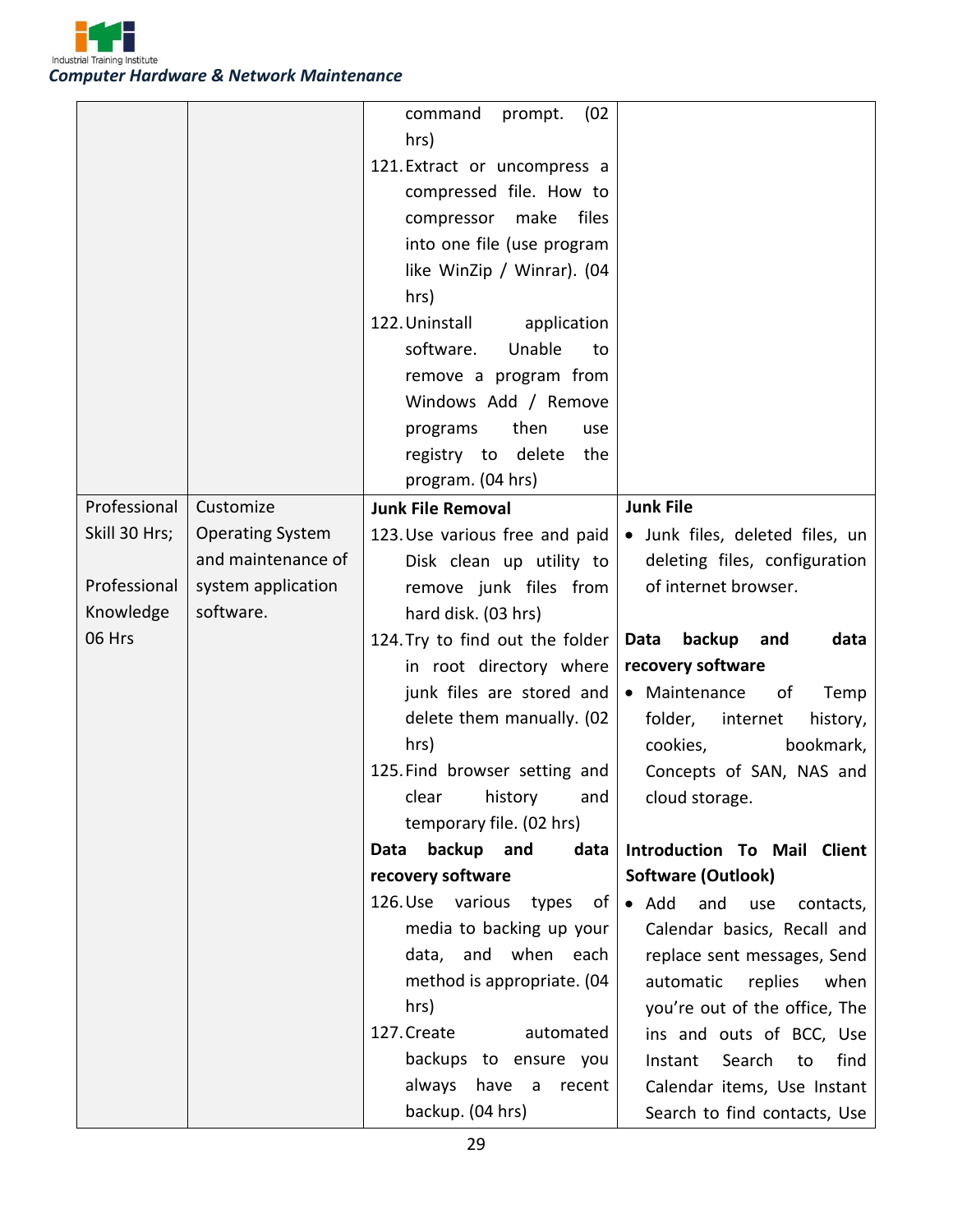| | | | |
|---|---|---|---|
| | | command prompt. (02 hrs)<br>121. Extract or uncompress a compressed file. How to compressor make files into one file (use program like WinZip / Winrar). (04 hrs)<br>122. Uninstall application software. Unable to remove a program from Windows Add / Remove programs then use registry to delete the program. (04 hrs) | |
| Professional Skill 30 Hrs;<br><br>Professional Knowledge 06 Hrs | Customize Operating System and maintenance of system application software. | **Junk File Removal**<br>123. Use various free and paid Disk clean up utility to remove junk files from hard disk. (03 hrs)<br>124. Try to find out the folder in root directory where junk files are stored and delete them manually. (02 hrs)<br>125. Find browser setting and clear history and temporary file. (02 hrs)<br>**Data backup and data recovery software**<br>126. Use various types of media to backing up your data, and when each method is appropriate. (04 hrs)<br>127. Create automated backups to ensure you always have a recent backup. (04 hrs) | **Junk File**<br>• Junk files, deleted files, un deleting files, configuration of internet browser.<br><br>**Data backup and data recovery software**<br>• Maintenance of Temp folder, internet history, cookies, bookmark, Concepts of SAN, NAS and cloud storage.<br><br>**Introduction To Mail Client Software (Outlook)**<br>• Add and use contacts, Calendar basics, Recall and replace sent messages, Send automatic replies when you're out of the office, The ins and outs of BCC, Use Instant Search to find Calendar items, Use Instant Search to find contacts, Use |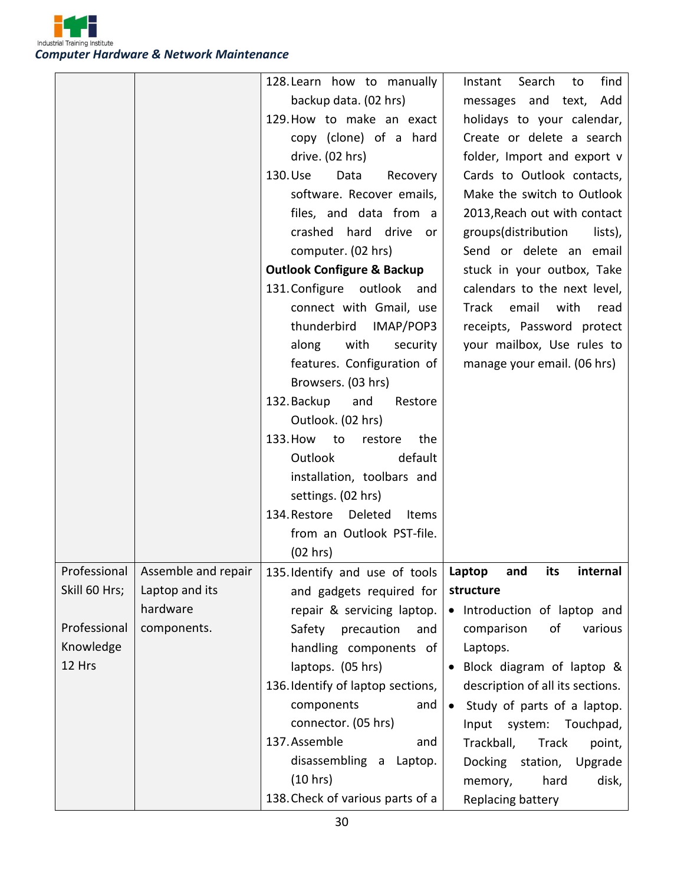| | | | |
|---|---|---|---|
| | | 128. Learn how to manually backup data. (02 hrs)<br>129. How to make an exact copy (clone) of a hard drive. (02 hrs)<br>130. Use Data Recovery software. Recover emails, files, and data from a crashed hard drive or computer. (02 hrs)<br>**Outlook Configure & Backup**<br>131. Configure outlook and connect with Gmail, use thunderbird IMAP/POP3 along with security features. Configuration of Browsers. (03 hrs)<br>132. Backup and Restore Outlook. (02 hrs)<br>133. How to restore the Outlook default installation, toolbars and settings. (02 hrs)<br>134. Restore Deleted Items from an Outlook PST-file. (02 hrs) | Instant Search to find messages and text, Add holidays to your calendar, Create or delete a search folder, Import and export v Cards to Outlook contacts, Make the switch to Outlook 2013,Reach out with contact groups(distribution lists), Send or delete an email stuck in your outbox, Take calendars to the next level, Track email with read receipts, Password protect your mailbox, Use rules to manage your email. (06 hrs) |
| Professional Skill 60 Hrs;<br><br>Professional Knowledge 12 Hrs | Assemble and repair Laptop and its hardware components. | 135. Identify and use of tools and gadgets required for repair & servicing laptop. Safety precaution and handling components of laptops. (05 hrs)<br>136. Identify of laptop sections, components and connector. (05 hrs)<br>137. Assemble and disassembling a Laptop. (10 hrs)<br>138. Check of various parts of a | **Laptop and its internal structure**<br>• Introduction of laptop and comparison of various Laptops.<br>• Block diagram of laptop & description of all its sections.<br>• Study of parts of a laptop. Input system: Touchpad, Trackball, Track point, Docking station, Upgrade memory, hard disk, Replacing battery |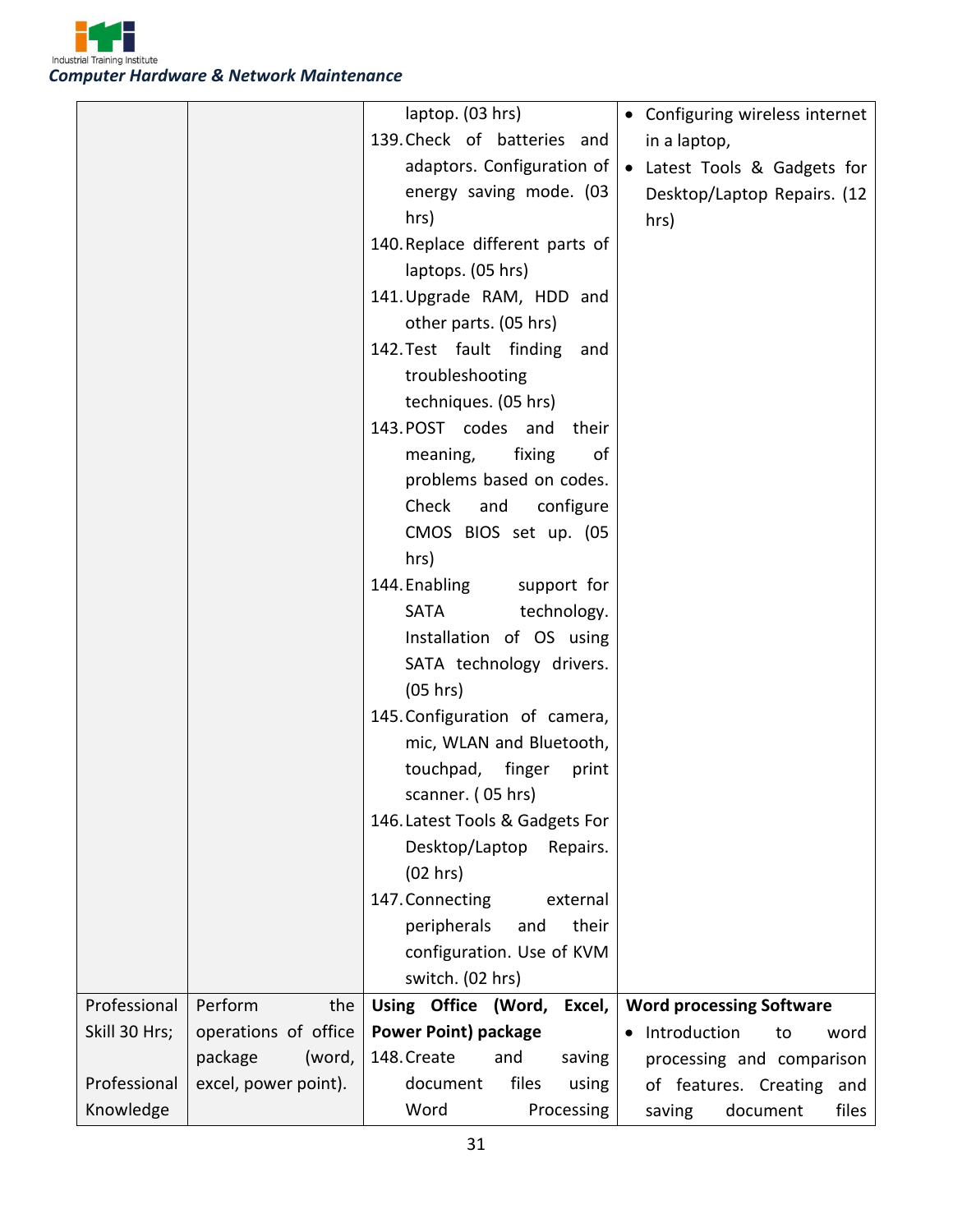| | | | |
|---|---|---|---|
| | | laptop. (03 hrs)<br>139. Check of batteries and adaptors. Configuration of energy saving mode. (03 hrs)<br>140. Replace different parts of laptops. (05 hrs)<br>141. Upgrade RAM, HDD and other parts. (05 hrs)<br>142. Test fault finding and troubleshooting techniques. (05 hrs)<br>143. POST codes and their meaning, fixing of problems based on codes. Check and configure CMOS BIOS set up. (05 hrs)<br>144. Enabling support for SATA technology. Installation of OS using SATA technology drivers. (05 hrs)<br>145. Configuration of camera, mic, WLAN and Bluetooth, touchpad, finger print scanner. ( 05 hrs)<br>146. Latest Tools & Gadgets For Desktop/Laptop Repairs. (02 hrs)<br>147. Connecting external peripherals and their configuration. Use of KVM switch. (02 hrs) | • Configuring wireless internet in a laptop,<br>• Latest Tools & Gadgets for Desktop/Laptop Repairs. (12 hrs) |
| Professional Skill 30 Hrs;<br><br>Professional Knowledge | Perform the operations of office package (word, excel, power point). | **Using Office (Word, Excel, Power Point) package**<br>148. Create and saving document files using Word Processing | **Word processing Software**<br>• Introduction to word processing and comparison of features. Creating and saving document files |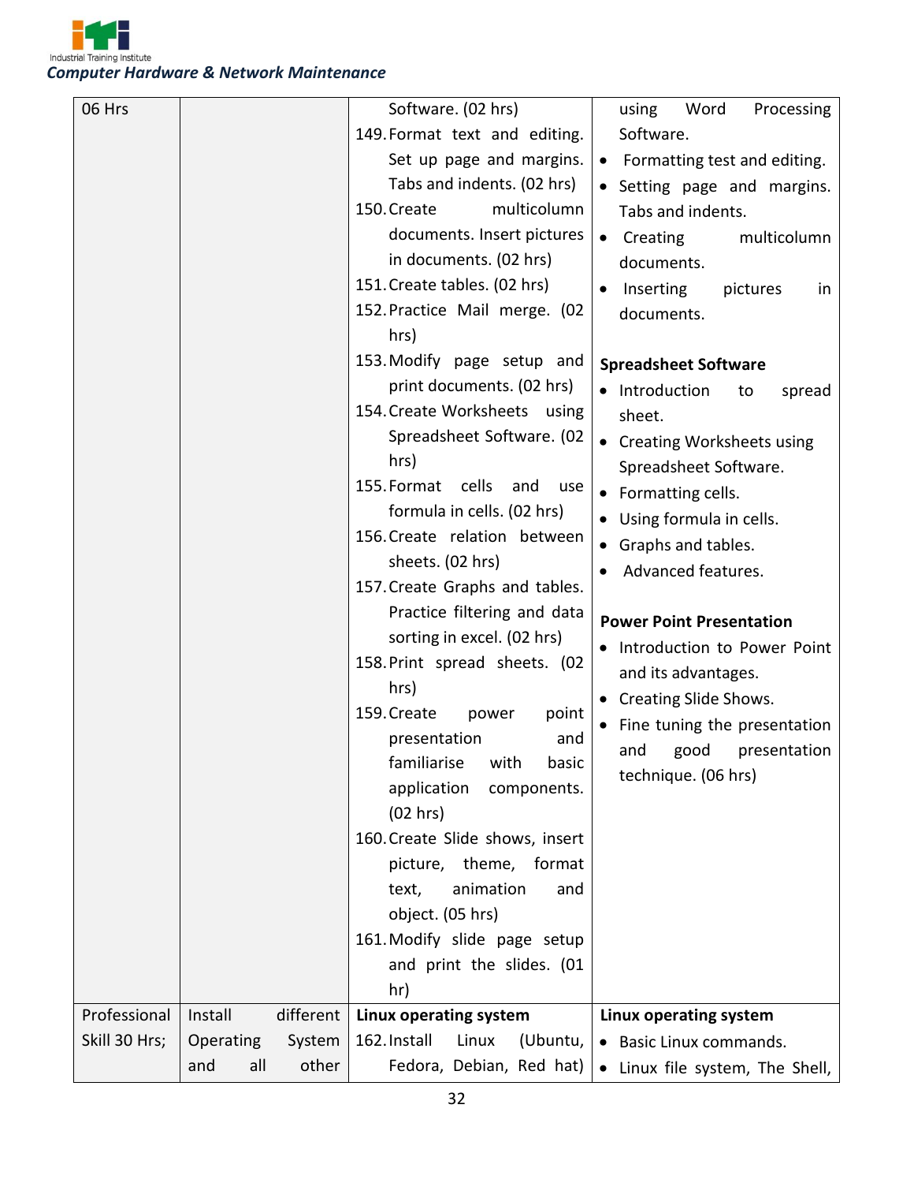| | | | |
|---|---|---|---|
| 06 Hrs | | Software. (02 hrs)<br>149. Format text and editing. Set up page and margins. Tabs and indents. (02 hrs)<br>150. Create multicolumn documents. Insert pictures in documents. (02 hrs)<br>151. Create tables. (02 hrs)<br>152. Practice Mail merge. (02 hrs)<br>153. Modify page setup and print documents. (02 hrs)<br>154. Create Worksheets using Spreadsheet Software. (02 hrs)<br>155. Format cells and use formula in cells. (02 hrs)<br>156. Create relation between sheets. (02 hrs)<br>157. Create Graphs and tables. Practice filtering and data sorting in excel. (02 hrs)<br>158. Print spread sheets. (02 hrs)<br>159. Create power point presentation and familiarise with basic application components. (02 hrs)<br>160. Create Slide shows, insert picture, theme, format text, animation and object. (05 hrs)<br>161. Modify slide page setup and print the slides. (01 hr) | using Word Processing Software.<br>• Formatting test and editing.<br>• Setting page and margins. Tabs and indents.<br>• Creating multicolumn documents.<br>• Inserting pictures in documents.<br><br>**Spreadsheet Software**<br>• Introduction to spread sheet.<br>• Creating Worksheets using Spreadsheet Software.<br>• Formatting cells.<br>• Using formula in cells.<br>• Graphs and tables.<br>• Advanced features.<br><br>**Power Point Presentation**<br>• Introduction to Power Point and its advantages.<br>• Creating Slide Shows.<br>• Fine tuning the presentation and good presentation technique. (06 hrs) |
| Professional Skill 30 Hrs; | Install different Operating System and all other | **Linux operating system**<br>162. Install Linux (Ubuntu, Fedora, Debian, Red hat) | **Linux operating system**<br>• Basic Linux commands.<br>• Linux file system, The Shell, |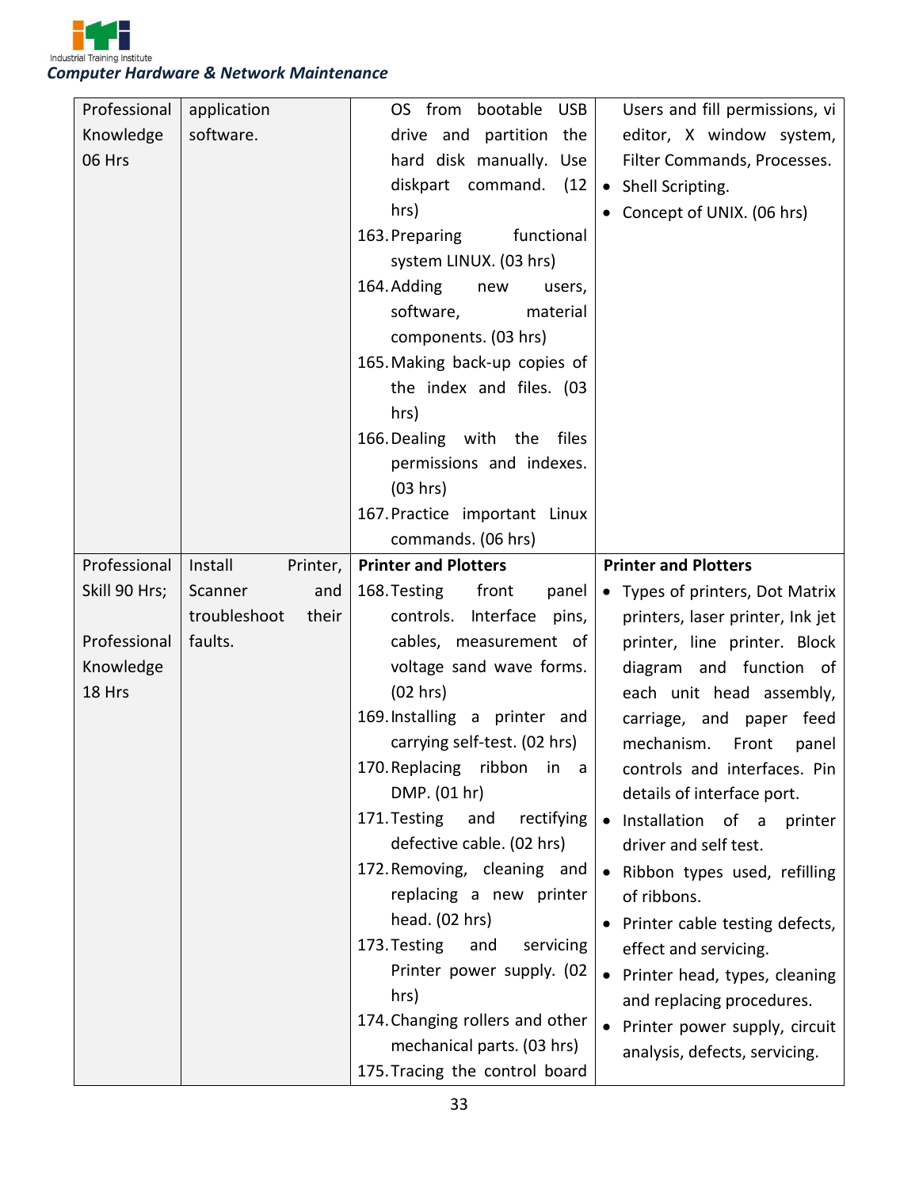| | | | |
|---|---|---|---|
| Professional Knowledge 06 Hrs | application software. | OS from bootable USB drive and partition the hard disk manually. Use diskpart command. (12 hrs)<br>163. Preparing functional system LINUX. (03 hrs)<br>164. Adding new users, software, material components. (03 hrs)<br>165. Making back-up copies of the index and files. (03 hrs)<br>166. Dealing with the files permissions and indexes. (03 hrs)<br>167. Practice important Linux commands. (06 hrs) | Users and fill permissions, vi editor, X window system, Filter Commands, Processes.<br>• Shell Scripting.<br>• Concept of UNIX. (06 hrs) |
| Professional Skill 90 Hrs;<br><br>Professional Knowledge 18 Hrs | Install Printer, Scanner and troubleshoot their faults. | **Printer and Plotters**<br>168. Testing front panel controls. Interface pins, cables, measurement of voltage sand wave forms. (02 hrs)<br>169. Installing a printer and carrying self-test. (02 hrs)<br>170. Replacing ribbon in a DMP. (01 hr)<br>171. Testing and rectifying defective cable. (02 hrs)<br>172. Removing, cleaning and replacing a new printer head. (02 hrs)<br>173. Testing and servicing Printer power supply. (02 hrs)<br>174. Changing rollers and other mechanical parts. (03 hrs)<br>175. Tracing the control board | **Printer and Plotters**<br>• Types of printers, Dot Matrix printers, laser printer, Ink jet printer, line printer. Block diagram and function of each unit head assembly, carriage, and paper feed mechanism. Front panel controls and interfaces. Pin details of interface port.<br>• Installation of a printer driver and self test.<br>• Ribbon types used, refilling of ribbons.<br>• Printer cable testing defects, effect and servicing.<br>• Printer head, types, cleaning and replacing procedures.<br>• Printer power supply, circuit analysis, defects, servicing. |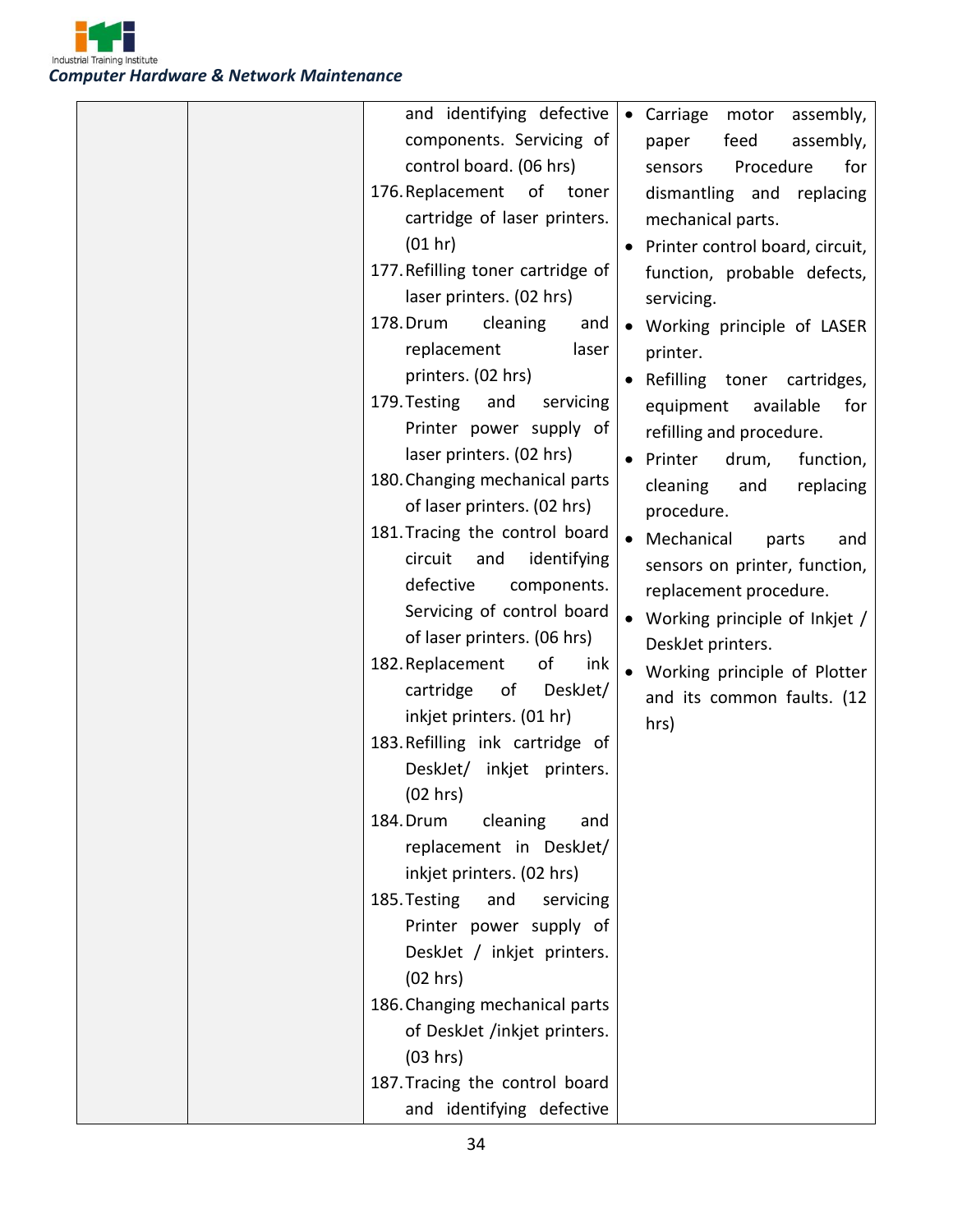| | | | |
|---|---|---|---|
| | | and identifying defective components. Servicing of control board. (06 hrs)<br>176. Replacement of toner cartridge of laser printers. (01 hr)<br>177. Refilling toner cartridge of laser printers. (02 hrs)<br>178. Drum cleaning and replacement laser printers. (02 hrs)<br>179. Testing and servicing Printer power supply of laser printers. (02 hrs)<br>180. Changing mechanical parts of laser printers. (02 hrs)<br>181. Tracing the control board circuit and identifying defective components. Servicing of control board of laser printers. (06 hrs)<br>182. Replacement of ink cartridge of DeskJet/ inkjet printers. (01 hr)<br>183. Refilling ink cartridge of DeskJet/ inkjet printers. (02 hrs)<br>184. Drum cleaning and replacement in DeskJet/ inkjet printers. (02 hrs)<br>185. Testing and servicing Printer power supply of DeskJet / inkjet printers. (02 hrs)<br>186. Changing mechanical parts of DeskJet /inkjet printers. (03 hrs)<br>187. Tracing the control board and identifying defective | • Carriage motor assembly, paper feed assembly, sensors Procedure for dismantling and replacing mechanical parts.<br>• Printer control board, circuit, function, probable defects, servicing.<br>• Working principle of LASER printer.<br>• Refilling toner cartridges, equipment available for refilling and procedure.<br>• Printer drum, function, cleaning and replacing procedure.<br>• Mechanical parts and sensors on printer, function, replacement procedure.<br>• Working principle of Inkjet / DeskJet printers.<br>• Working principle of Plotter and its common faults. (12 hrs) |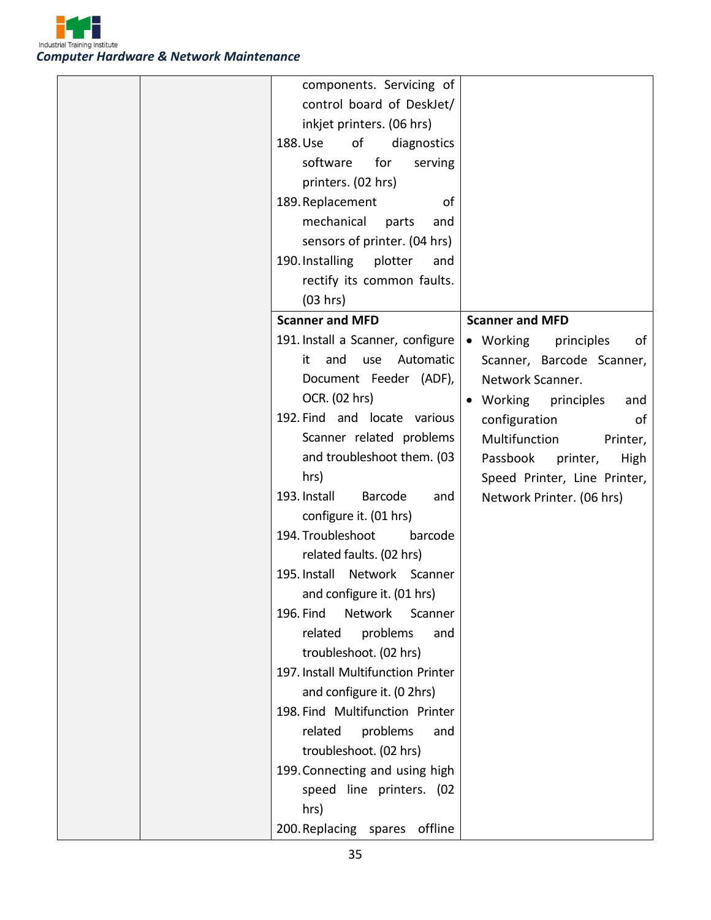| | | | |
|---|---|---|---|
| | | components. Servicing of control board of DeskJet/ inkjet printers. (06 hrs)<br>188. Use of diagnostics software for serving printers. (02 hrs)<br>189. Replacement of mechanical parts and sensors of printer. (04 hrs)<br>190. Installing plotter and rectify its common faults. (03 hrs) | |
| | | **Scanner and MFD**<br>191. Install a Scanner, configure it and use Automatic Document Feeder (ADF), OCR. (02 hrs)<br>192. Find and locate various Scanner related problems and troubleshoot them. (03 hrs)<br>193. Install Barcode and configure it. (01 hrs)<br>194. Troubleshoot barcode related faults. (02 hrs)<br>195. Install Network Scanner and configure it. (01 hrs)<br>196. Find Network Scanner related problems and troubleshoot. (02 hrs)<br>197. Install Multifunction Printer and configure it. (0 2hrs)<br>198. Find Multifunction Printer related problems and troubleshoot. (02 hrs)<br>199. Connecting and using high speed line printers. (02 hrs)<br>200. Replacing spares offline | **Scanner and MFD**<br>• Working principles of Scanner, Barcode Scanner, Network Scanner.<br>• Working principles and configuration of Multifunction Printer, Passbook printer, High Speed Printer, Line Printer, Network Printer. (06 hrs) |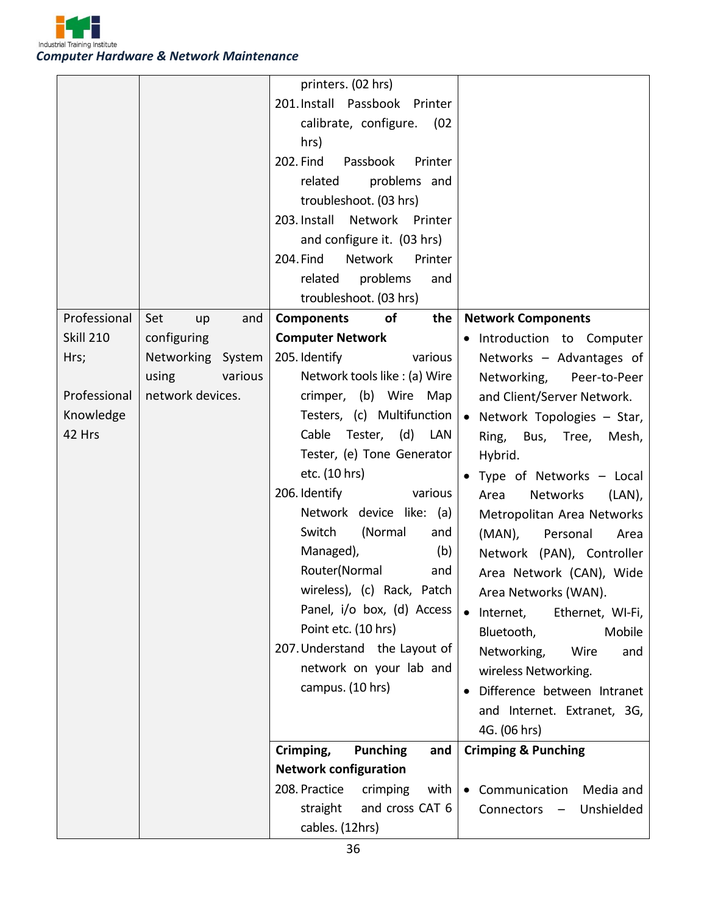| | | | |
|---|---|---|---|
| | | printers. (02 hrs)<br>201. Install Passbook Printer calibrate, configure. (02 hrs)<br>202. Find Passbook Printer related problems and troubleshoot. (03 hrs)<br>203. Install Network Printer and configure it. (03 hrs)<br>204. Find Network Printer related problems and troubleshoot. (03 hrs) | |
| Professional Skill 210 Hrs;<br><br>Professional Knowledge 42 Hrs | Set up and configuring Networking System using various network devices. | **Components of the Computer Network**<br>205. Identify various Network tools like : (a) Wire crimper, (b) Wire Map Testers, (c) Multifunction Cable Tester, (d) LAN Tester, (e) Tone Generator etc. (10 hrs)<br>206. Identify various Network device like: (a) Switch (Normal and Managed), (b) Router(Normal and wireless), (c) Rack, Patch Panel, i/o box, (d) Access Point etc. (10 hrs)<br>207. Understand the Layout of network on your lab and campus. (10 hrs) | **Network Components**<br>• Introduction to Computer Networks – Advantages of Networking, Peer-to-Peer and Client/Server Network.<br>• Network Topologies – Star, Ring, Bus, Tree, Mesh, Hybrid.<br>• Type of Networks – Local Area Networks (LAN), Metropolitan Area Networks (MAN), Personal Area Network (PAN), Controller Area Network (CAN), Wide Area Networks (WAN).<br>• Internet, Ethernet, WI-Fi, Bluetooth, Mobile Networking, Wire and wireless Networking.<br>• Difference between Intranet and Internet. Extranet, 3G, 4G. (06 hrs) |
| | | **Crimping, Punching and Network configuration**<br>208. Practice crimping with straight and cross CAT 6 cables. (12hrs) | **Crimping & Punching**<br>• Communication Media and Connectors – Unshielded |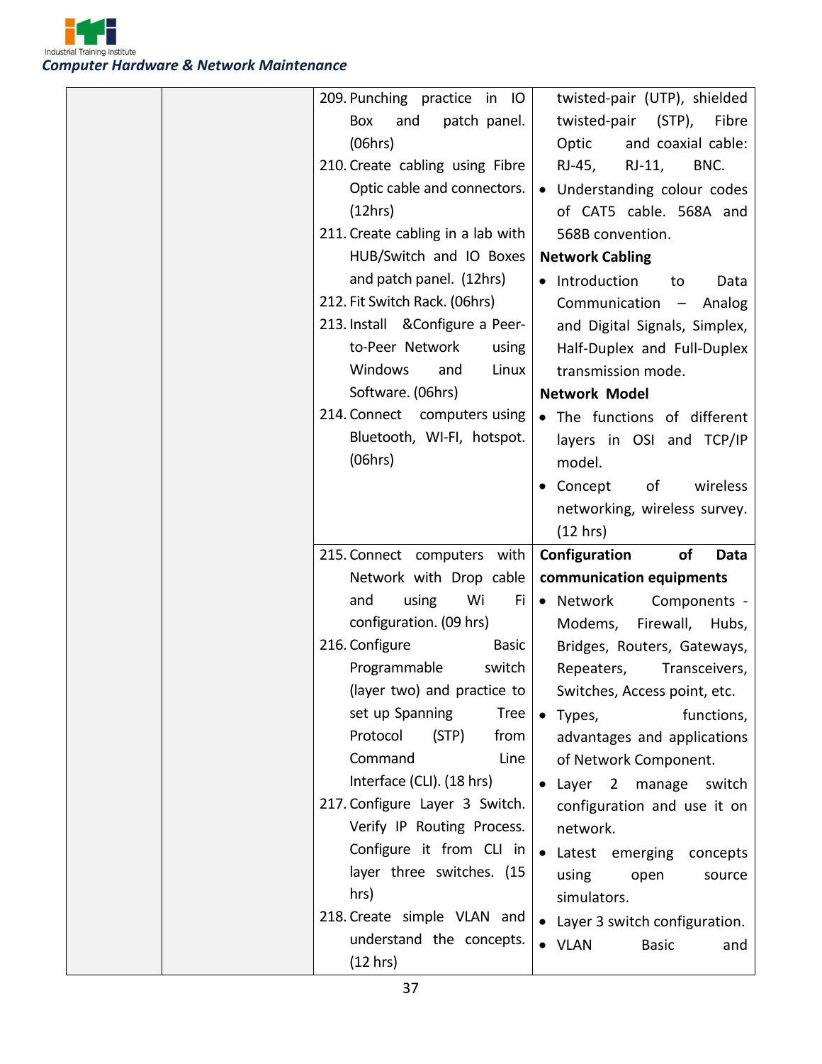| | | | |
|---|---|---|---|
| | | 209. Punching practice in IO Box and patch panel. (06hrs)<br>210. Create cabling using Fibre Optic cable and connectors. (12hrs)<br>211. Create cabling in a lab with HUB/Switch and IO Boxes and patch panel. (12hrs)<br>212. Fit Switch Rack. (06hrs)<br>213. Install &Configure a Peer-to-Peer Network using Windows and Linux Software. (06hrs)<br>214. Connect computers using Bluetooth, WI-FI, hotspot. (06hrs) | twisted-pair (UTP), shielded twisted-pair (STP), Fibre Optic and coaxial cable: RJ-45, RJ-11, BNC.<br>• Understanding colour codes of CAT5 cable. 568A and 568B convention.<br>**Network Cabling**<br>• Introduction to Data Communication – Analog and Digital Signals, Simplex, Half-Duplex and Full-Duplex transmission mode.<br>**Network Model**<br>• The functions of different layers in OSI and TCP/IP model.<br>• Concept of wireless networking, wireless survey. (12 hrs) |
| | | 215. Connect computers with Network with Drop cable and using Wi Fi configuration. (09 hrs)<br>216. Configure Basic Programmable switch (layer two) and practice to set up Spanning Tree Protocol (STP) from Command Line Interface (CLI). (18 hrs)<br>217. Configure Layer 3 Switch. Verify IP Routing Process. Configure it from CLI in layer three switches. (15 hrs)<br>218. Create simple VLAN and understand the concepts. (12 hrs) | **Configuration of Data communication equipments**<br>• Network Components - Modems, Firewall, Hubs, Bridges, Routers, Gateways, Repeaters, Transceivers, Switches, Access point, etc.<br>• Types, functions, advantages and applications of Network Component.<br>• Layer 2 manage switch configuration and use it on network.<br>• Latest emerging concepts using open source simulators.<br>• Layer 3 switch configuration.<br>• VLAN Basic and |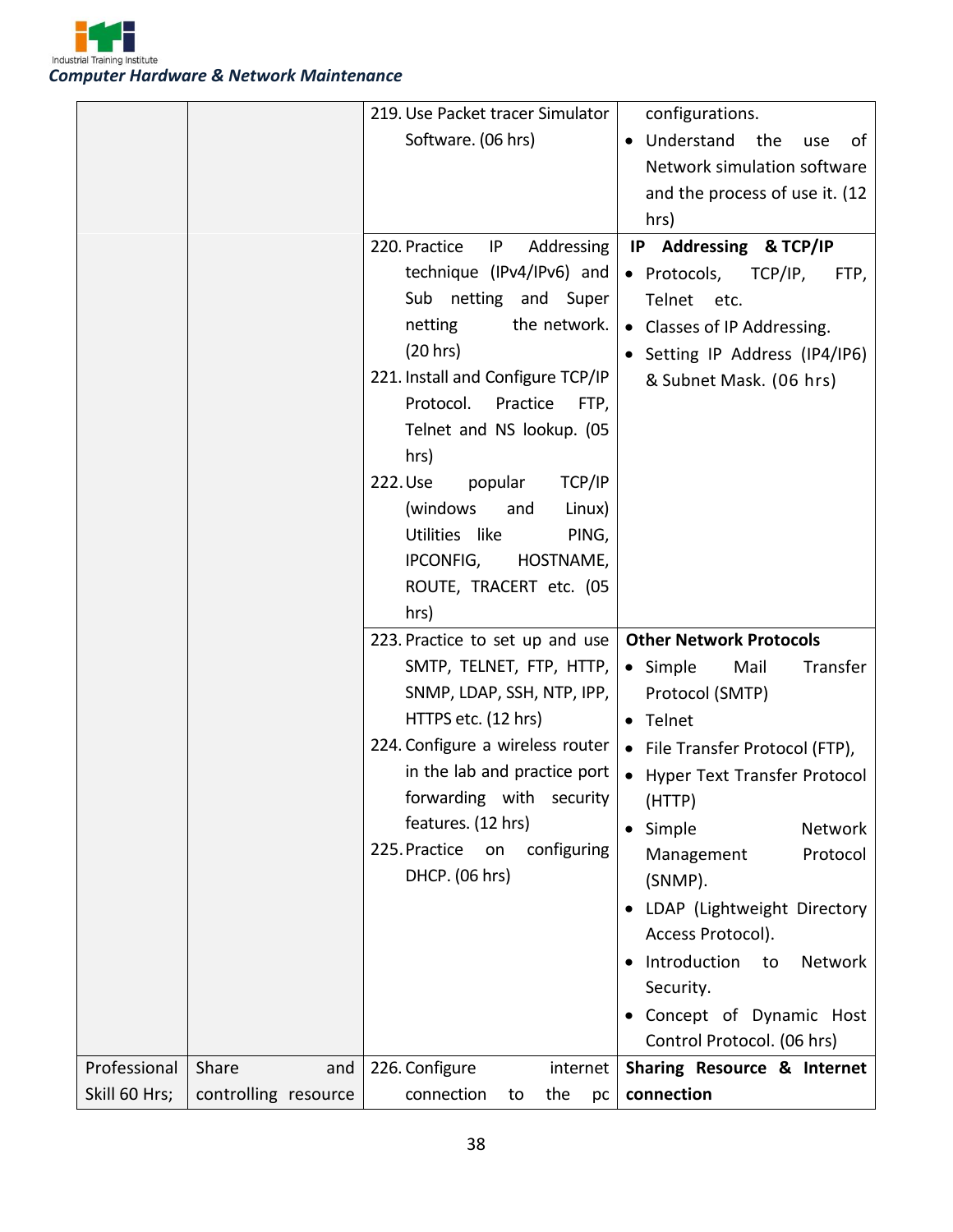| | | | |
|---|---|---|---|
| | | 219. Use Packet tracer Simulator Software. (06 hrs) | configurations.<br>• Understand the use of Network simulation software and the process of use it. (12 hrs) |
| | | 220. Practice IP Addressing technique (IPv4/IPv6) and Sub netting and Super netting the network. (20 hrs)<br>221. Install and Configure TCP/IP Protocol. Practice FTP, Telnet and NS lookup. (05 hrs)<br>222. Use popular TCP/IP (windows and Linux) Utilities like PING, IPCONFIG, HOSTNAME, ROUTE, TRACERT etc. (05 hrs) | **IP Addressing & TCP/IP**<br>• Protocols, TCP/IP, FTP, Telnet etc.<br>• Classes of IP Addressing.<br>• Setting IP Address (IP4/IP6) & Subnet Mask. (06 hrs) |
| | | 223. Practice to set up and use SMTP, TELNET, FTP, HTTP, SNMP, LDAP, SSH, NTP, IPP, HTTPS etc. (12 hrs)<br>224. Configure a wireless router in the lab and practice port forwarding with security features. (12 hrs)<br>225. Practice on configuring DHCP. (06 hrs) | **Other Network Protocols**<br>• Simple Mail Transfer Protocol (SMTP)<br>• Telnet<br>• File Transfer Protocol (FTP),<br>• Hyper Text Transfer Protocol (HTTP)<br>• Simple Network Management Protocol (SNMP).<br>• LDAP (Lightweight Directory Access Protocol).<br>• Introduction to Network Security.<br>• Concept of Dynamic Host Control Protocol. (06 hrs) |
| Professional Skill 60 Hrs; | Share and controlling resource | 226. Configure internet connection to the pc | **Sharing Resource & Internet connection** |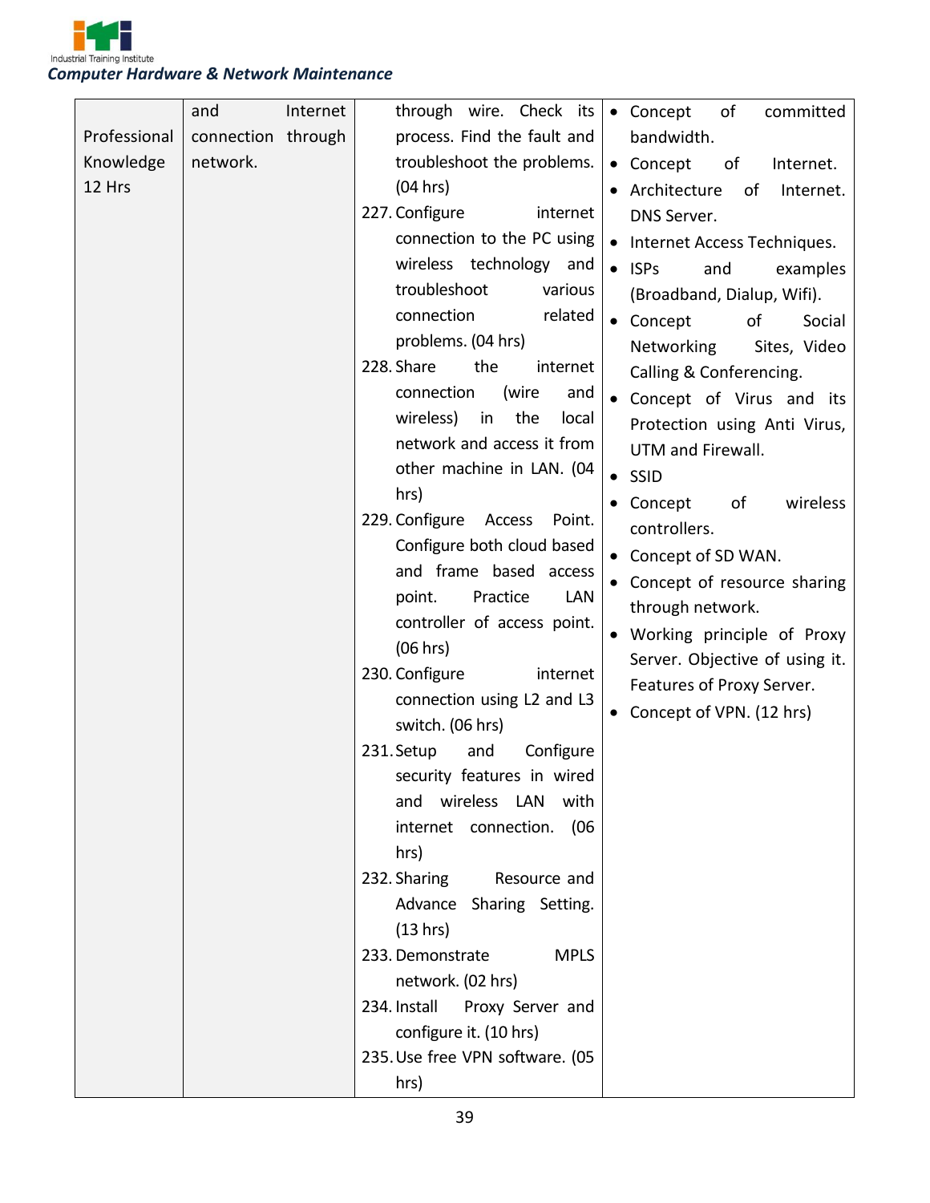| | | | |
|---|---|---|---|
| Professional Knowledge 12 Hrs | and Internet connection through network. | through wire. Check its process. Find the fault and troubleshoot the problems. (04 hrs)<br>227. Configure internet connection to the PC using wireless technology and troubleshoot various connection related problems. (04 hrs)<br>228. Share the internet connection (wire and wireless) in the local network and access it from other machine in LAN. (04 hrs)<br>229. Configure Access Point. Configure both cloud based and frame based access point. Practice LAN controller of access point. (06 hrs)<br>230. Configure internet connection using L2 and L3 switch. (06 hrs)<br>231. Setup and Configure security features in wired and wireless LAN with internet connection. (06 hrs)<br>232. Sharing Resource and Advance Sharing Setting. (13 hrs)<br>233. Demonstrate MPLS network. (02 hrs)<br>234. Install Proxy Server and configure it. (10 hrs)<br>235. Use free VPN software. (05 hrs) | • Concept of committed bandwidth.<br>• Concept of Internet.<br>• Architecture of Internet. DNS Server.<br>• Internet Access Techniques.<br>• ISPs and examples (Broadband, Dialup, Wifi).<br>• Concept of Social Networking Sites, Video Calling & Conferencing.<br>• Concept of Virus and its Protection using Anti Virus, UTM and Firewall.<br>• SSID<br>• Concept of wireless controllers.<br>• Concept of SD WAN.<br>• Concept of resource sharing through network.<br>• Working principle of Proxy Server. Objective of using it. Features of Proxy Server.<br>• Concept of VPN. (12 hrs) |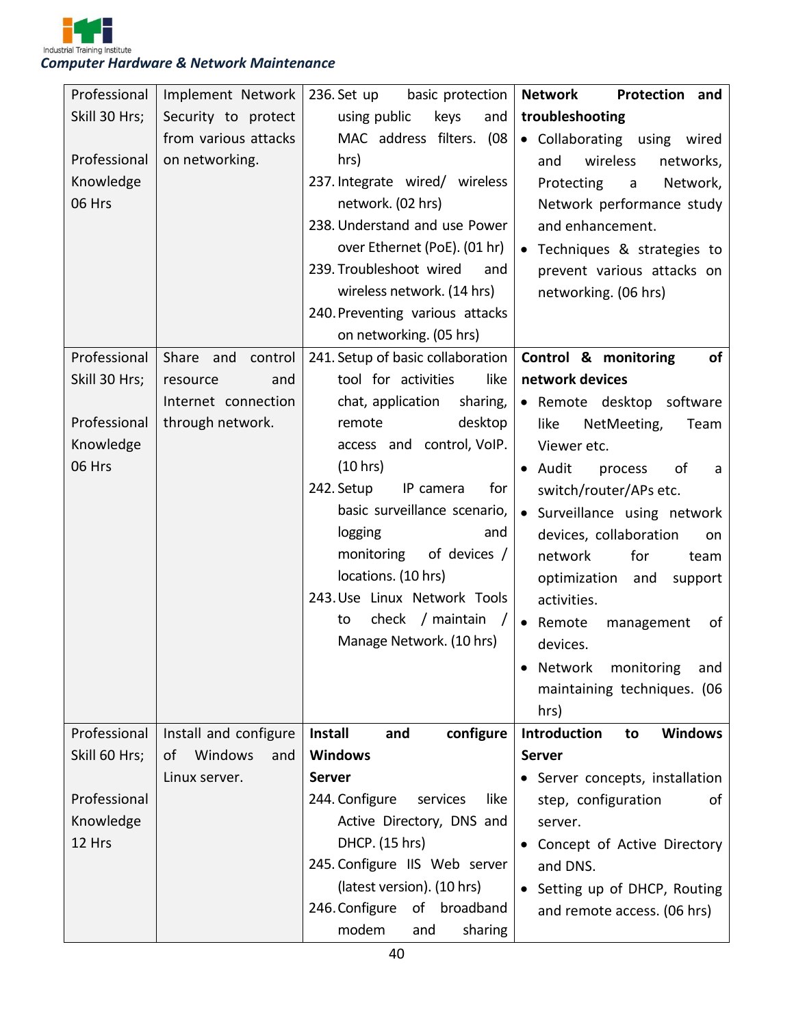| Professional Skill 30 Hrs;<br><br>Professional Knowledge 06 Hrs | Implement Network Security to protect from various attacks on networking. | 236. Set up basic protection using public keys and MAC address filters. (08 hrs)<br>237. Integrate wired/ wireless network. (02 hrs)<br>238. Understand and use Power over Ethernet (PoE). (01 hr)<br>239. Troubleshoot wired and wireless network. (14 hrs)<br>240. Preventing various attacks on networking. (05 hrs) | **Network Protection and troubleshooting**<br>• Collaborating using wired and wireless networks, Protecting a Network, Network performance study and enhancement.<br>• Techniques & strategies to prevent various attacks on networking. (06 hrs) |
|---|---|---|---|
| Professional Skill 30 Hrs;<br><br>Professional Knowledge 06 Hrs | Share and control resource and Internet connection through network. | 241. Setup of basic collaboration tool for activities like chat, application sharing, remote desktop access and control, VoIP. (10 hrs)<br>242. Setup IP camera for basic surveillance scenario, logging and monitoring of devices / locations. (10 hrs)<br>243. Use Linux Network Tools to check / maintain / Manage Network. (10 hrs) | **Control & monitoring of network devices**<br>• Remote desktop software like NetMeeting, Team Viewer etc.<br>• Audit process of a switch/router/APs etc.<br>• Surveillance using network devices, collaboration on network for team optimization and support activities.<br>• Remote management of devices.<br>• Network monitoring and maintaining techniques. (06 hrs) |
| Professional Skill 60 Hrs;<br><br>Professional Knowledge 12 Hrs | Install and configure of Windows and Linux server. | **Install and configure Windows Server**<br>244. Configure services like Active Directory, DNS and DHCP. (15 hrs)<br>245. Configure IIS Web server (latest version). (10 hrs)<br>246. Configure of broadband modem and sharing | **Introduction to Windows Server**<br>• Server concepts, installation step, configuration of server.<br>• Concept of Active Directory and DNS.<br>• Setting up of DHCP, Routing and remote access. (06 hrs) |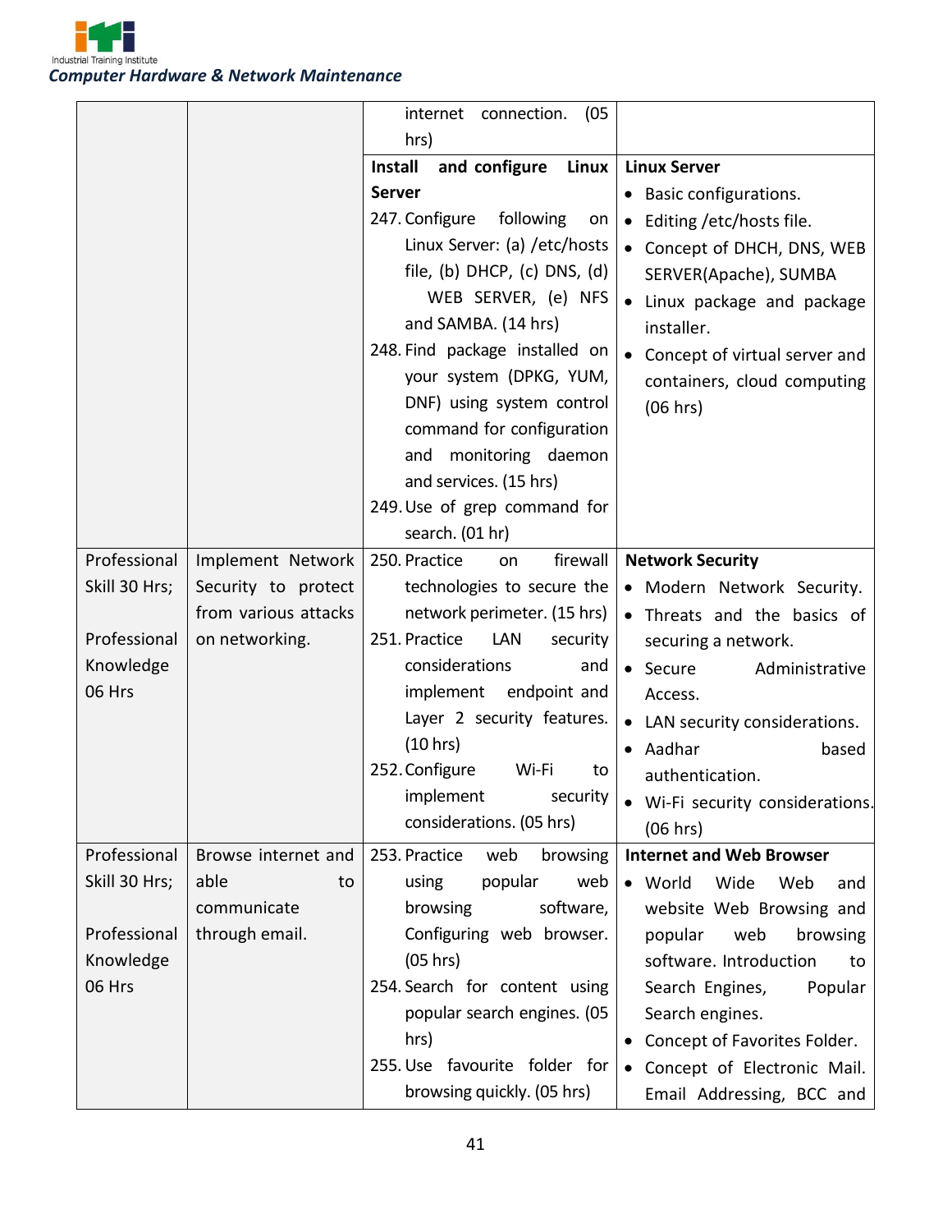| | | | |
|---|---|---|---|
| | | internet connection. (05 hrs) | |
| | | **Install and configure Linux Server**<br>247. Configure following on Linux Server: (a) /etc/hosts file, (b) DHCP, (c) DNS, (d) WEB SERVER, (e) NFS and SAMBA. (14 hrs)<br>248. Find package installed on your system (DPKG, YUM, DNF) using system control command for configuration and monitoring daemon and services. (15 hrs)<br>249. Use of grep command for search. (01 hr) | **Linux Server**<br>• Basic configurations.<br>• Editing /etc/hosts file.<br>• Concept of DHCH, DNS, WEB SERVER(Apache), SUMBA<br>• Linux package and package installer.<br>• Concept of virtual server and containers, cloud computing (06 hrs) |
| Professional Skill 30 Hrs;<br><br>Professional Knowledge 06 Hrs | Implement Network Security to protect from various attacks on networking. | 250. Practice on firewall technologies to secure the network perimeter. (15 hrs)<br>251. Practice LAN security considerations and implement endpoint and Layer 2 security features. (10 hrs)<br>252. Configure Wi-Fi to implement security considerations. (05 hrs) | **Network Security**<br>• Modern Network Security.<br>• Threats and the basics of securing a network.<br>• Secure Administrative Access.<br>• LAN security considerations.<br>• Aadhar based authentication.<br>• Wi-Fi security considerations. (06 hrs) |
| Professional Skill 30 Hrs;<br><br>Professional Knowledge 06 Hrs | Browse internet and able to communicate through email. | 253. Practice web browsing using popular web browsing software, Configuring web browser. (05 hrs)<br>254. Search for content using popular search engines. (05 hrs)<br>255. Use favourite folder for browsing quickly. (05 hrs) | **Internet and Web Browser**<br>• World Wide Web and website Web Browsing and popular web browsing software. Introduction to Search Engines, Popular Search engines.<br>• Concept of Favorites Folder.<br>• Concept of Electronic Mail. Email Addressing, BCC and |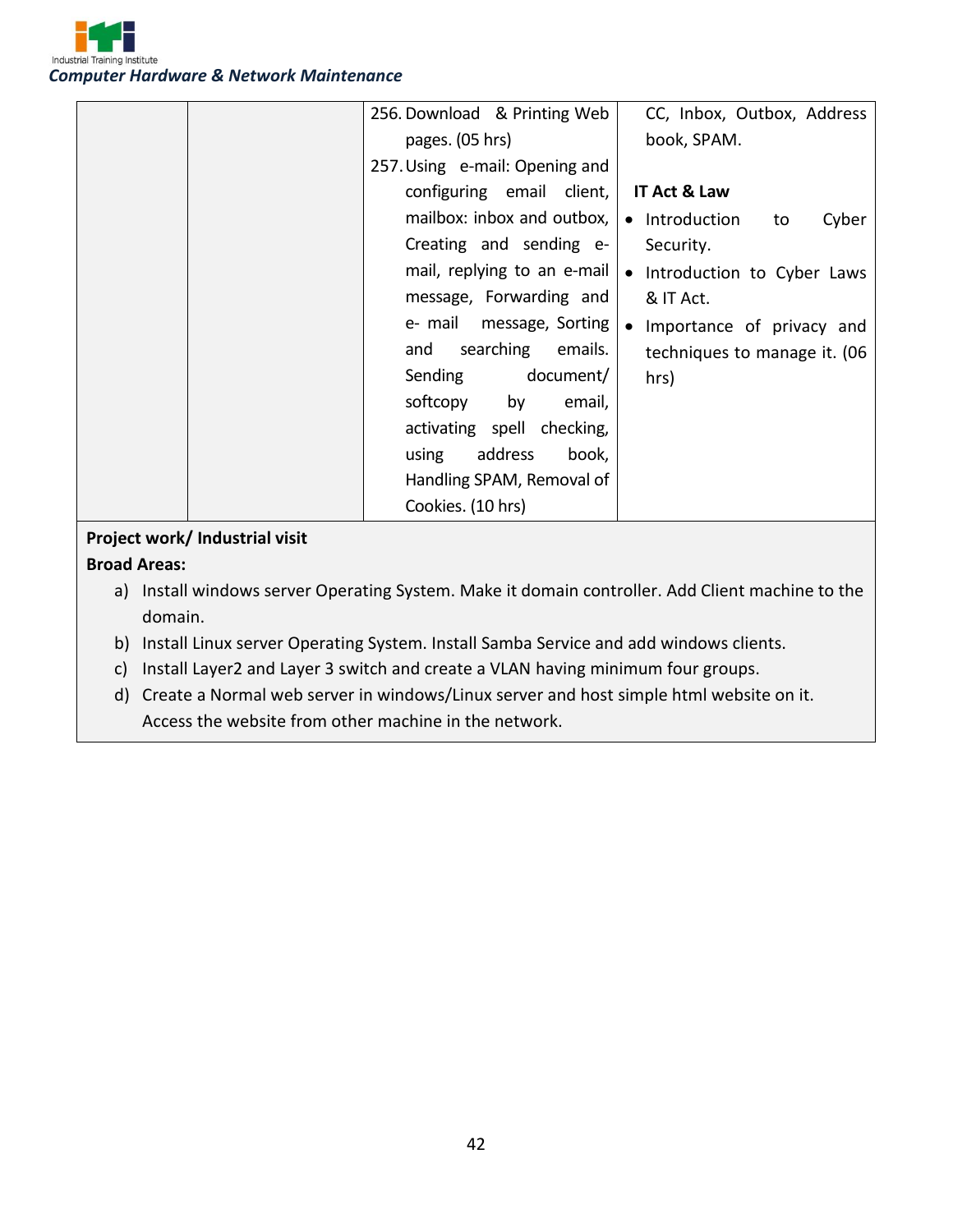| | | | |
|---|---|---|---|
| | | 256. Download & Printing Web pages. (05 hrs)<br>257. Using e-mail: Opening and configuring email client, mailbox: inbox and outbox, Creating and sending e-mail, replying to an e-mail message, Forwarding and e- mail message, Sorting and searching emails. Sending document/ softcopy by email, activating spell checking, using address book, Handling SPAM, Removal of Cookies. (10 hrs) | CC, Inbox, Outbox, Address book, SPAM.<br><br>**IT Act & Law**<br>• Introduction to Cyber Security.<br>• Introduction to Cyber Laws & IT Act.<br>• Importance of privacy and techniques to manage it. (06 hrs) |

**Project work/ Industrial visit**

**Broad Areas:**

a) Install windows server Operating System. Make it domain controller. Add Client machine to the domain.

b) Install Linux server Operating System. Install Samba Service and add windows clients.

c) Install Layer2 and Layer 3 switch and create a VLAN having minimum four groups.

d) Create a Normal web server in windows/Linux server and host simple html website on it. Access the website from other machine in the network.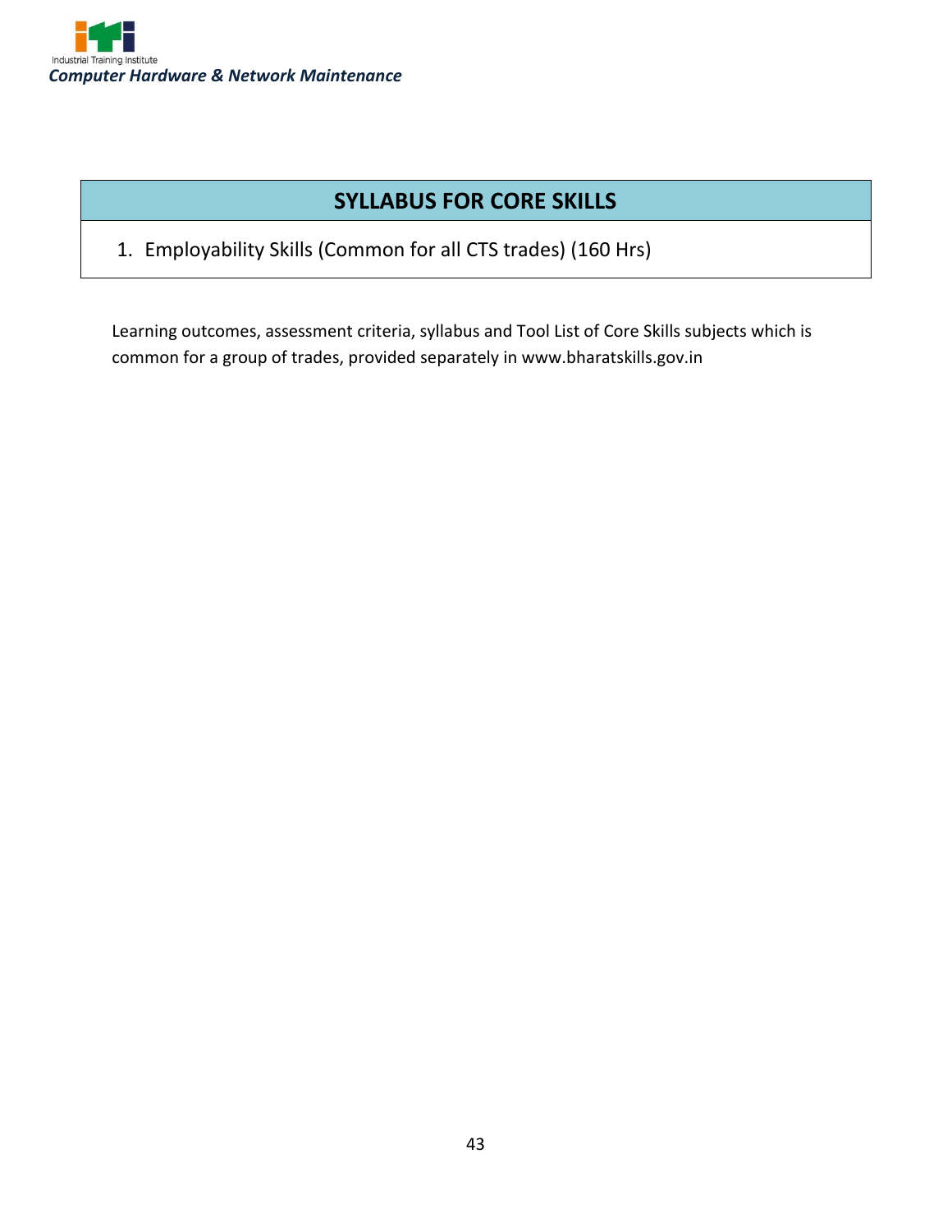## SYLLABUS FOR CORE SKILLS

1. Employability Skills (Common for all CTS trades) (160 Hrs)

Learning outcomes, assessment criteria, syllabus and Tool List of Core Skills subjects which is common for a group of trades, provided separately in www.bharatskills.gov.in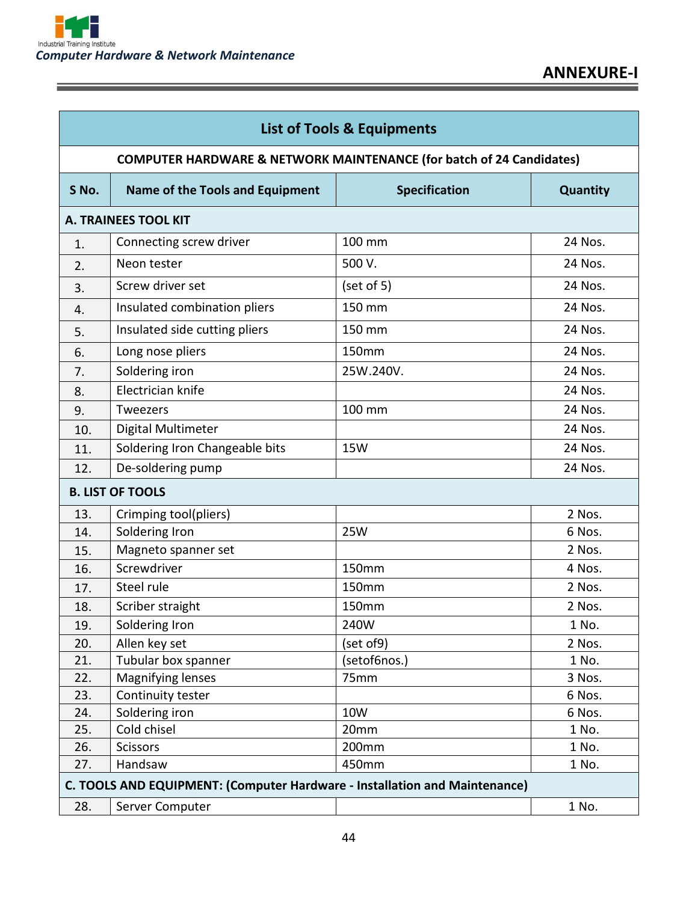## ANNEXURE-I

| List of Tools & Equipments | | | |
|---|---|---|---|
| **COMPUTER HARDWARE & NETWORK MAINTENANCE (for batch of 24 Candidates)** | | | |
| **S No.** | **Name of the Tools and Equipment** | **Specification** | **Quantity** |
| **A. TRAINEES TOOL KIT** | | | |
| 1. | Connecting screw driver | 100 mm | 24 Nos. |
| 2. | Neon tester | 500 V. | 24 Nos. |
| 3. | Screw driver set | (set of 5) | 24 Nos. |
| 4. | Insulated combination pliers | 150 mm | 24 Nos. |
| 5. | Insulated side cutting pliers | 150 mm | 24 Nos. |
| 6. | Long nose pliers | 150mm | 24 Nos. |
| 7. | Soldering iron | 25W.240V. | 24 Nos. |
| 8. | Electrician knife | | 24 Nos. |
| 9. | Tweezers | 100 mm | 24 Nos. |
| 10. | Digital Multimeter | | 24 Nos. |
| 11. | Soldering Iron Changeable bits | 15W | 24 Nos. |
| 12. | De-soldering pump | | 24 Nos. |
| **B. LIST OF TOOLS** | | | |
| 13. | Crimping tool(pliers) | | 2 Nos. |
| 14. | Soldering Iron | 25W | 6 Nos. |
| 15. | Magneto spanner set | | 2 Nos. |
| 16. | Screwdriver | 150mm | 4 Nos. |
| 17. | Steel rule | 150mm | 2 Nos. |
| 18. | Scriber straight | 150mm | 2 Nos. |
| 19. | Soldering Iron | 240W | 1 No. |
| 20. | Allen key set | (set of9) | 2 Nos. |
| 21. | Tubular box spanner | (setof6nos.) | 1 No. |
| 22. | Magnifying lenses | 75mm | 3 Nos. |
| 23. | Continuity tester | | 6 Nos. |
| 24. | Soldering iron | 10W | 6 Nos. |
| 25. | Cold chisel | 20mm | 1 No. |
| 26. | Scissors | 200mm | 1 No. |
| 27. | Handsaw | 450mm | 1 No. |
| **C. TOOLS AND EQUIPMENT: (Computer Hardware - Installation and Maintenance)** | | | |
| 28. | Server Computer | | 1 No. |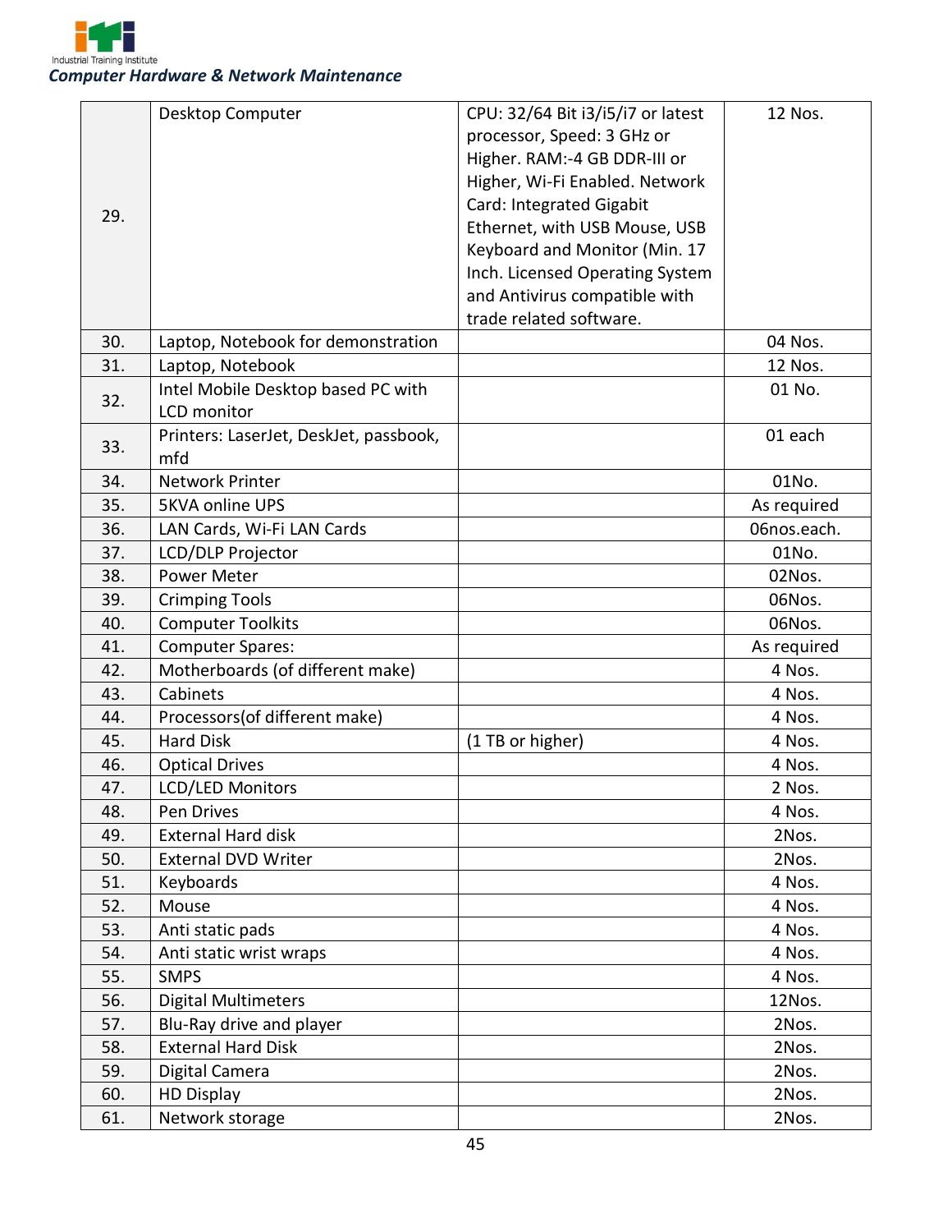| 29. | Desktop Computer | CPU: 32/64 Bit i3/i5/i7 or latest processor, Speed: 3 GHz or Higher. RAM:-4 GB DDR-III or Higher, Wi-Fi Enabled. Network Card: Integrated Gigabit Ethernet, with USB Mouse, USB Keyboard and Monitor (Min. 17 Inch. Licensed Operating System and Antivirus compatible with trade related software. | 12 Nos. |
|---|---|---|---|
| 30. | Laptop, Notebook for demonstration | | 04 Nos. |
| 31. | Laptop, Notebook | | 12 Nos. |
| 32. | Intel Mobile Desktop based PC with LCD monitor | | 01 No. |
| 33. | Printers: LaserJet, DeskJet, passbook, mfd | | 01 each |
| 34. | Network Printer | | 01No. |
| 35. | 5KVA online UPS | | As required |
| 36. | LAN Cards, Wi-Fi LAN Cards | | 06nos.each. |
| 37. | LCD/DLP Projector | | 01No. |
| 38. | Power Meter | | 02Nos. |
| 39. | Crimping Tools | | 06Nos. |
| 40. | Computer Toolkits | | 06Nos. |
| 41. | Computer Spares: | | As required |
| 42. | Motherboards (of different make) | | 4 Nos. |
| 43. | Cabinets | | 4 Nos. |
| 44. | Processors(of different make) | | 4 Nos. |
| 45. | Hard Disk | (1 TB or higher) | 4 Nos. |
| 46. | Optical Drives | | 4 Nos. |
| 47. | LCD/LED Monitors | | 2 Nos. |
| 48. | Pen Drives | | 4 Nos. |
| 49. | External Hard disk | | 2Nos. |
| 50. | External DVD Writer | | 2Nos. |
| 51. | Keyboards | | 4 Nos. |
| 52. | Mouse | | 4 Nos. |
| 53. | Anti static pads | | 4 Nos. |
| 54. | Anti static wrist wraps | | 4 Nos. |
| 55. | SMPS | | 4 Nos. |
| 56. | Digital Multimeters | | 12Nos. |
| 57. | Blu-Ray drive and player | | 2Nos. |
| 58. | External Hard Disk | | 2Nos. |
| 59. | Digital Camera | | 2Nos. |
| 60. | HD Display | | 2Nos. |
| 61. | Network storage | | 2Nos. |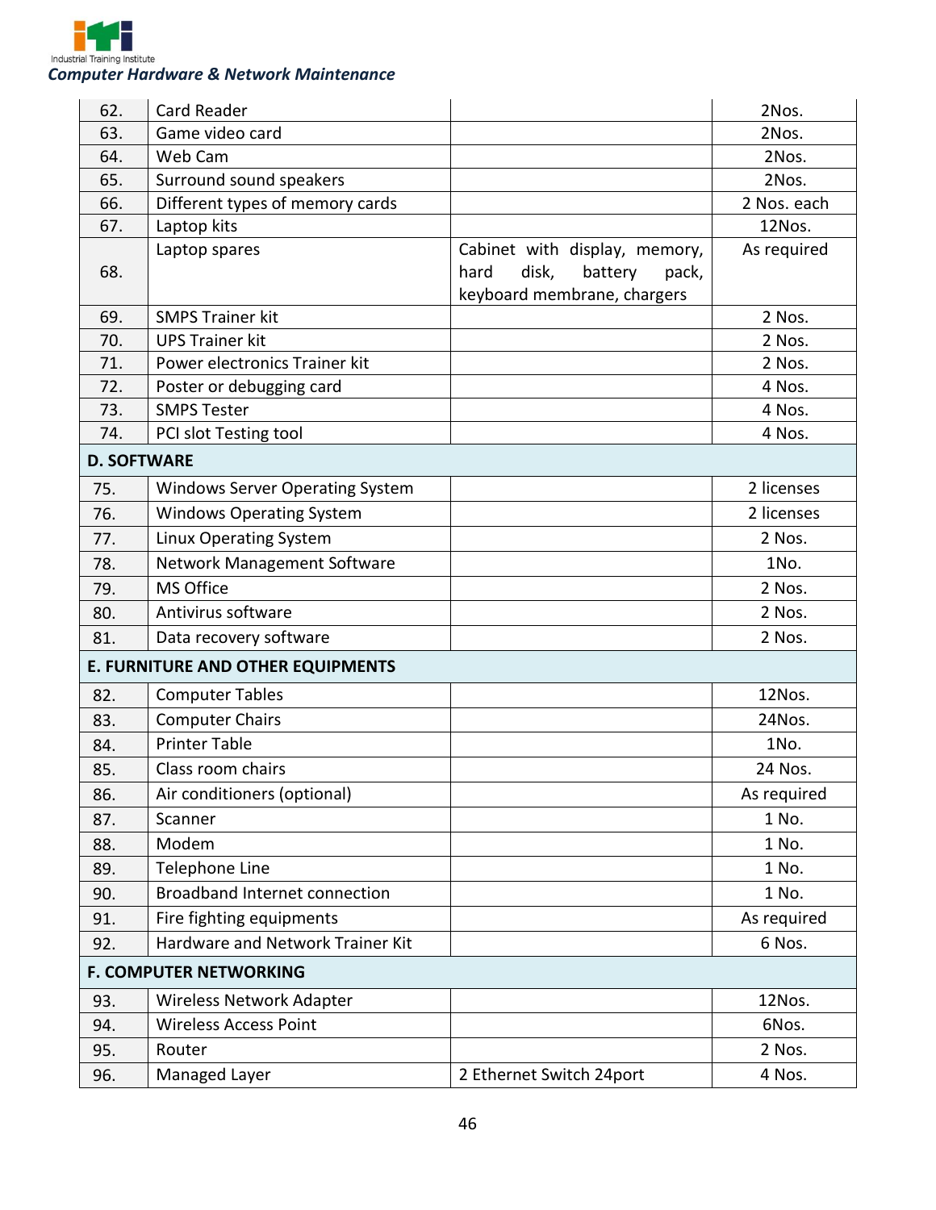| | | | |
|---|---|---|---|
| 62. | Card Reader | | 2Nos. |
| 63. | Game video card | | 2Nos. |
| 64. | Web Cam | | 2Nos. |
| 65. | Surround sound speakers | | 2Nos. |
| 66. | Different types of memory cards | | 2 Nos. each |
| 67. | Laptop kits | | 12Nos. |
| 68. | Laptop spares | Cabinet with display, memory, hard disk, battery pack, keyboard membrane, chargers | As required |
| 69. | SMPS Trainer kit | | 2 Nos. |
| 70. | UPS Trainer kit | | 2 Nos. |
| 71. | Power electronics Trainer kit | | 2 Nos. |
| 72. | Poster or debugging card | | 4 Nos. |
| 73. | SMPS Tester | | 4 Nos. |
| 74. | PCI slot Testing tool | | 4 Nos. |
| **D. SOFTWARE** | | | |
| 75. | Windows Server Operating System | | 2 licenses |
| 76. | Windows Operating System | | 2 licenses |
| 77. | Linux Operating System | | 2 Nos. |
| 78. | Network Management Software | | 1No. |
| 79. | MS Office | | 2 Nos. |
| 80. | Antivirus software | | 2 Nos. |
| 81. | Data recovery software | | 2 Nos. |
| **E. FURNITURE AND OTHER EQUIPMENTS** | | | |
| 82. | Computer Tables | | 12Nos. |
| 83. | Computer Chairs | | 24Nos. |
| 84. | Printer Table | | 1No. |
| 85. | Class room chairs | | 24 Nos. |
| 86. | Air conditioners (optional) | | As required |
| 87. | Scanner | | 1 No. |
| 88. | Modem | | 1 No. |
| 89. | Telephone Line | | 1 No. |
| 90. | Broadband Internet connection | | 1 No. |
| 91. | Fire fighting equipments | | As required |
| 92. | Hardware and Network Trainer Kit | | 6 Nos. |
| **F. COMPUTER NETWORKING** | | | |
| 93. | Wireless Network Adapter | | 12Nos. |
| 94. | Wireless Access Point | | 6Nos. |
| 95. | Router | | 2 Nos. |
| 96. | Managed Layer | 2 Ethernet Switch 24port | 4 Nos. |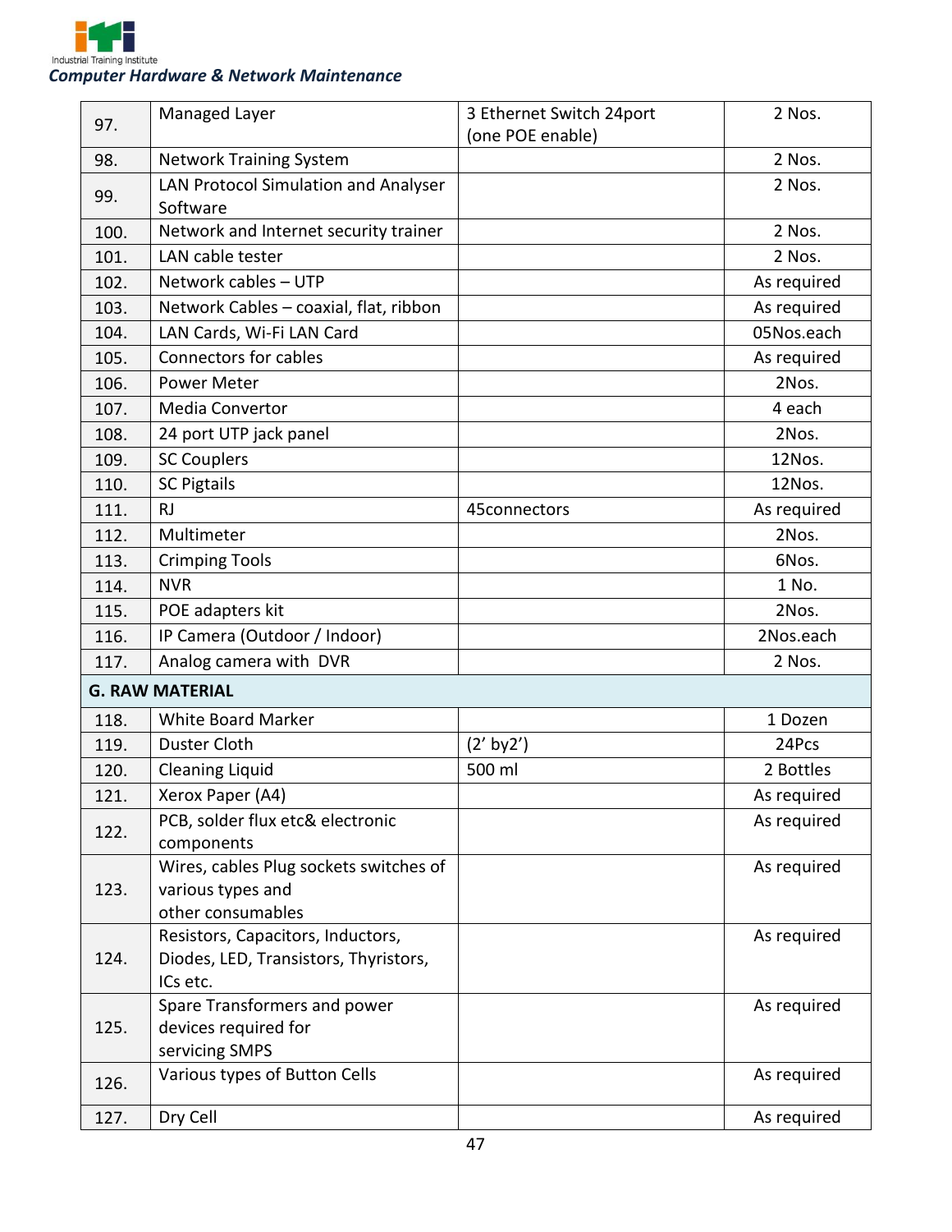| 97. | Managed Layer | 3 Ethernet Switch 24port (one POE enable) | 2 Nos. |
|---|---|---|---|
| 98. | Network Training System | | 2 Nos. |
| 99. | LAN Protocol Simulation and Analyser Software | | 2 Nos. |
| 100. | Network and Internet security trainer | | 2 Nos. |
| 101. | LAN cable tester | | 2 Nos. |
| 102. | Network cables – UTP | | As required |
| 103. | Network Cables – coaxial, flat, ribbon | | As required |
| 104. | LAN Cards, Wi-Fi LAN Card | | 05Nos.each |
| 105. | Connectors for cables | | As required |
| 106. | Power Meter | | 2Nos. |
| 107. | Media Convertor | | 4 each |
| 108. | 24 port UTP jack panel | | 2Nos. |
| 109. | SC Couplers | | 12Nos. |
| 110. | SC Pigtails | | 12Nos. |
| 111. | RJ | 45connectors | As required |
| 112. | Multimeter | | 2Nos. |
| 113. | Crimping Tools | | 6Nos. |
| 114. | NVR | | 1 No. |
| 115. | POE adapters kit | | 2Nos. |
| 116. | IP Camera (Outdoor / Indoor) | | 2Nos.each |
| 117. | Analog camera with DVR | | 2 Nos. |
| **G. RAW MATERIAL** | | | |
| 118. | White Board Marker | | 1 Dozen |
| 119. | Duster Cloth | (2' by2') | 24Pcs |
| 120. | Cleaning Liquid | 500 ml | 2 Bottles |
| 121. | Xerox Paper (A4) | | As required |
| 122. | PCB, solder flux etc& electronic components | | As required |
| 123. | Wires, cables Plug sockets switches of various types and other consumables | | As required |
| 124. | Resistors, Capacitors, Inductors, Diodes, LED, Transistors, Thyristors, ICs etc. | | As required |
| 125. | Spare Transformers and power devices required for servicing SMPS | | As required |
| 126. | Various types of Button Cells | | As required |
| 127. | Dry Cell | | As required |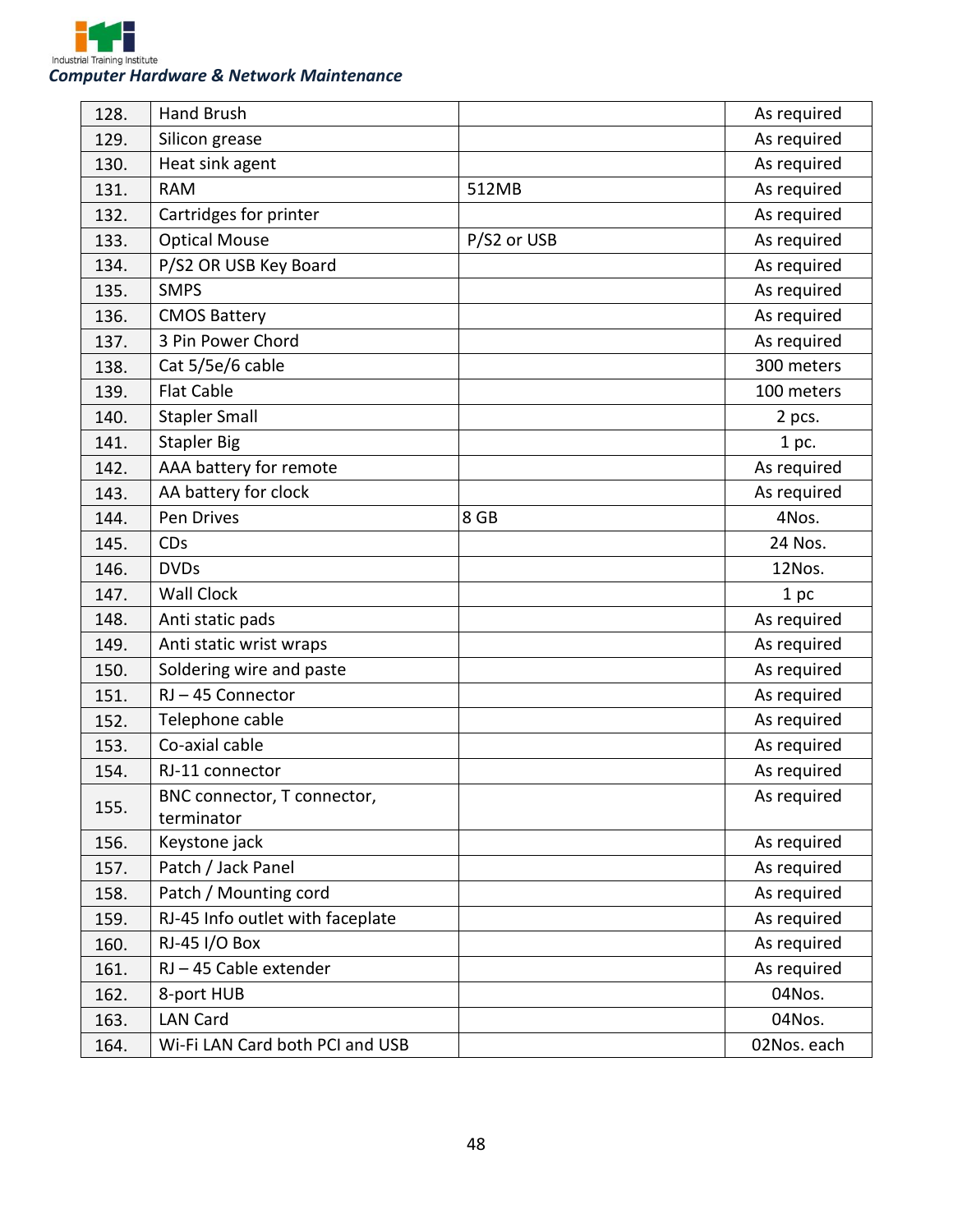| 128. | Hand Brush | | As required |
|---|---|---|---|
| 129. | Silicon grease | | As required |
| 130. | Heat sink agent | | As required |
| 131. | RAM | 512MB | As required |
| 132. | Cartridges for printer | | As required |
| 133. | Optical Mouse | P/S2 or USB | As required |
| 134. | P/S2 OR USB Key Board | | As required |
| 135. | SMPS | | As required |
| 136. | CMOS Battery | | As required |
| 137. | 3 Pin Power Chord | | As required |
| 138. | Cat 5/5e/6 cable | | 300 meters |
| 139. | Flat Cable | | 100 meters |
| 140. | Stapler Small | | 2 pcs. |
| 141. | Stapler Big | | 1 pc. |
| 142. | AAA battery for remote | | As required |
| 143. | AA battery for clock | | As required |
| 144. | Pen Drives | 8 GB | 4Nos. |
| 145. | CDs | | 24 Nos. |
| 146. | DVDs | | 12Nos. |
| 147. | Wall Clock | | 1 pc |
| 148. | Anti static pads | | As required |
| 149. | Anti static wrist wraps | | As required |
| 150. | Soldering wire and paste | | As required |
| 151. | RJ – 45 Connector | | As required |
| 152. | Telephone cable | | As required |
| 153. | Co-axial cable | | As required |
| 154. | RJ-11 connector | | As required |
| 155. | BNC connector, T connector, terminator | | As required |
| 156. | Keystone jack | | As required |
| 157. | Patch / Jack Panel | | As required |
| 158. | Patch / Mounting cord | | As required |
| 159. | RJ-45 Info outlet with faceplate | | As required |
| 160. | RJ-45 I/O Box | | As required |
| 161. | RJ – 45 Cable extender | | As required |
| 162. | 8-port HUB | | 04Nos. |
| 163. | LAN Card | | 04Nos. |
| 164. | Wi-Fi LAN Card both PCI and USB | | 02Nos. each |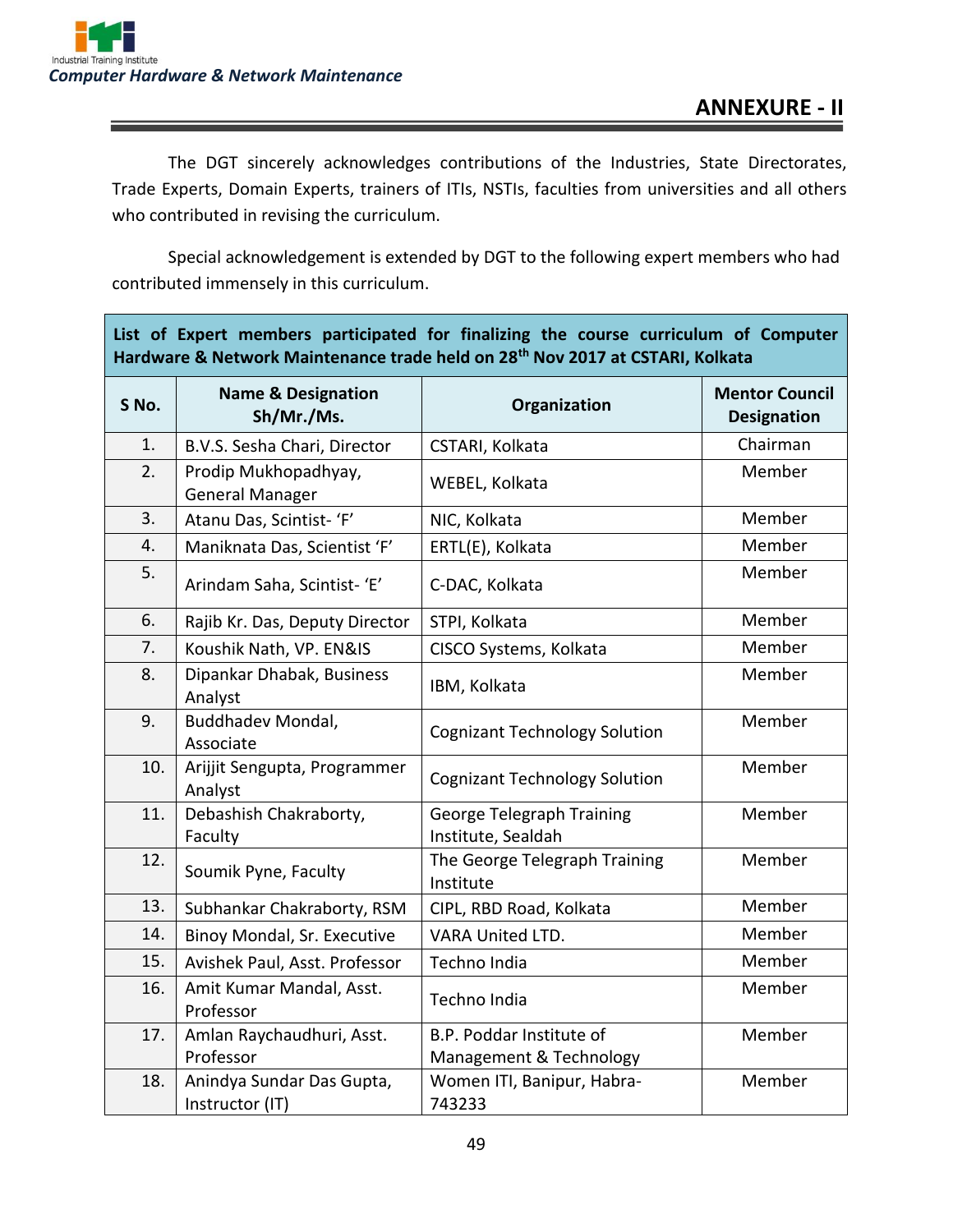# ANNEXURE - II

The DGT sincerely acknowledges contributions of the Industries, State Directorates, Trade Experts, Domain Experts, trainers of ITIs, NSTIs, faculties from universities and all others who contributed in revising the curriculum.

Special acknowledgement is extended by DGT to the following expert members who had contributed immensely in this curriculum.

| List of Expert members participated for finalizing the course curriculum of Computer Hardware & Network Maintenance trade held on 28th Nov 2017 at CSTARI, Kolkata | | | |
|---|---|---|---|
| **S No.** | **Name & Designation Sh/Mr./Ms.** | **Organization** | **Mentor Council Designation** |
| 1. | B.V.S. Sesha Chari, Director | CSTARI, Kolkata | Chairman |
| 2. | Prodip Mukhopadhyay, General Manager | WEBEL, Kolkata | Member |
| 3. | Atanu Das, Scintist- 'F' | NIC, Kolkata | Member |
| 4. | Maniknata Das, Scientist 'F' | ERTL(E), Kolkata | Member |
| 5. | Arindam Saha, Scintist- 'E' | C-DAC, Kolkata | Member |
| 6. | Rajib Kr. Das, Deputy Director | STPI, Kolkata | Member |
| 7. | Koushik Nath, VP. EN&IS | CISCO Systems, Kolkata | Member |
| 8. | Dipankar Dhabak, Business Analyst | IBM, Kolkata | Member |
| 9. | Buddhadev Mondal, Associate | Cognizant Technology Solution | Member |
| 10. | Arijjit Sengupta, Programmer Analyst | Cognizant Technology Solution | Member |
| 11. | Debashish Chakraborty, Faculty | George Telegraph Training Institute, Sealdah | Member |
| 12. | Soumik Pyne, Faculty | The George Telegraph Training Institute | Member |
| 13. | Subhankar Chakraborty, RSM | CIPL, RBD Road, Kolkata | Member |
| 14. | Binoy Mondal, Sr. Executive | VARA United LTD. | Member |
| 15. | Avishek Paul, Asst. Professor | Techno India | Member |
| 16. | Amit Kumar Mandal, Asst. Professor | Techno India | Member |
| 17. | Amlan Raychaudhuri, Asst. Professor | B.P. Poddar Institute of Management & Technology | Member |
| 18. | Anindya Sundar Das Gupta, Instructor (IT) | Women ITI, Banipur, Habra-743233 | Member |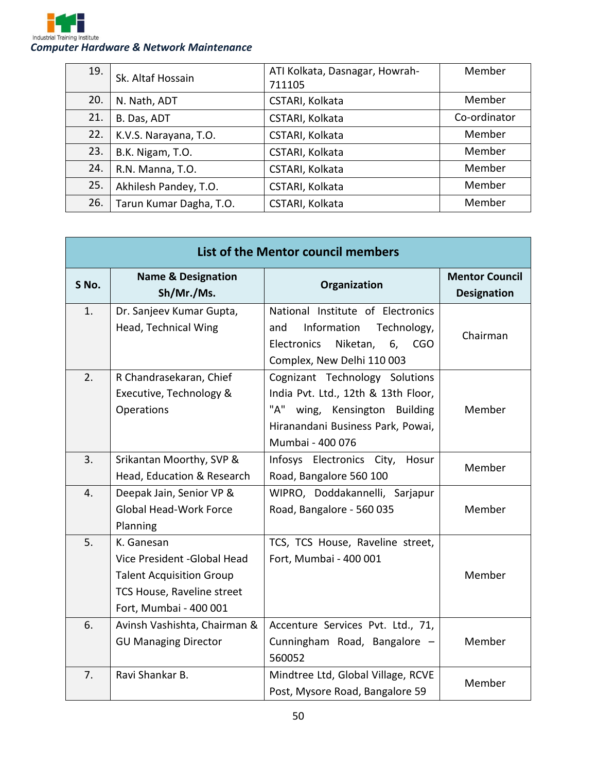| | | | |
|---|---|---|---|
| 19. | Sk. Altaf Hossain | ATI Kolkata, Dasnagar, Howrah-711105 | Member |
| 20. | N. Nath, ADT | CSTARI, Kolkata | Member |
| 21. | B. Das, ADT | CSTARI, Kolkata | Co-ordinator |
| 22. | K.V.S. Narayana, T.O. | CSTARI, Kolkata | Member |
| 23. | B.K. Nigam, T.O. | CSTARI, Kolkata | Member |
| 24. | R.N. Manna, T.O. | CSTARI, Kolkata | Member |
| 25. | Akhilesh Pandey, T.O. | CSTARI, Kolkata | Member |
| 26. | Tarun Kumar Dagha, T.O. | CSTARI, Kolkata | Member |

**List of the Mentor council members**

| S No. | Name & Designation Sh/Mr./Ms. | Organization | Mentor Council Designation |
|---|---|---|---|
| 1. | Dr. Sanjeev Kumar Gupta, Head, Technical Wing | National Institute of Electronics and Information Technology, Electronics Niketan, 6, CGO Complex, New Delhi 110 003 | Chairman |
| 2. | R Chandrasekaran, Chief Executive, Technology & Operations | Cognizant Technology Solutions India Pvt. Ltd., 12th & 13th Floor, "A" wing, Kensington Building Hiranandani Business Park, Powai, Mumbai - 400 076 | Member |
| 3. | Srikantan Moorthy, SVP & Head, Education & Research | Infosys Electronics City, Hosur Road, Bangalore 560 100 | Member |
| 4. | Deepak Jain, Senior VP & Global Head-Work Force Planning | WIPRO, Doddakannelli, Sarjapur Road, Bangalore - 560 035 | Member |
| 5. | K. Ganesan Vice President -Global Head Talent Acquisition Group TCS House, Raveline street Fort, Mumbai - 400 001 | TCS, TCS House, Raveline street, Fort, Mumbai - 400 001 | Member |
| 6. | Avinsh Vashishta, Chairman & GU Managing Director | Accenture Services Pvt. Ltd., 71, Cunningham Road, Bangalore – 560052 | Member |
| 7. | Ravi Shankar B. | Mindtree Ltd, Global Village, RCVE Post, Mysore Road, Bangalore 59 | Member |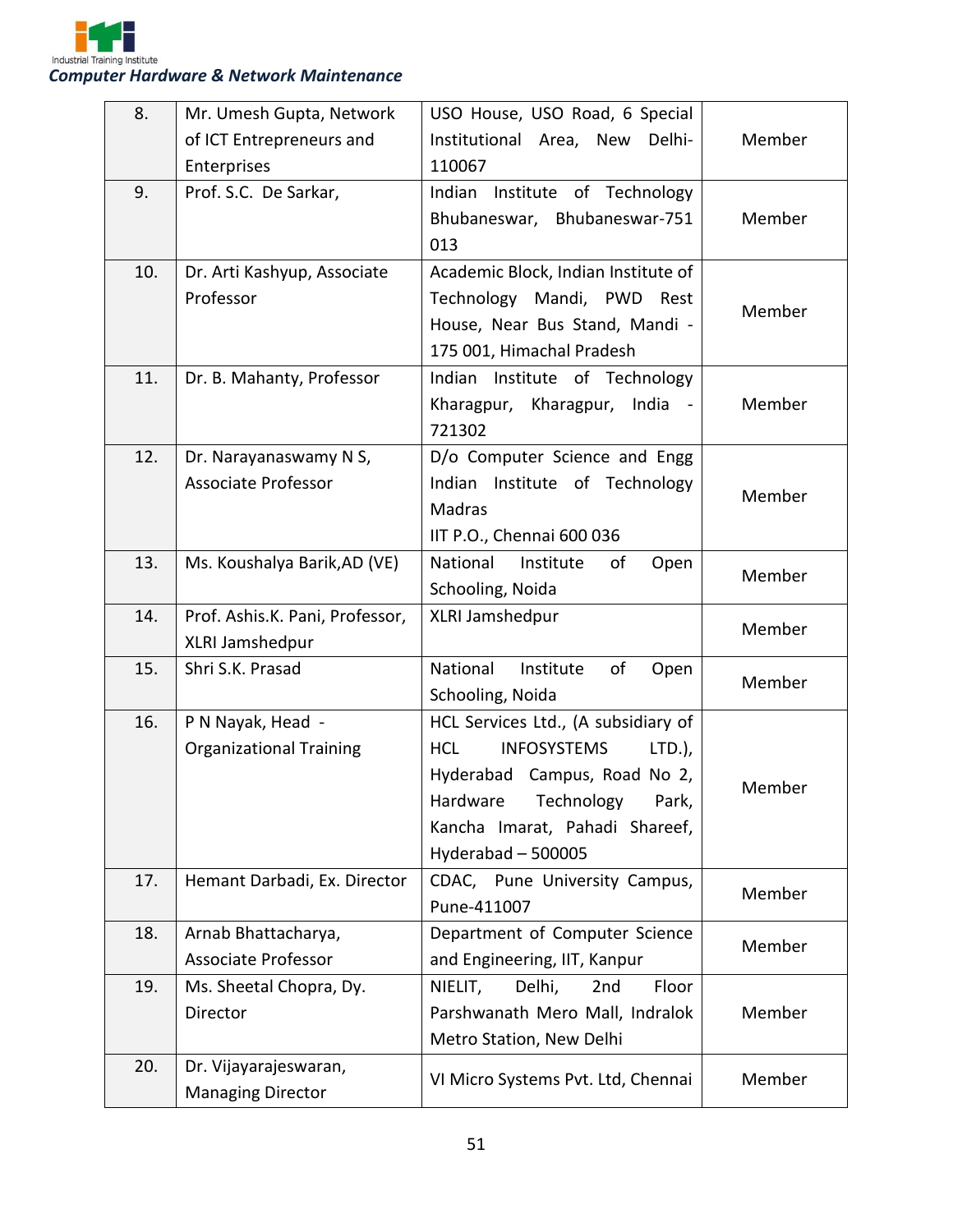| 8. | Mr. Umesh Gupta, Network of ICT Entrepreneurs and Enterprises | USO House, USO Road, 6 Special Institutional Area, New Delhi-110067 | Member |
|---|---|---|---|
| 9. | Prof. S.C. De Sarkar, | Indian Institute of Technology Bhubaneswar, Bhubaneswar-751 013 | Member |
| 10. | Dr. Arti Kashyup, Associate Professor | Academic Block, Indian Institute of Technology Mandi, PWD Rest House, Near Bus Stand, Mandi - 175 001, Himachal Pradesh | Member |
| 11. | Dr. B. Mahanty, Professor | Indian Institute of Technology Kharagpur, Kharagpur, India - 721302 | Member |
| 12. | Dr. Narayanaswamy N S, Associate Professor | D/o Computer Science and Engg Indian Institute of Technology Madras IIT P.O., Chennai 600 036 | Member |
| 13. | Ms. Koushalya Barik,AD (VE) | National Institute of Open Schooling, Noida | Member |
| 14. | Prof. Ashis.K. Pani, Professor, XLRI Jamshedpur | XLRI Jamshedpur | Member |
| 15. | Shri S.K. Prasad | National Institute of Open Schooling, Noida | Member |
| 16. | P N Nayak, Head - Organizational Training | HCL Services Ltd., (A subsidiary of HCL INFOSYSTEMS LTD.), Hyderabad Campus, Road No 2, Hardware Technology Park, Kancha Imarat, Pahadi Shareef, Hyderabad – 500005 | Member |
| 17. | Hemant Darbadi, Ex. Director | CDAC, Pune University Campus, Pune-411007 | Member |
| 18. | Arnab Bhattacharya, Associate Professor | Department of Computer Science and Engineering, IIT, Kanpur | Member |
| 19. | Ms. Sheetal Chopra, Dy. Director | NIELIT, Delhi, 2nd Floor Parshwanath Mero Mall, Indralok Metro Station, New Delhi | Member |
| 20. | Dr. Vijayarajeswaran, Managing Director | VI Micro Systems Pvt. Ltd, Chennai | Member |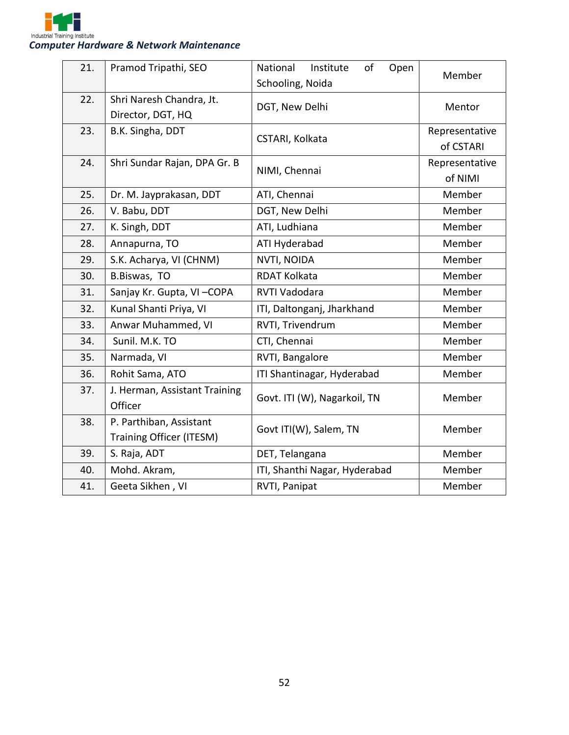| 21. | Pramod Tripathi, SEO | National Institute of Open Schooling, Noida | Member |
|---|---|---|---|
| 22. | Shri Naresh Chandra, Jt. Director, DGT, HQ | DGT, New Delhi | Mentor |
| 23. | B.K. Singha, DDT | CSTARI, Kolkata | Representative of CSTARI |
| 24. | Shri Sundar Rajan, DPA Gr. B | NIMI, Chennai | Representative of NIMI |
| 25. | Dr. M. Jayprakasan, DDT | ATI, Chennai | Member |
| 26. | V. Babu, DDT | DGT, New Delhi | Member |
| 27. | K. Singh, DDT | ATI, Ludhiana | Member |
| 28. | Annapurna, TO | ATI Hyderabad | Member |
| 29. | S.K. Acharya, VI (CHNM) | NVTI, NOIDA | Member |
| 30. | B.Biswas, TO | RDAT Kolkata | Member |
| 31. | Sanjay Kr. Gupta, VI –COPA | RVTI Vadodara | Member |
| 32. | Kunal Shanti Priya, VI | ITI, Daltonganj, Jharkhand | Member |
| 33. | Anwar Muhammed, VI | RVTI, Trivendrum | Member |
| 34. | Sunil. M.K. TO | CTI, Chennai | Member |
| 35. | Narmada, VI | RVTI, Bangalore | Member |
| 36. | Rohit Sama, ATO | ITI Shantinagar, Hyderabad | Member |
| 37. | J. Herman, Assistant Training Officer | Govt. ITI (W), Nagarkoil, TN | Member |
| 38. | P. Parthiban, Assistant Training Officer (ITESM) | Govt ITI(W), Salem, TN | Member |
| 39. | S. Raja, ADT | DET, Telangana | Member |
| 40. | Mohd. Akram, | ITI, Shanthi Nagar, Hyderabad | Member |
| 41. | Geeta Sikhen , VI | RVTI, Panipat | Member |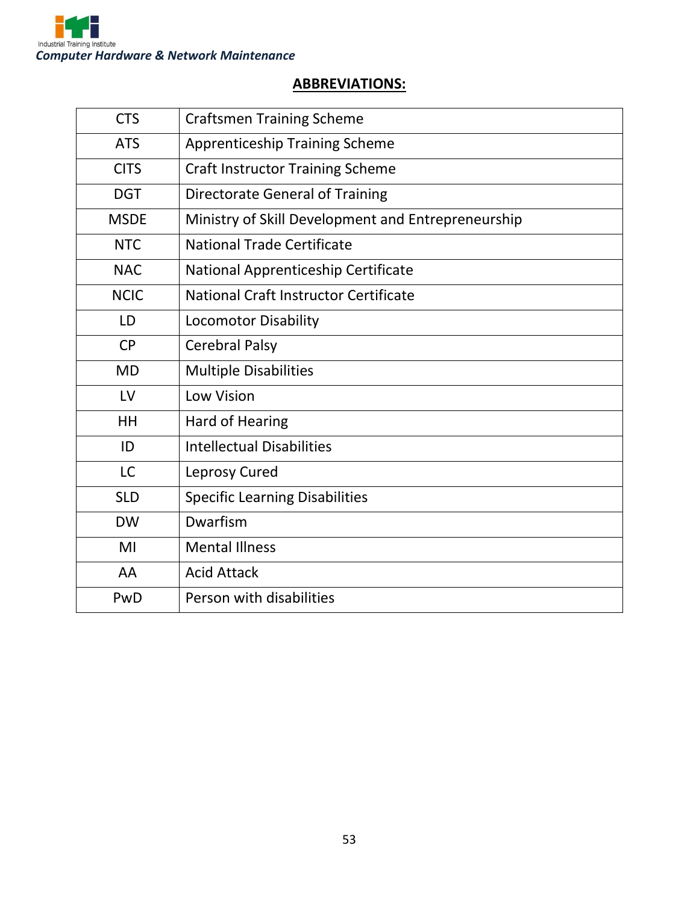## ABBREVIATIONS:

| | |
|---|---|
| CTS | Craftsmen Training Scheme |
| ATS | Apprenticeship Training Scheme |
| CITS | Craft Instructor Training Scheme |
| DGT | Directorate General of Training |
| MSDE | Ministry of Skill Development and Entrepreneurship |
| NTC | National Trade Certificate |
| NAC | National Apprenticeship Certificate |
| NCIC | National Craft Instructor Certificate |
| LD | Locomotor Disability |
| CP | Cerebral Palsy |
| MD | Multiple Disabilities |
| LV | Low Vision |
| HH | Hard of Hearing |
| ID | Intellectual Disabilities |
| LC | Leprosy Cured |
| SLD | Specific Learning Disabilities |
| DW | Dwarfism |
| MI | Mental Illness |
| AA | Acid Attack |
| PwD | Person with disabilities |